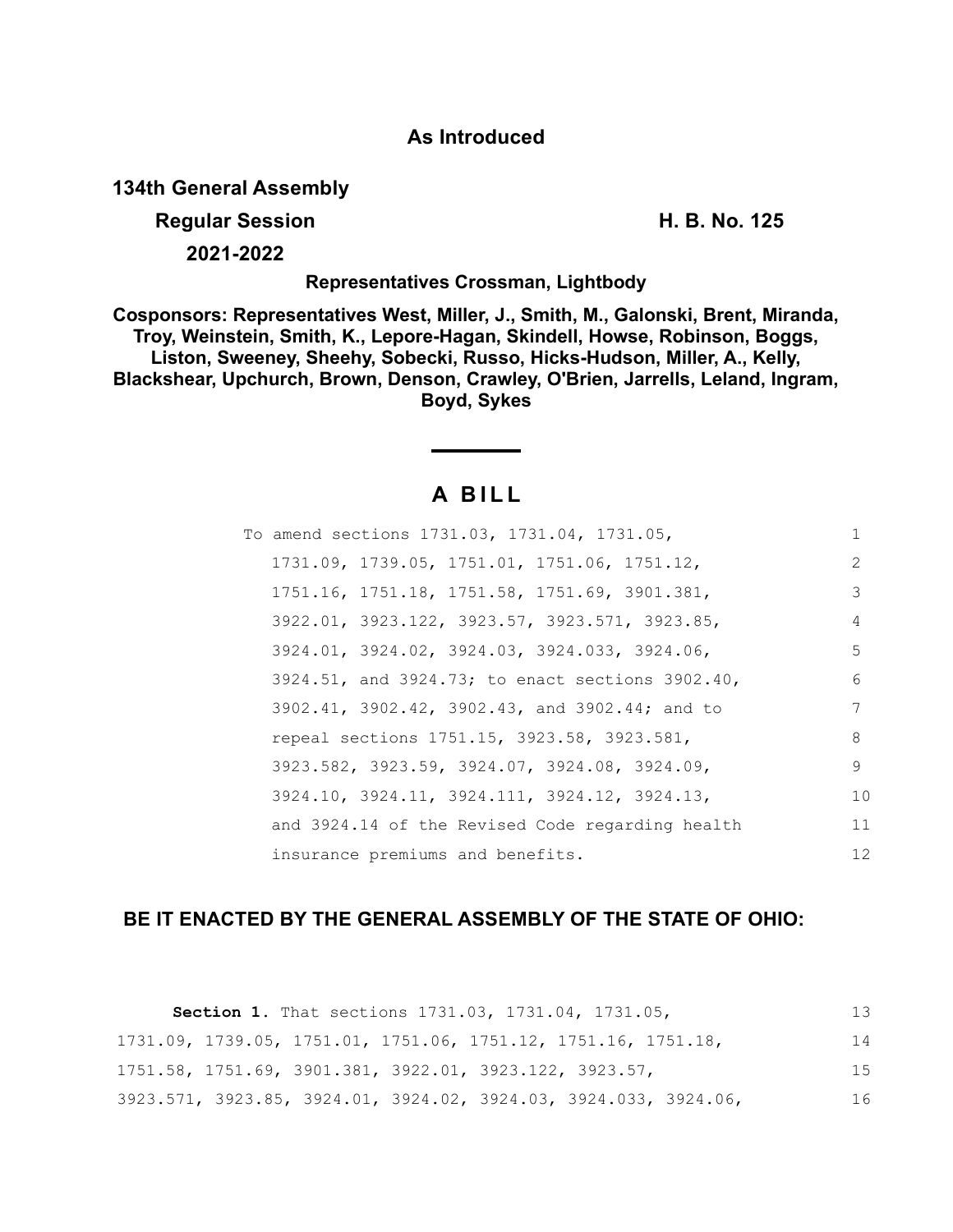**As Introduced**

**134th General Assembly**

**Regular Session** **H. B. No. 125**

**2021-2022**

**Representatives Crossman, Lightbody**

**Cosponsors: Representatives West, Miller, J., Smith, M., Galonski, Brent, Miranda, Troy, Weinstein, Smith, K., Lepore-Hagan, Skindell, Howse, Robinson, Boggs, Liston, Sweeney, Sheehy, Sobecki, Russo, Hicks-Hudson, Miller, A., Kelly, Blackshear, Upchurch, Brown, Denson, Crawley, O'Brien, Jarrells, Leland, Ingram, Boyd, Sykes**

# A BILL

To amend sections 1731.03, 1731.04, 1731.05, 1731.09, 1739.05, 1751.01, 1751.06, 1751.12, 1751.16, 1751.18, 1751.58, 1751.69, 3901.381, 3922.01, 3923.122, 3923.57, 3923.571, 3923.85, 3924.01, 3924.02, 3924.03, 3924.033, 3924.06, 3924.51, and 3924.73; to enact sections 3902.40, 3902.41, 3902.42, 3902.43, and 3902.44; and to repeal sections 1751.15, 3923.58, 3923.581, 3923.582, 3923.59, 3924.07, 3924.08, 3924.09, 3924.10, 3924.11, 3924.111, 3924.12, 3924.13, and 3924.14 of the Revised Code regarding health insurance premiums and benefits.

**BE IT ENACTED BY THE GENERAL ASSEMBLY OF THE STATE OF OHIO:**

**Section 1.** That sections 1731.03, 1731.04, 1731.05, 1731.09, 1739.05, 1751.01, 1751.06, 1751.12, 1751.16, 1751.18, 1751.58, 1751.69, 3901.381, 3922.01, 3923.122, 3923.57, 3923.571, 3923.85, 3924.01, 3924.02, 3924.03, 3924.033, 3924.06,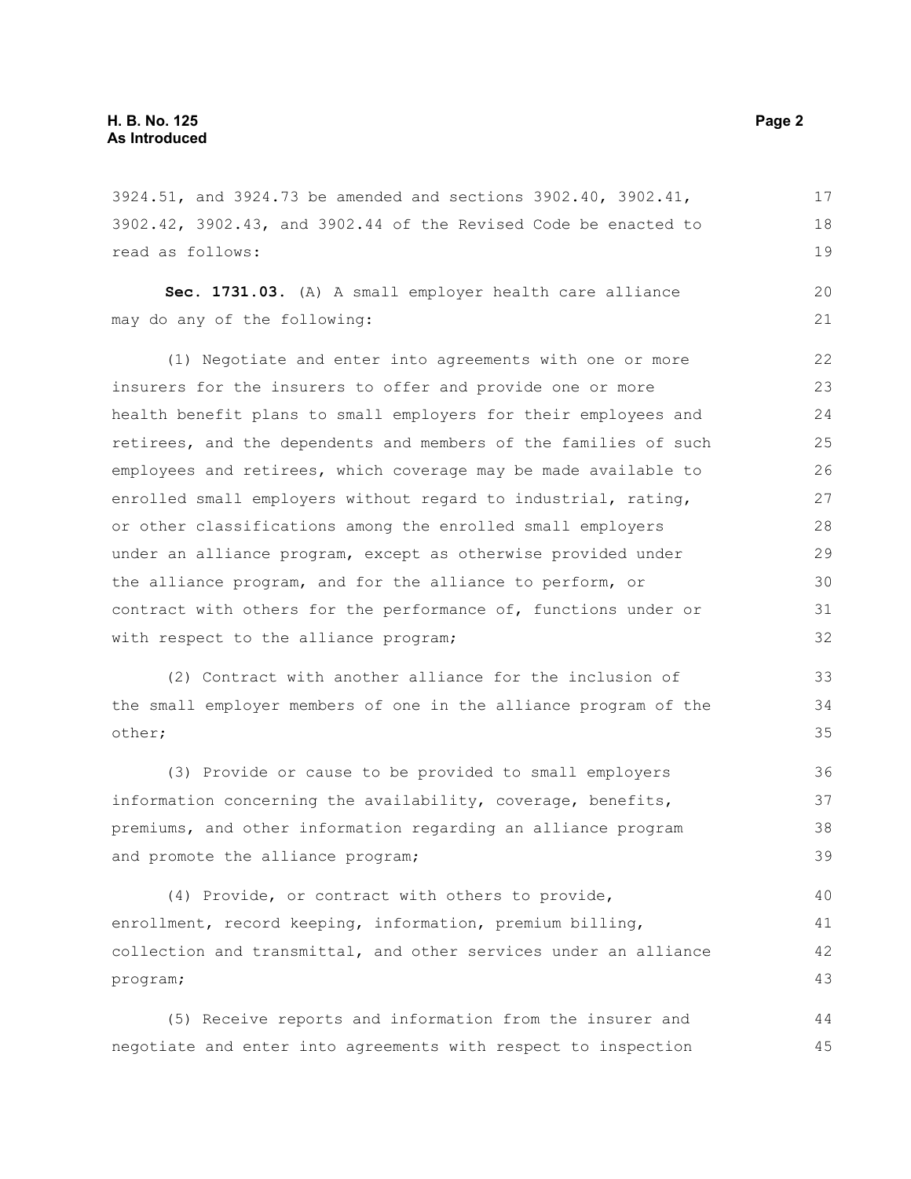3924.51, and 3924.73 be amended and sections 3902.40, 3902.41, 3902.42, 3902.43, and 3902.44 of the Revised Code be enacted to read as follows:

**Sec. 1731.03.** (A) A small employer health care alliance may do any of the following:

(1) Negotiate and enter into agreements with one or more insurers for the insurers to offer and provide one or more health benefit plans to small employers for their employees and retirees, and the dependents and members of the families of such employees and retirees, which coverage may be made available to enrolled small employers without regard to industrial, rating, or other classifications among the enrolled small employers under an alliance program, except as otherwise provided under the alliance program, and for the alliance to perform, or contract with others for the performance of, functions under or with respect to the alliance program;

(2) Contract with another alliance for the inclusion of the small employer members of one in the alliance program of the other;

(3) Provide or cause to be provided to small employers information concerning the availability, coverage, benefits, premiums, and other information regarding an alliance program and promote the alliance program;

(4) Provide, or contract with others to provide, enrollment, record keeping, information, premium billing, collection and transmittal, and other services under an alliance program;

(5) Receive reports and information from the insurer and negotiate and enter into agreements with respect to inspection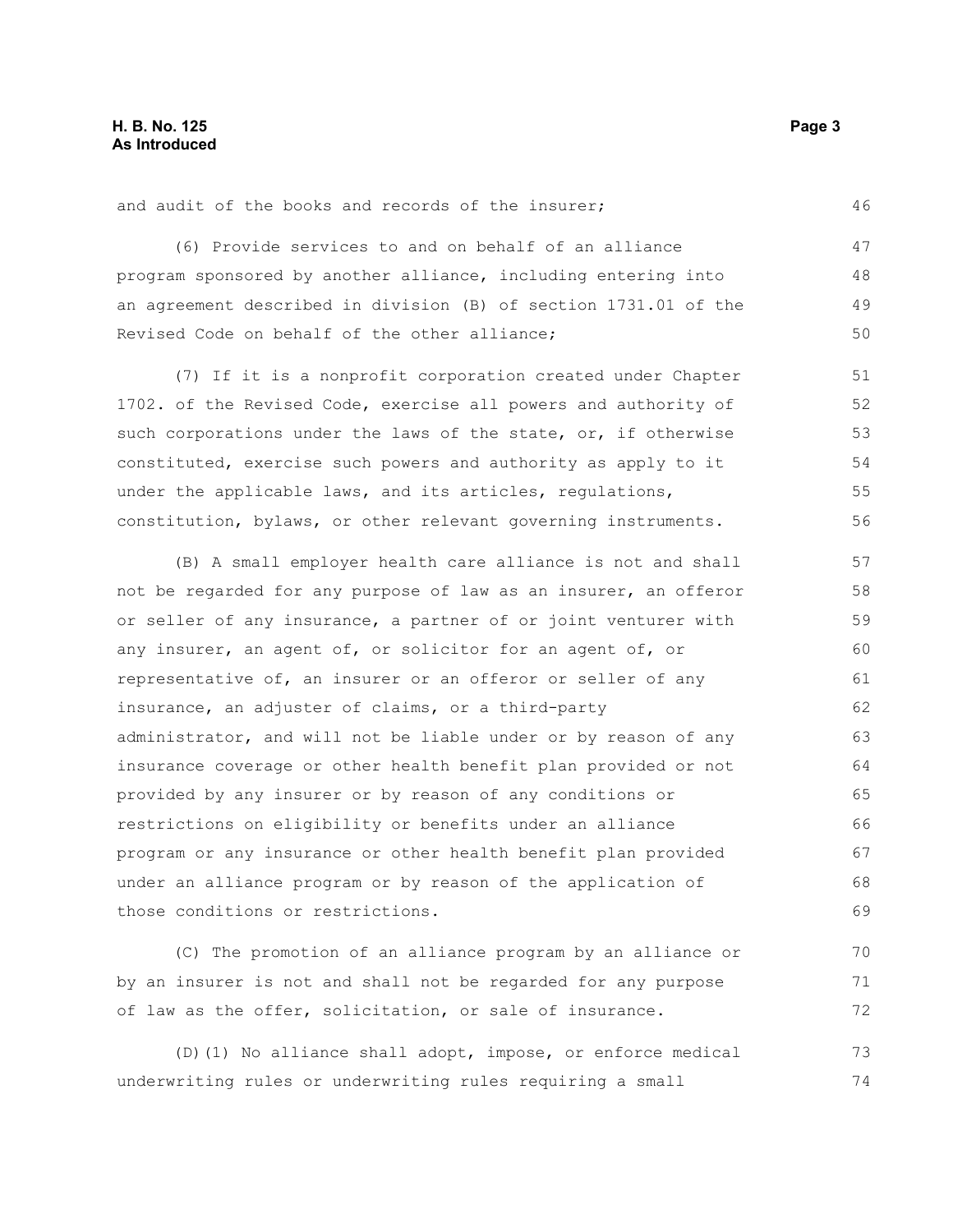and audit of the books and records of the insurer;

(6) Provide services to and on behalf of an alliance program sponsored by another alliance, including entering into an agreement described in division (B) of section 1731.01 of the Revised Code on behalf of the other alliance;

(7) If it is a nonprofit corporation created under Chapter 1702. of the Revised Code, exercise all powers and authority of such corporations under the laws of the state, or, if otherwise constituted, exercise such powers and authority as apply to it under the applicable laws, and its articles, regulations, constitution, bylaws, or other relevant governing instruments.

(B) A small employer health care alliance is not and shall not be regarded for any purpose of law as an insurer, an offeror or seller of any insurance, a partner of or joint venturer with any insurer, an agent of, or solicitor for an agent of, or representative of, an insurer or an offeror or seller of any insurance, an adjuster of claims, or a third-party administrator, and will not be liable under or by reason of any insurance coverage or other health benefit plan provided or not provided by any insurer or by reason of any conditions or restrictions on eligibility or benefits under an alliance program or any insurance or other health benefit plan provided under an alliance program or by reason of the application of those conditions or restrictions.

(C) The promotion of an alliance program by an alliance or by an insurer is not and shall not be regarded for any purpose of law as the offer, solicitation, or sale of insurance.

(D)(1) No alliance shall adopt, impose, or enforce medical underwriting rules or underwriting rules requiring a small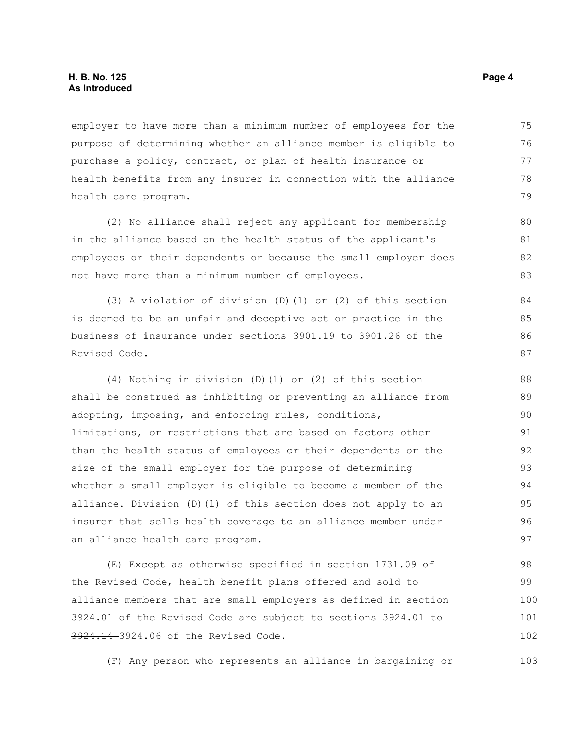employer to have more than a minimum number of employees for the purpose of determining whether an alliance member is eligible to purchase a policy, contract, or plan of health insurance or health benefits from any insurer in connection with the alliance health care program.

(2) No alliance shall reject any applicant for membership in the alliance based on the health status of the applicant's employees or their dependents or because the small employer does not have more than a minimum number of employees.

(3) A violation of division (D)(1) or (2) of this section is deemed to be an unfair and deceptive act or practice in the business of insurance under sections 3901.19 to 3901.26 of the Revised Code.

(4) Nothing in division (D)(1) or (2) of this section shall be construed as inhibiting or preventing an alliance from adopting, imposing, and enforcing rules, conditions, limitations, or restrictions that are based on factors other than the health status of employees or their dependents or the size of the small employer for the purpose of determining whether a small employer is eligible to become a member of the alliance. Division (D)(1) of this section does not apply to an insurer that sells health coverage to an alliance member under an alliance health care program.

(E) Except as otherwise specified in section 1731.09 of the Revised Code, health benefit plans offered and sold to alliance members that are small employers as defined in section 3924.01 of the Revised Code are subject to sections 3924.01 to ~~3924.14~~ 3924.06 of the Revised Code.

(F) Any person who represents an alliance in bargaining or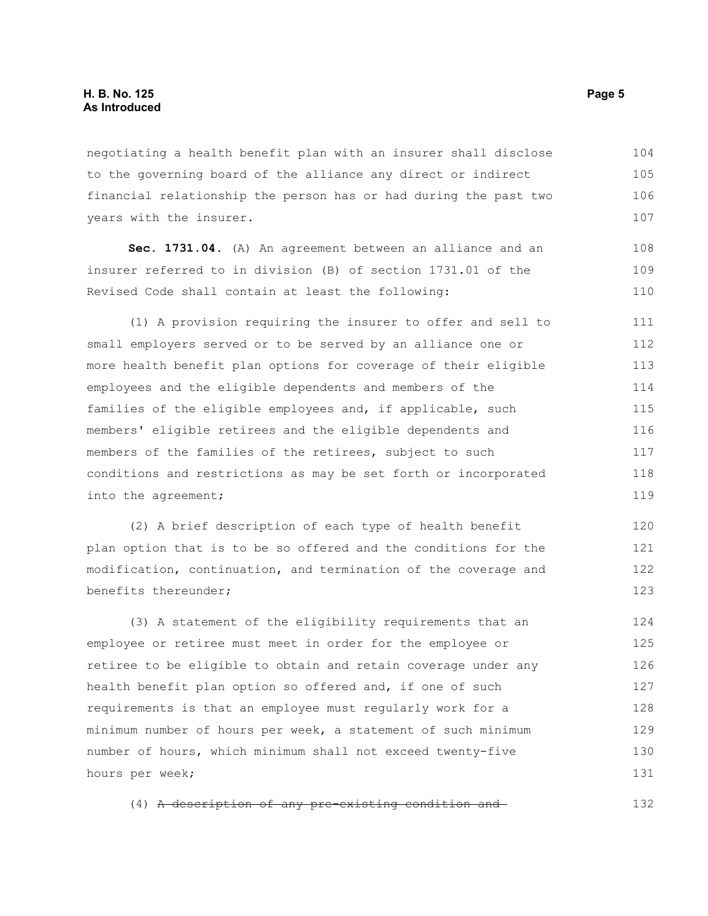negotiating a health benefit plan with an insurer shall disclose to the governing board of the alliance any direct or indirect financial relationship the person has or had during the past two years with the insurer.

**Sec. 1731.04.** (A) An agreement between an alliance and an insurer referred to in division (B) of section 1731.01 of the Revised Code shall contain at least the following:

(1) A provision requiring the insurer to offer and sell to small employers served or to be served by an alliance one or more health benefit plan options for coverage of their eligible employees and the eligible dependents and members of the families of the eligible employees and, if applicable, such members' eligible retirees and the eligible dependents and members of the families of the retirees, subject to such conditions and restrictions as may be set forth or incorporated into the agreement;

(2) A brief description of each type of health benefit plan option that is to be so offered and the conditions for the modification, continuation, and termination of the coverage and benefits thereunder;

(3) A statement of the eligibility requirements that an employee or retiree must meet in order for the employee or retiree to be eligible to obtain and retain coverage under any health benefit plan option so offered and, if one of such requirements is that an employee must regularly work for a minimum number of hours per week, a statement of such minimum number of hours, which minimum shall not exceed twenty-five hours per week;

(4) ~~A description of any pre-existing condition and~~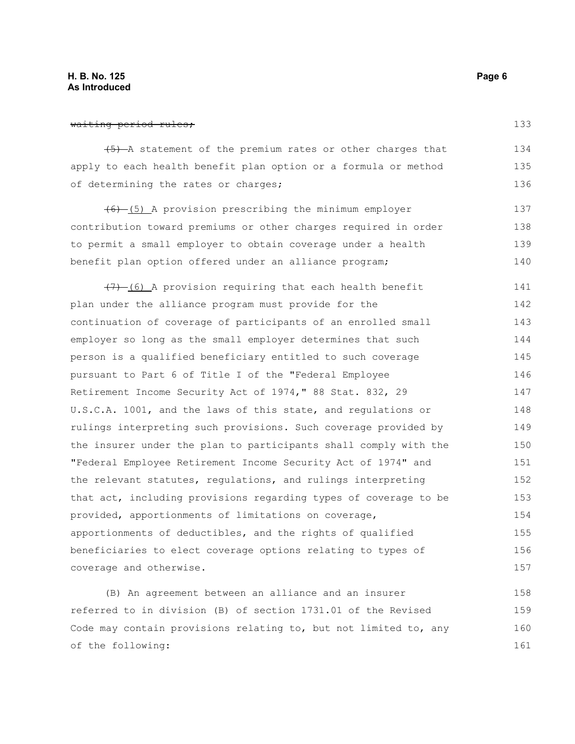~~waiting period rules;~~

~~(5)~~ A statement of the premium rates or other charges that apply to each health benefit plan option or a formula or method of determining the rates or charges;

~~(6)~~ (5) A provision prescribing the minimum employer contribution toward premiums or other charges required in order to permit a small employer to obtain coverage under a health benefit plan option offered under an alliance program;

~~(7)~~ (6) A provision requiring that each health benefit plan under the alliance program must provide for the continuation of coverage of participants of an enrolled small employer so long as the small employer determines that such person is a qualified beneficiary entitled to such coverage pursuant to Part 6 of Title I of the "Federal Employee Retirement Income Security Act of 1974," 88 Stat. 832, 29 U.S.C.A. 1001, and the laws of this state, and regulations or rulings interpreting such provisions. Such coverage provided by the insurer under the plan to participants shall comply with the "Federal Employee Retirement Income Security Act of 1974" and the relevant statutes, regulations, and rulings interpreting that act, including provisions regarding types of coverage to be provided, apportionments of limitations on coverage, apportionments of deductibles, and the rights of qualified beneficiaries to elect coverage options relating to types of coverage and otherwise.

(B) An agreement between an alliance and an insurer referred to in division (B) of section 1731.01 of the Revised Code may contain provisions relating to, but not limited to, any of the following: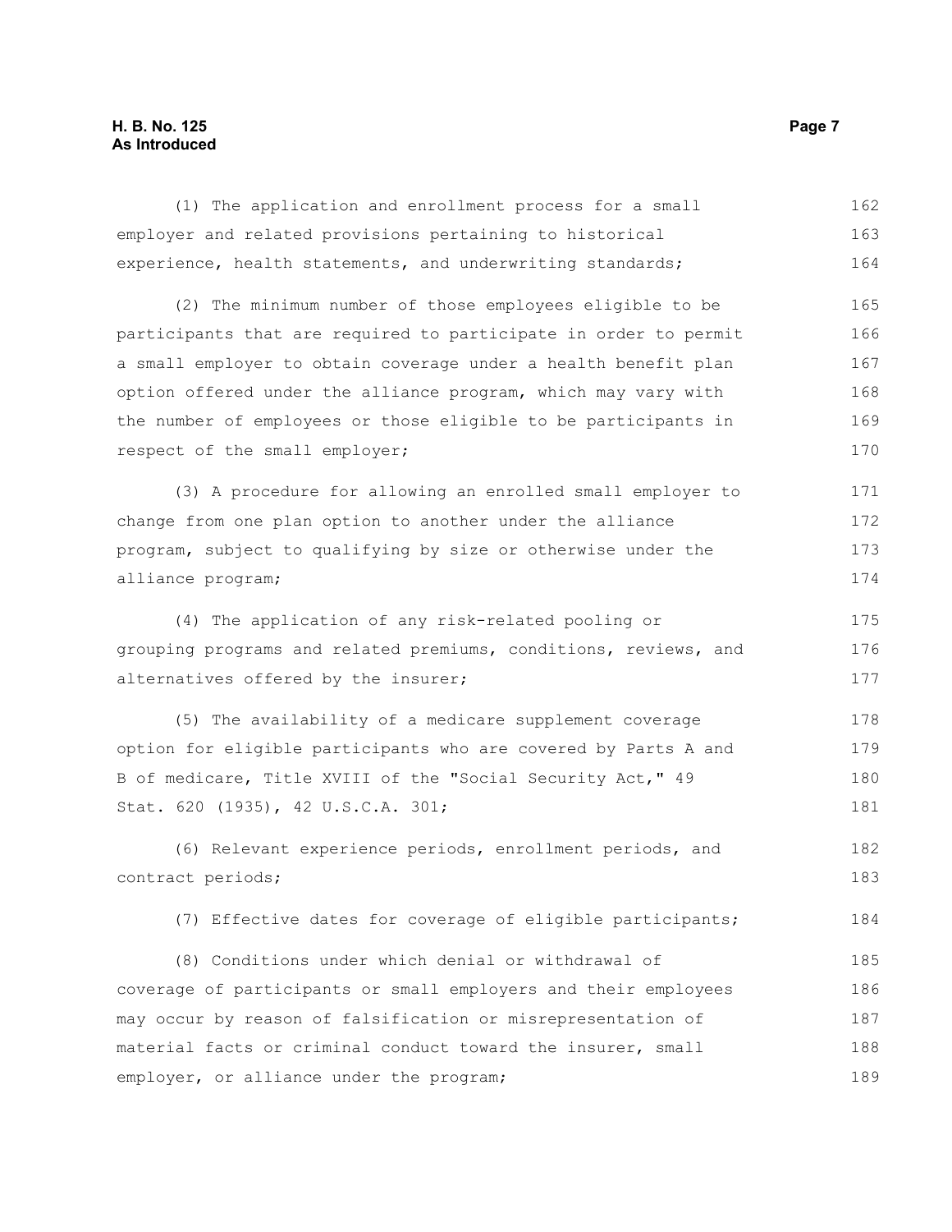(1) The application and enrollment process for a small employer and related provisions pertaining to historical experience, health statements, and underwriting standards;

(2) The minimum number of those employees eligible to be participants that are required to participate in order to permit a small employer to obtain coverage under a health benefit plan option offered under the alliance program, which may vary with the number of employees or those eligible to be participants in respect of the small employer;

(3) A procedure for allowing an enrolled small employer to change from one plan option to another under the alliance program, subject to qualifying by size or otherwise under the alliance program;

(4) The application of any risk-related pooling or grouping programs and related premiums, conditions, reviews, and alternatives offered by the insurer;

(5) The availability of a medicare supplement coverage option for eligible participants who are covered by Parts A and B of medicare, Title XVIII of the "Social Security Act," 49 Stat. 620 (1935), 42 U.S.C.A. 301;

(6) Relevant experience periods, enrollment periods, and contract periods;

(7) Effective dates for coverage of eligible participants;

(8) Conditions under which denial or withdrawal of coverage of participants or small employers and their employees may occur by reason of falsification or misrepresentation of material facts or criminal conduct toward the insurer, small employer, or alliance under the program;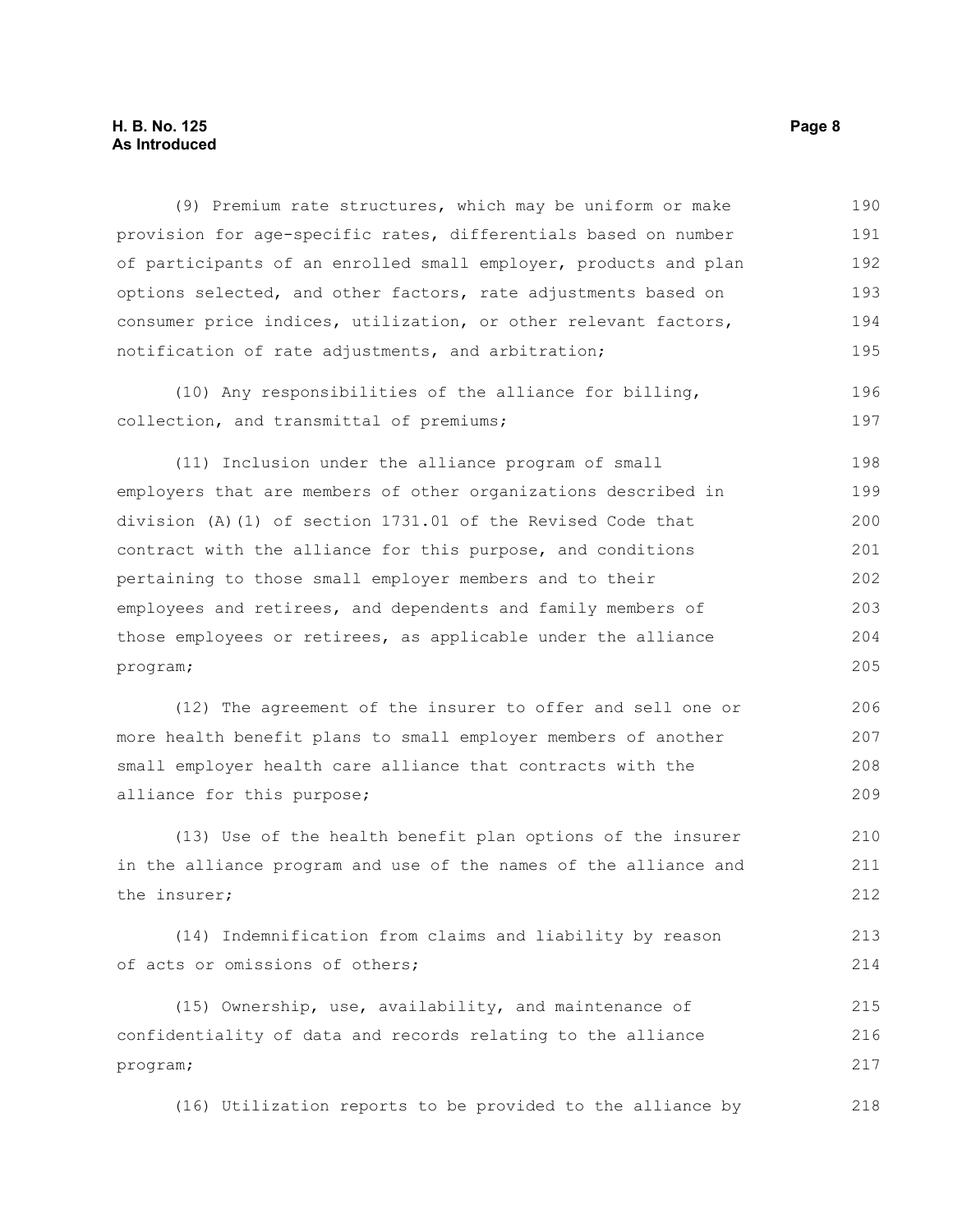(9) Premium rate structures, which may be uniform or make provision for age-specific rates, differentials based on number of participants of an enrolled small employer, products and plan options selected, and other factors, rate adjustments based on consumer price indices, utilization, or other relevant factors, notification of rate adjustments, and arbitration;

(10) Any responsibilities of the alliance for billing, collection, and transmittal of premiums;

(11) Inclusion under the alliance program of small employers that are members of other organizations described in division (A)(1) of section 1731.01 of the Revised Code that contract with the alliance for this purpose, and conditions pertaining to those small employer members and to their employees and retirees, and dependents and family members of those employees or retirees, as applicable under the alliance program;

(12) The agreement of the insurer to offer and sell one or more health benefit plans to small employer members of another small employer health care alliance that contracts with the alliance for this purpose;

(13) Use of the health benefit plan options of the insurer in the alliance program and use of the names of the alliance and the insurer;

(14) Indemnification from claims and liability by reason of acts or omissions of others;

(15) Ownership, use, availability, and maintenance of confidentiality of data and records relating to the alliance program;

(16) Utilization reports to be provided to the alliance by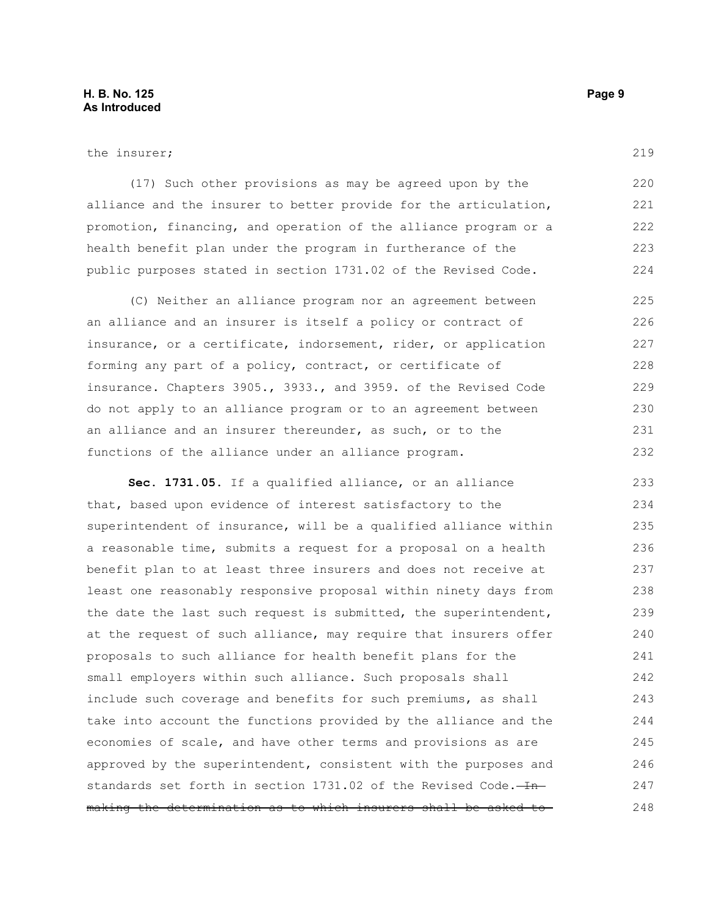the insurer;

(17) Such other provisions as may be agreed upon by the alliance and the insurer to better provide for the articulation, promotion, financing, and operation of the alliance program or a health benefit plan under the program in furtherance of the public purposes stated in section 1731.02 of the Revised Code.

(C) Neither an alliance program nor an agreement between an alliance and an insurer is itself a policy or contract of insurance, or a certificate, indorsement, rider, or application forming any part of a policy, contract, or certificate of insurance. Chapters 3905., 3933., and 3959. of the Revised Code do not apply to an alliance program or to an agreement between an alliance and an insurer thereunder, as such, or to the functions of the alliance under an alliance program.

**Sec. 1731.05.** If a qualified alliance, or an alliance that, based upon evidence of interest satisfactory to the superintendent of insurance, will be a qualified alliance within a reasonable time, submits a request for a proposal on a health benefit plan to at least three insurers and does not receive at least one reasonably responsive proposal within ninety days from the date the last such request is submitted, the superintendent, at the request of such alliance, may require that insurers offer proposals to such alliance for health benefit plans for the small employers within such alliance. Such proposals shall include such coverage and benefits for such premiums, as shall take into account the functions provided by the alliance and the economies of scale, and have other terms and provisions as are approved by the superintendent, consistent with the purposes and standards set forth in section 1731.02 of the Revised Code. ~~In making the determination as to which insurers shall be asked to~~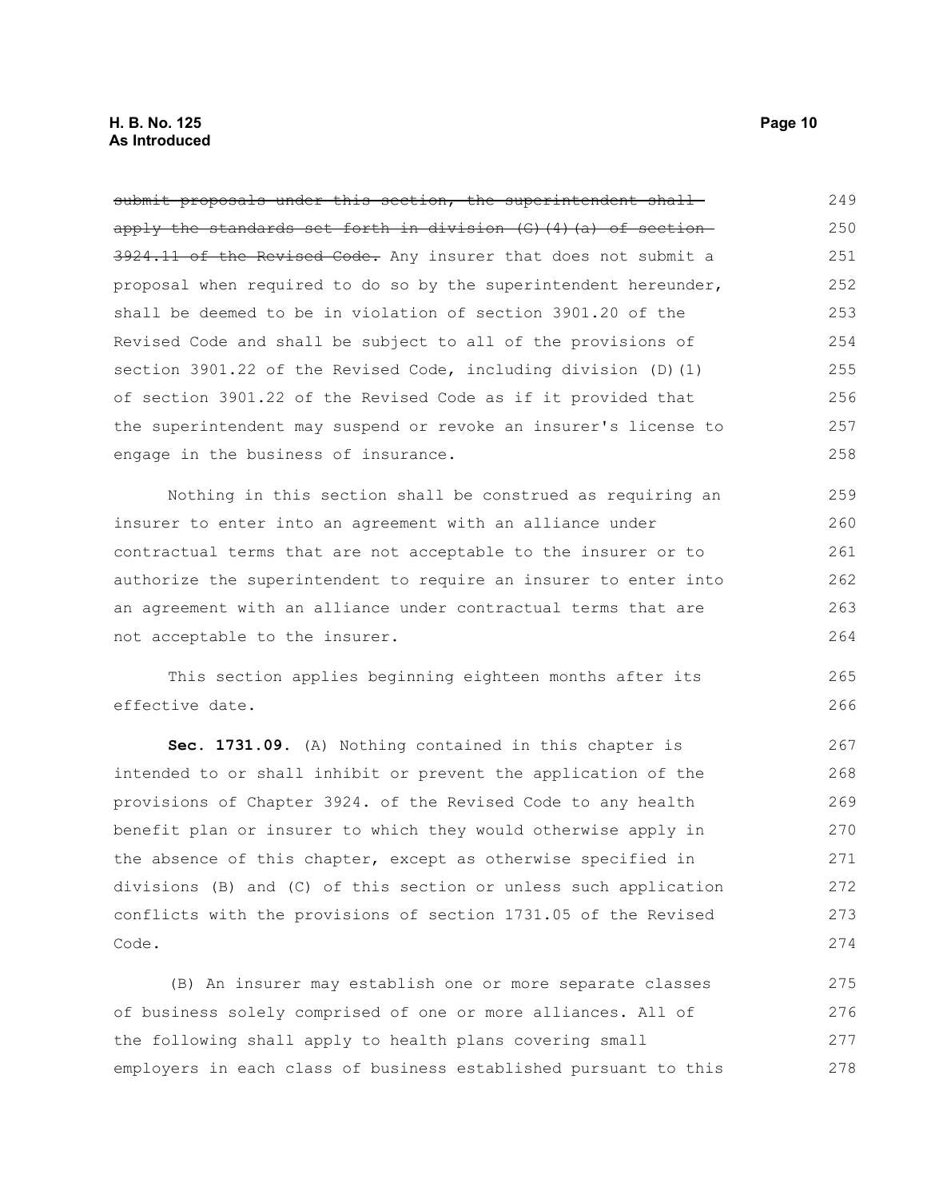~~submit proposals under this section, the superintendent shall apply the standards set forth in division (G)(4)(a) of section 3924.11 of the Revised Code.~~ Any insurer that does not submit a proposal when required to do so by the superintendent hereunder, shall be deemed to be in violation of section 3901.20 of the Revised Code and shall be subject to all of the provisions of section 3901.22 of the Revised Code, including division (D)(1) of section 3901.22 of the Revised Code as if it provided that the superintendent may suspend or revoke an insurer's license to engage in the business of insurance.

Nothing in this section shall be construed as requiring an insurer to enter into an agreement with an alliance under contractual terms that are not acceptable to the insurer or to authorize the superintendent to require an insurer to enter into an agreement with an alliance under contractual terms that are not acceptable to the insurer.

This section applies beginning eighteen months after its effective date.

**Sec. 1731.09.** (A) Nothing contained in this chapter is intended to or shall inhibit or prevent the application of the provisions of Chapter 3924. of the Revised Code to any health benefit plan or insurer to which they would otherwise apply in the absence of this chapter, except as otherwise specified in divisions (B) and (C) of this section or unless such application conflicts with the provisions of section 1731.05 of the Revised Code.

(B) An insurer may establish one or more separate classes of business solely comprised of one or more alliances. All of the following shall apply to health plans covering small employers in each class of business established pursuant to this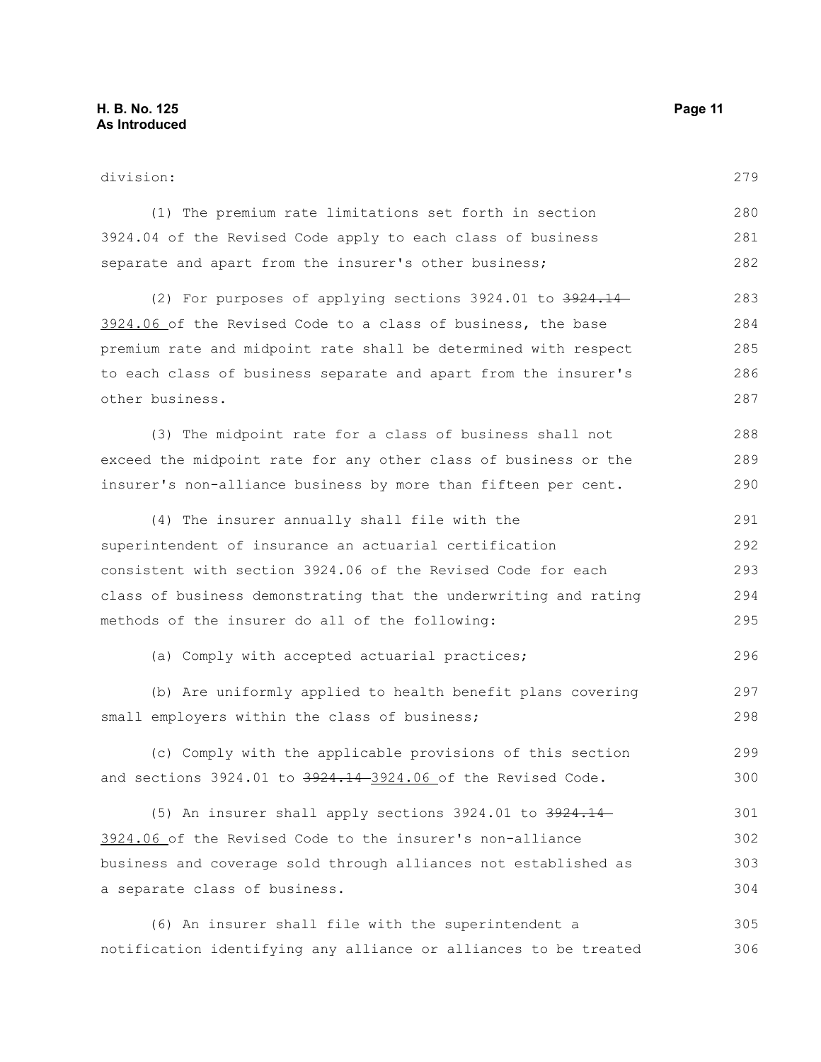division:

(1) The premium rate limitations set forth in section 3924.04 of the Revised Code apply to each class of business separate and apart from the insurer's other business;

(2) For purposes of applying sections 3924.01 to ~~3924.14~~ 3924.06 of the Revised Code to a class of business, the base premium rate and midpoint rate shall be determined with respect to each class of business separate and apart from the insurer's other business.

(3) The midpoint rate for a class of business shall not exceed the midpoint rate for any other class of business or the insurer's non-alliance business by more than fifteen per cent.

(4) The insurer annually shall file with the superintendent of insurance an actuarial certification consistent with section 3924.06 of the Revised Code for each class of business demonstrating that the underwriting and rating methods of the insurer do all of the following:

(a) Comply with accepted actuarial practices;

(b) Are uniformly applied to health benefit plans covering small employers within the class of business;

(c) Comply with the applicable provisions of this section and sections 3924.01 to ~~3924.14~~ 3924.06 of the Revised Code.

(5) An insurer shall apply sections 3924.01 to ~~3924.14~~ 3924.06 of the Revised Code to the insurer's non-alliance business and coverage sold through alliances not established as a separate class of business.

(6) An insurer shall file with the superintendent a notification identifying any alliance or alliances to be treated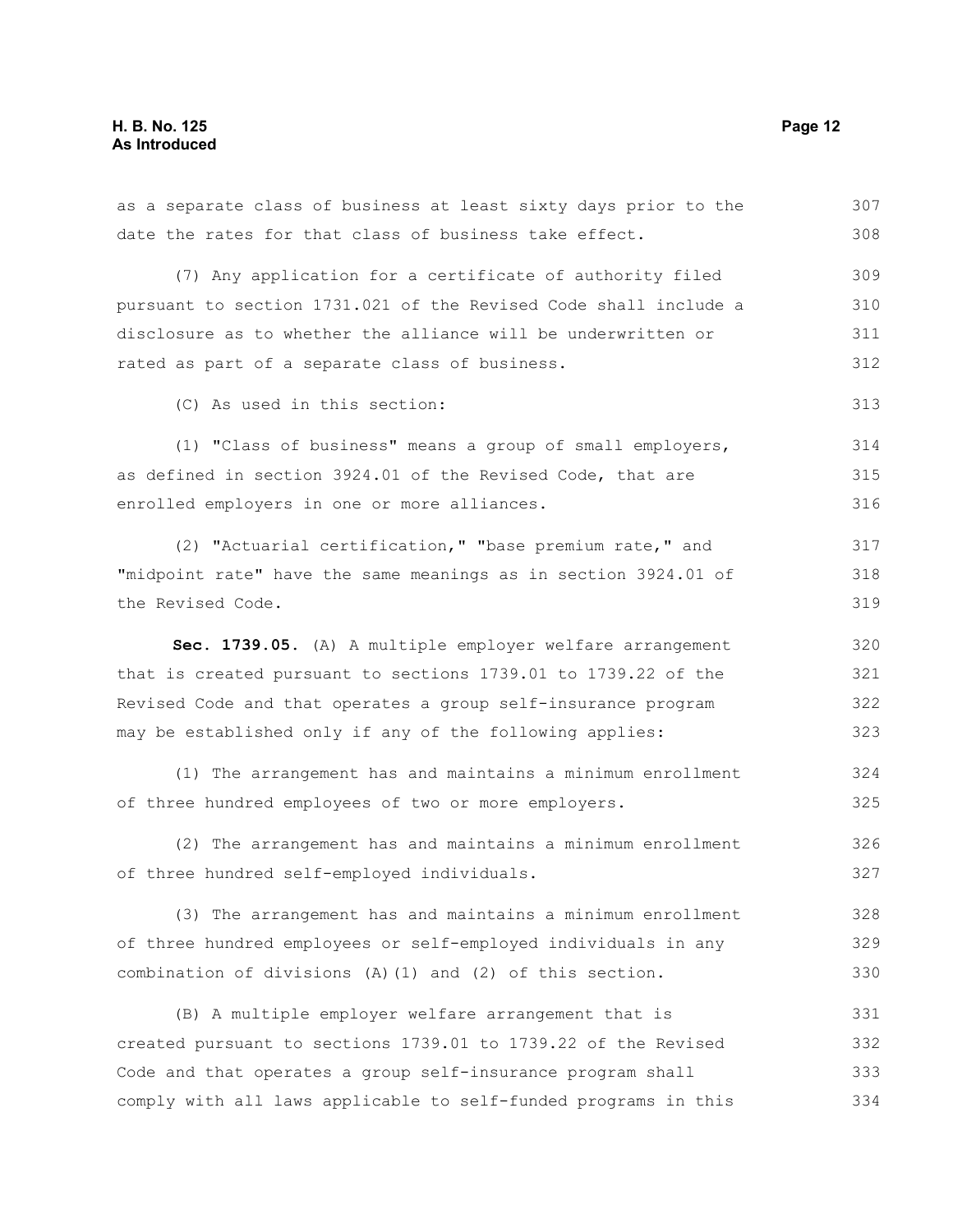as a separate class of business at least sixty days prior to the date the rates for that class of business take effect.

(7) Any application for a certificate of authority filed pursuant to section 1731.021 of the Revised Code shall include a disclosure as to whether the alliance will be underwritten or rated as part of a separate class of business.

(C) As used in this section:

(1) "Class of business" means a group of small employers, as defined in section 3924.01 of the Revised Code, that are enrolled employers in one or more alliances.

(2) "Actuarial certification," "base premium rate," and "midpoint rate" have the same meanings as in section 3924.01 of the Revised Code.

**Sec. 1739.05.** (A) A multiple employer welfare arrangement that is created pursuant to sections 1739.01 to 1739.22 of the Revised Code and that operates a group self-insurance program may be established only if any of the following applies:

(1) The arrangement has and maintains a minimum enrollment of three hundred employees of two or more employers.

(2) The arrangement has and maintains a minimum enrollment of three hundred self-employed individuals.

(3) The arrangement has and maintains a minimum enrollment of three hundred employees or self-employed individuals in any combination of divisions (A)(1) and (2) of this section.

(B) A multiple employer welfare arrangement that is created pursuant to sections 1739.01 to 1739.22 of the Revised Code and that operates a group self-insurance program shall comply with all laws applicable to self-funded programs in this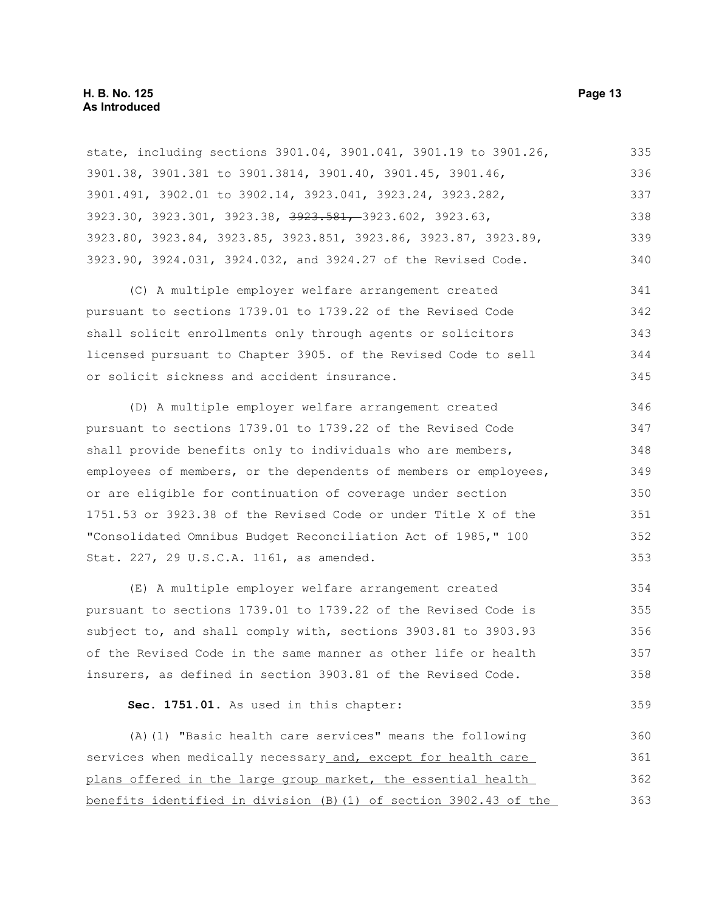state, including sections 3901.04, 3901.041, 3901.19 to 3901.26, 3901.38, 3901.381 to 3901.3814, 3901.40, 3901.45, 3901.46, 3901.491, 3902.01 to 3902.14, 3923.041, 3923.24, 3923.282, 3923.30, 3923.301, 3923.38, ~~3923.581,~~ 3923.602, 3923.63, 3923.80, 3923.84, 3923.85, 3923.851, 3923.86, 3923.87, 3923.89, 3923.90, 3924.031, 3924.032, and 3924.27 of the Revised Code.

(C) A multiple employer welfare arrangement created pursuant to sections 1739.01 to 1739.22 of the Revised Code shall solicit enrollments only through agents or solicitors licensed pursuant to Chapter 3905. of the Revised Code to sell or solicit sickness and accident insurance.

(D) A multiple employer welfare arrangement created pursuant to sections 1739.01 to 1739.22 of the Revised Code shall provide benefits only to individuals who are members, employees of members, or the dependents of members or employees, or are eligible for continuation of coverage under section 1751.53 or 3923.38 of the Revised Code or under Title X of the "Consolidated Omnibus Budget Reconciliation Act of 1985," 100 Stat. 227, 29 U.S.C.A. 1161, as amended.

(E) A multiple employer welfare arrangement created pursuant to sections 1739.01 to 1739.22 of the Revised Code is subject to, and shall comply with, sections 3903.81 to 3903.93 of the Revised Code in the same manner as other life or health insurers, as defined in section 3903.81 of the Revised Code.

**Sec. 1751.01.** As used in this chapter:

(A)(1) "Basic health care services" means the following services when medically necessary<u> and, except for health care plans offered in the large group market, the essential health benefits identified in division (B)(1) of section 3902.43 of the</u>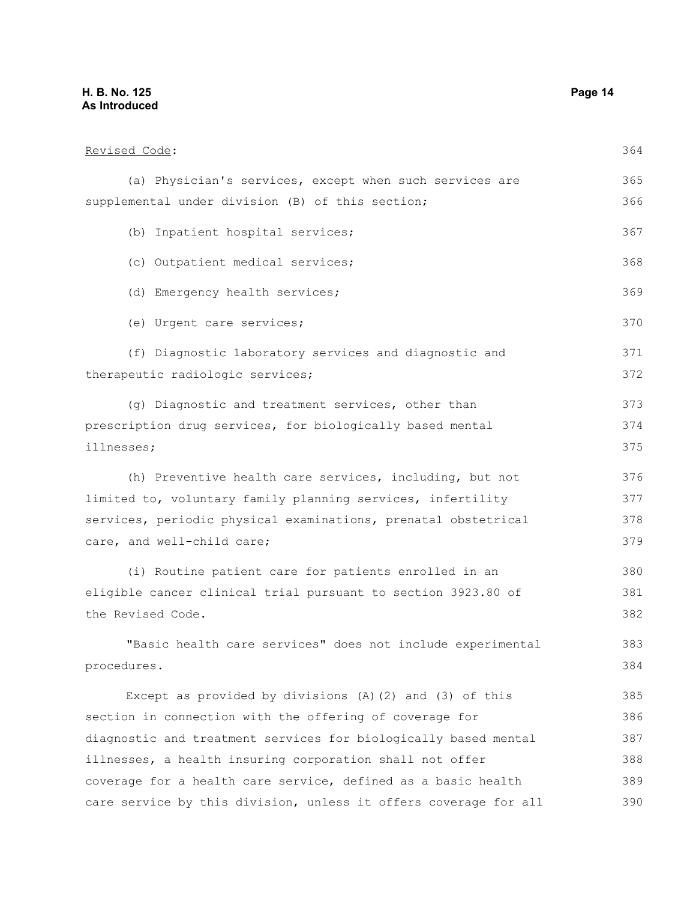Revised Code:

(a) Physician's services, except when such services are supplemental under division (B) of this section;

(b) Inpatient hospital services;

(c) Outpatient medical services;

(d) Emergency health services;

(e) Urgent care services;

(f) Diagnostic laboratory services and diagnostic and therapeutic radiologic services;

(g) Diagnostic and treatment services, other than prescription drug services, for biologically based mental illnesses;

(h) Preventive health care services, including, but not limited to, voluntary family planning services, infertility services, periodic physical examinations, prenatal obstetrical care, and well-child care;

(i) Routine patient care for patients enrolled in an eligible cancer clinical trial pursuant to section 3923.80 of the Revised Code.

"Basic health care services" does not include experimental procedures.

Except as provided by divisions (A)(2) and (3) of this section in connection with the offering of coverage for diagnostic and treatment services for biologically based mental illnesses, a health insuring corporation shall not offer coverage for a health care service, defined as a basic health care service by this division, unless it offers coverage for all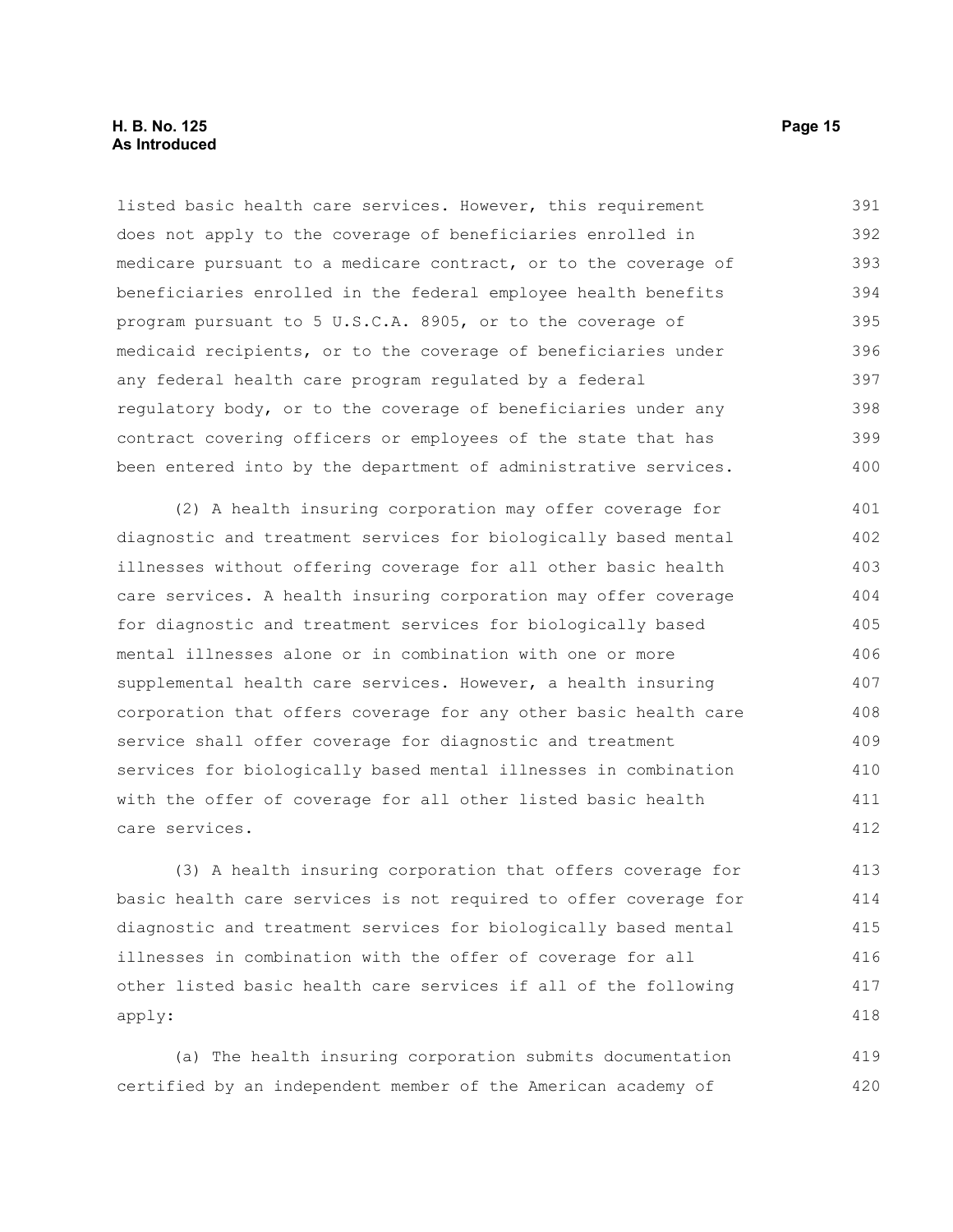listed basic health care services. However, this requirement does not apply to the coverage of beneficiaries enrolled in medicare pursuant to a medicare contract, or to the coverage of beneficiaries enrolled in the federal employee health benefits program pursuant to 5 U.S.C.A. 8905, or to the coverage of medicaid recipients, or to the coverage of beneficiaries under any federal health care program regulated by a federal regulatory body, or to the coverage of beneficiaries under any contract covering officers or employees of the state that has been entered into by the department of administrative services.

(2) A health insuring corporation may offer coverage for diagnostic and treatment services for biologically based mental illnesses without offering coverage for all other basic health care services. A health insuring corporation may offer coverage for diagnostic and treatment services for biologically based mental illnesses alone or in combination with one or more supplemental health care services. However, a health insuring corporation that offers coverage for any other basic health care service shall offer coverage for diagnostic and treatment services for biologically based mental illnesses in combination with the offer of coverage for all other listed basic health care services.

(3) A health insuring corporation that offers coverage for basic health care services is not required to offer coverage for diagnostic and treatment services for biologically based mental illnesses in combination with the offer of coverage for all other listed basic health care services if all of the following apply:

(a) The health insuring corporation submits documentation certified by an independent member of the American academy of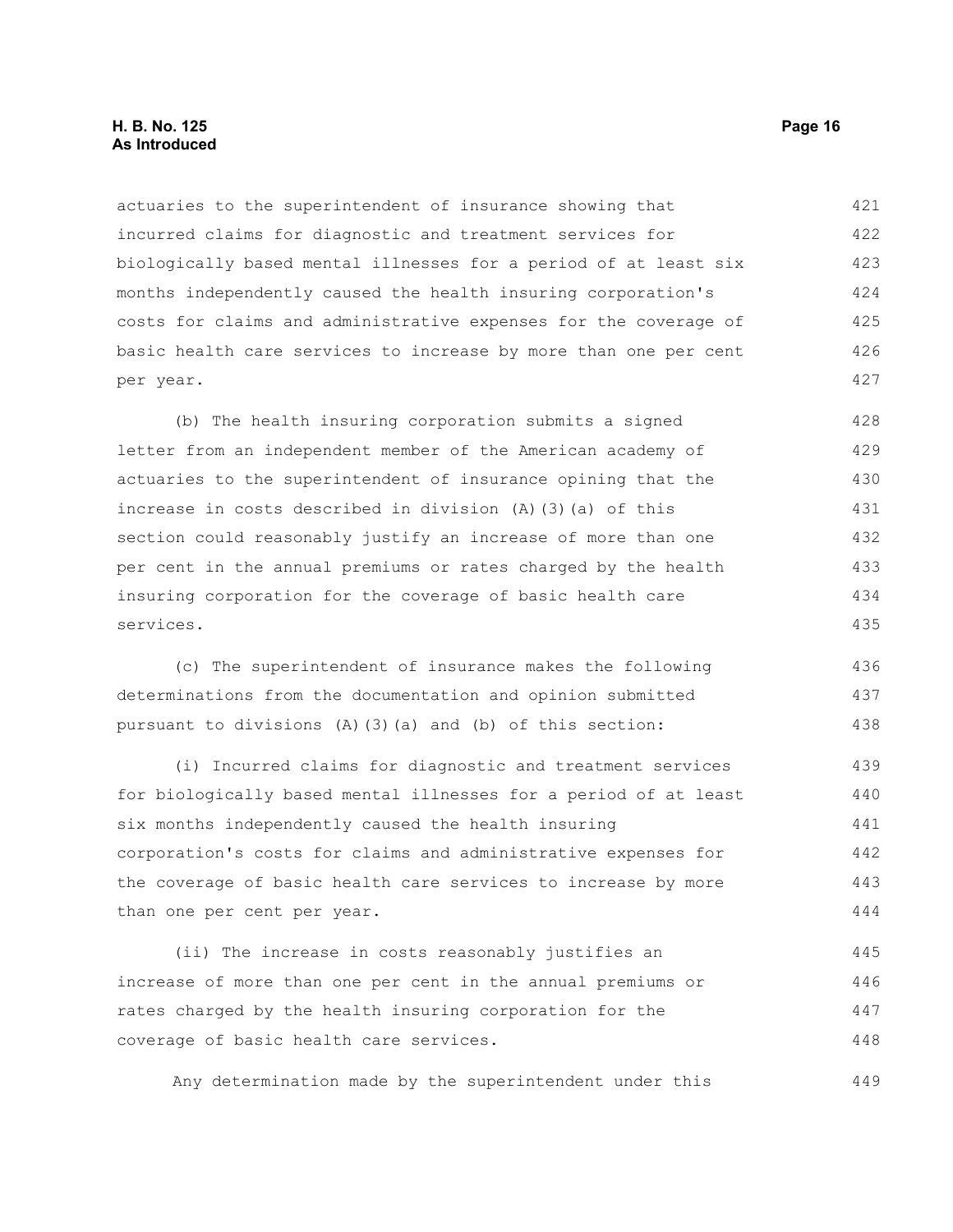actuaries to the superintendent of insurance showing that incurred claims for diagnostic and treatment services for biologically based mental illnesses for a period of at least six months independently caused the health insuring corporation's costs for claims and administrative expenses for the coverage of basic health care services to increase by more than one per cent per year.

(b) The health insuring corporation submits a signed letter from an independent member of the American academy of actuaries to the superintendent of insurance opining that the increase in costs described in division (A)(3)(a) of this section could reasonably justify an increase of more than one per cent in the annual premiums or rates charged by the health insuring corporation for the coverage of basic health care services.

(c) The superintendent of insurance makes the following determinations from the documentation and opinion submitted pursuant to divisions (A)(3)(a) and (b) of this section:

(i) Incurred claims for diagnostic and treatment services for biologically based mental illnesses for a period of at least six months independently caused the health insuring corporation's costs for claims and administrative expenses for the coverage of basic health care services to increase by more than one per cent per year.

(ii) The increase in costs reasonably justifies an increase of more than one per cent in the annual premiums or rates charged by the health insuring corporation for the coverage of basic health care services.

Any determination made by the superintendent under this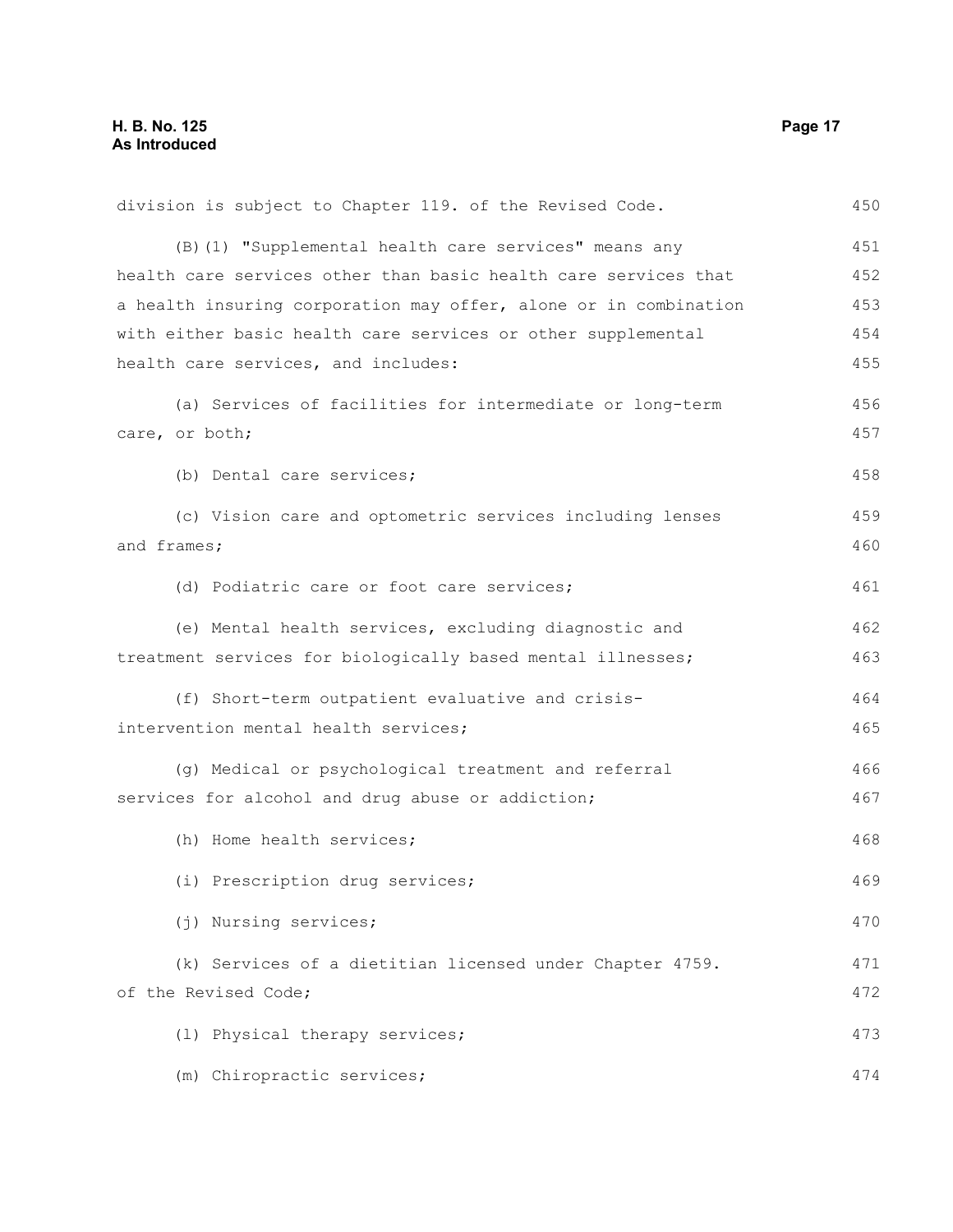division is subject to Chapter 119. of the Revised Code.

(B)(1) "Supplemental health care services" means any health care services other than basic health care services that a health insuring corporation may offer, alone or in combination with either basic health care services or other supplemental health care services, and includes:

(a) Services of facilities for intermediate or long-term care, or both;

(b) Dental care services;

(c) Vision care and optometric services including lenses and frames;

(d) Podiatric care or foot care services;

(e) Mental health services, excluding diagnostic and treatment services for biologically based mental illnesses;

(f) Short-term outpatient evaluative and crisis-intervention mental health services;

(g) Medical or psychological treatment and referral services for alcohol and drug abuse or addiction;

(h) Home health services;

(i) Prescription drug services;

(j) Nursing services;

(k) Services of a dietitian licensed under Chapter 4759. of the Revised Code;

(l) Physical therapy services;

(m) Chiropractic services;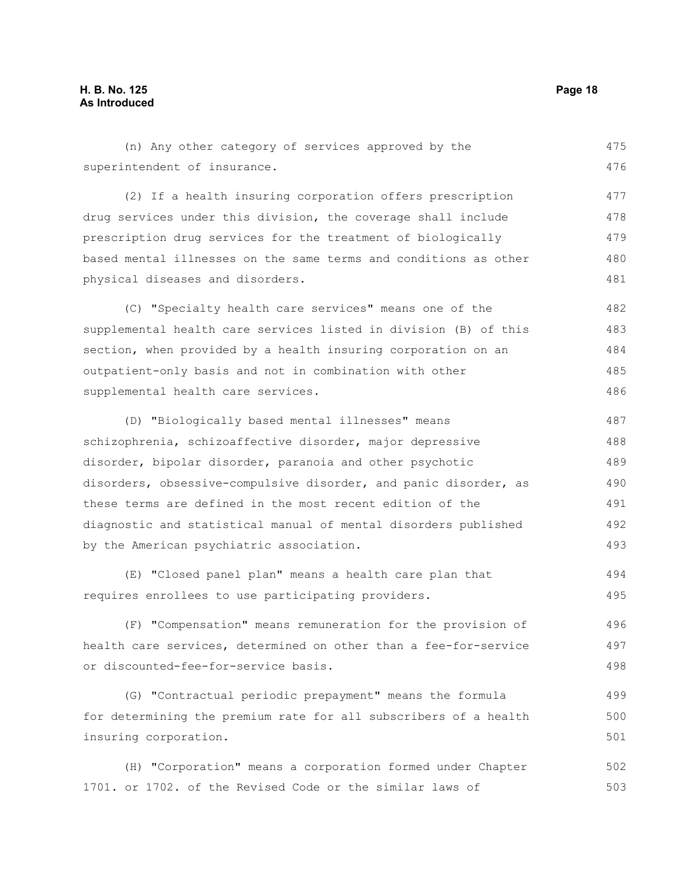(n) Any other category of services approved by the superintendent of insurance.

(2) If a health insuring corporation offers prescription drug services under this division, the coverage shall include prescription drug services for the treatment of biologically based mental illnesses on the same terms and conditions as other physical diseases and disorders.

(C) "Specialty health care services" means one of the supplemental health care services listed in division (B) of this section, when provided by a health insuring corporation on an outpatient-only basis and not in combination with other supplemental health care services.

(D) "Biologically based mental illnesses" means schizophrenia, schizoaffective disorder, major depressive disorder, bipolar disorder, paranoia and other psychotic disorders, obsessive-compulsive disorder, and panic disorder, as these terms are defined in the most recent edition of the diagnostic and statistical manual of mental disorders published by the American psychiatric association.

(E) "Closed panel plan" means a health care plan that requires enrollees to use participating providers.

(F) "Compensation" means remuneration for the provision of health care services, determined on other than a fee-for-service or discounted-fee-for-service basis.

(G) "Contractual periodic prepayment" means the formula for determining the premium rate for all subscribers of a health insuring corporation.

(H) "Corporation" means a corporation formed under Chapter 1701. or 1702. of the Revised Code or the similar laws of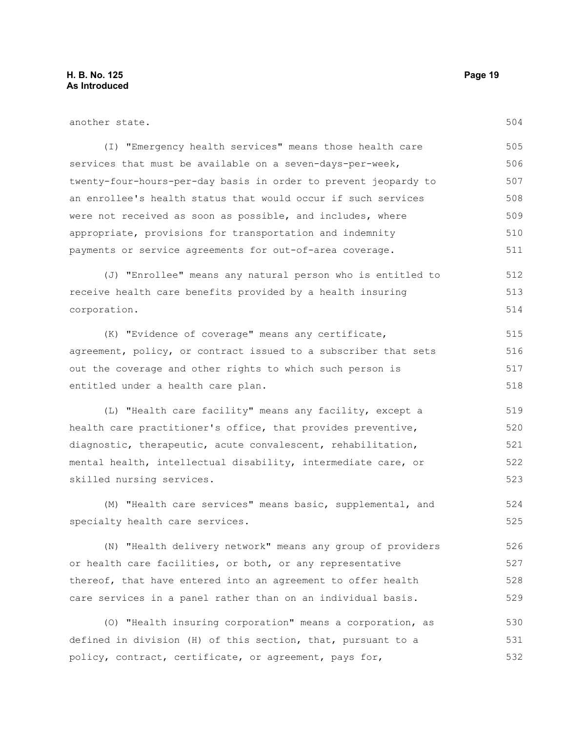another state.

(I) "Emergency health services" means those health care services that must be available on a seven-days-per-week, twenty-four-hours-per-day basis in order to prevent jeopardy to an enrollee's health status that would occur if such services were not received as soon as possible, and includes, where appropriate, provisions for transportation and indemnity payments or service agreements for out-of-area coverage.

(J) "Enrollee" means any natural person who is entitled to receive health care benefits provided by a health insuring corporation.

(K) "Evidence of coverage" means any certificate, agreement, policy, or contract issued to a subscriber that sets out the coverage and other rights to which such person is entitled under a health care plan.

(L) "Health care facility" means any facility, except a health care practitioner's office, that provides preventive, diagnostic, therapeutic, acute convalescent, rehabilitation, mental health, intellectual disability, intermediate care, or skilled nursing services.

(M) "Health care services" means basic, supplemental, and specialty health care services.

(N) "Health delivery network" means any group of providers or health care facilities, or both, or any representative thereof, that have entered into an agreement to offer health care services in a panel rather than on an individual basis.

(O) "Health insuring corporation" means a corporation, as defined in division (H) of this section, that, pursuant to a policy, contract, certificate, or agreement, pays for,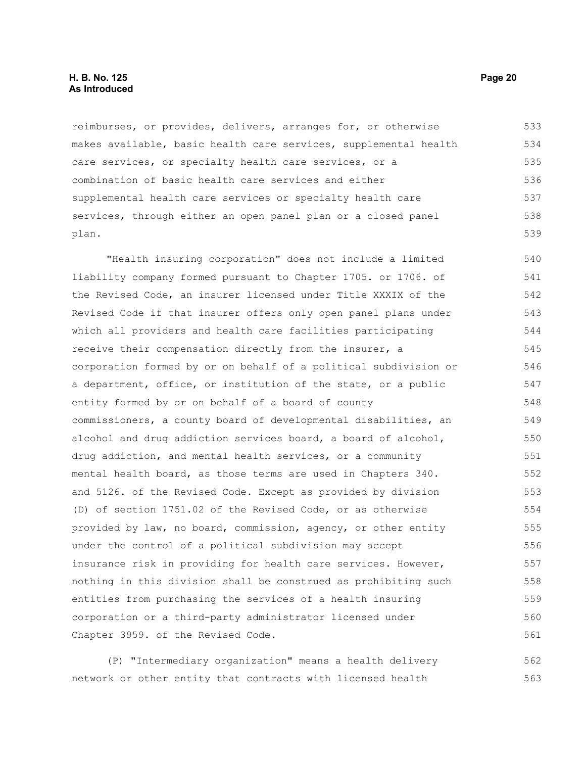reimburses, or provides, delivers, arranges for, or otherwise makes available, basic health care services, supplemental health care services, or specialty health care services, or a combination of basic health care services and either supplemental health care services or specialty health care services, through either an open panel plan or a closed panel plan.

"Health insuring corporation" does not include a limited liability company formed pursuant to Chapter 1705. or 1706. of the Revised Code, an insurer licensed under Title XXXIX of the Revised Code if that insurer offers only open panel plans under which all providers and health care facilities participating receive their compensation directly from the insurer, a corporation formed by or on behalf of a political subdivision or a department, office, or institution of the state, or a public entity formed by or on behalf of a board of county commissioners, a county board of developmental disabilities, an alcohol and drug addiction services board, a board of alcohol, drug addiction, and mental health services, or a community mental health board, as those terms are used in Chapters 340. and 5126. of the Revised Code. Except as provided by division (D) of section 1751.02 of the Revised Code, or as otherwise provided by law, no board, commission, agency, or other entity under the control of a political subdivision may accept insurance risk in providing for health care services. However, nothing in this division shall be construed as prohibiting such entities from purchasing the services of a health insuring corporation or a third-party administrator licensed under Chapter 3959. of the Revised Code.

(P) "Intermediary organization" means a health delivery network or other entity that contracts with licensed health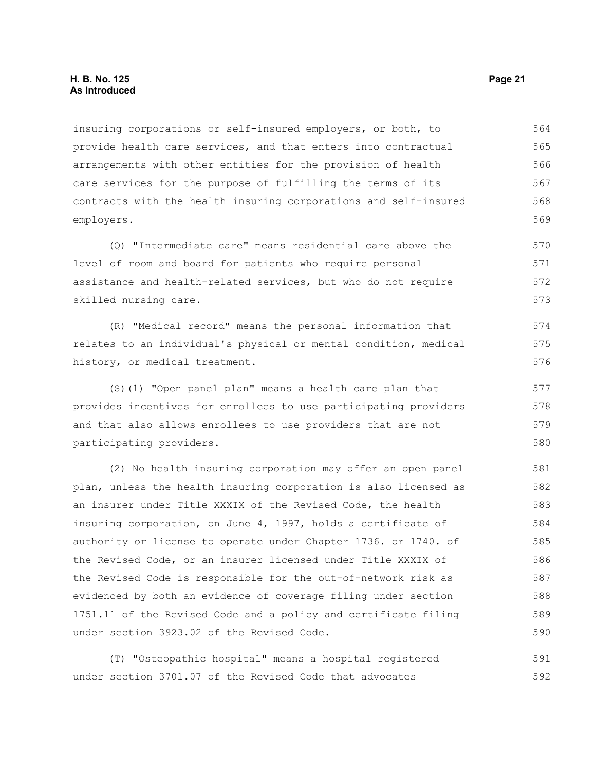insuring corporations or self-insured employers, or both, to provide health care services, and that enters into contractual arrangements with other entities for the provision of health care services for the purpose of fulfilling the terms of its contracts with the health insuring corporations and self-insured employers.

(Q) "Intermediate care" means residential care above the level of room and board for patients who require personal assistance and health-related services, but who do not require skilled nursing care.

(R) "Medical record" means the personal information that relates to an individual's physical or mental condition, medical history, or medical treatment.

(S)(1) "Open panel plan" means a health care plan that provides incentives for enrollees to use participating providers and that also allows enrollees to use providers that are not participating providers.

(2) No health insuring corporation may offer an open panel plan, unless the health insuring corporation is also licensed as an insurer under Title XXXIX of the Revised Code, the health insuring corporation, on June 4, 1997, holds a certificate of authority or license to operate under Chapter 1736. or 1740. of the Revised Code, or an insurer licensed under Title XXXIX of the Revised Code is responsible for the out-of-network risk as evidenced by both an evidence of coverage filing under section 1751.11 of the Revised Code and a policy and certificate filing under section 3923.02 of the Revised Code.

(T) "Osteopathic hospital" means a hospital registered under section 3701.07 of the Revised Code that advocates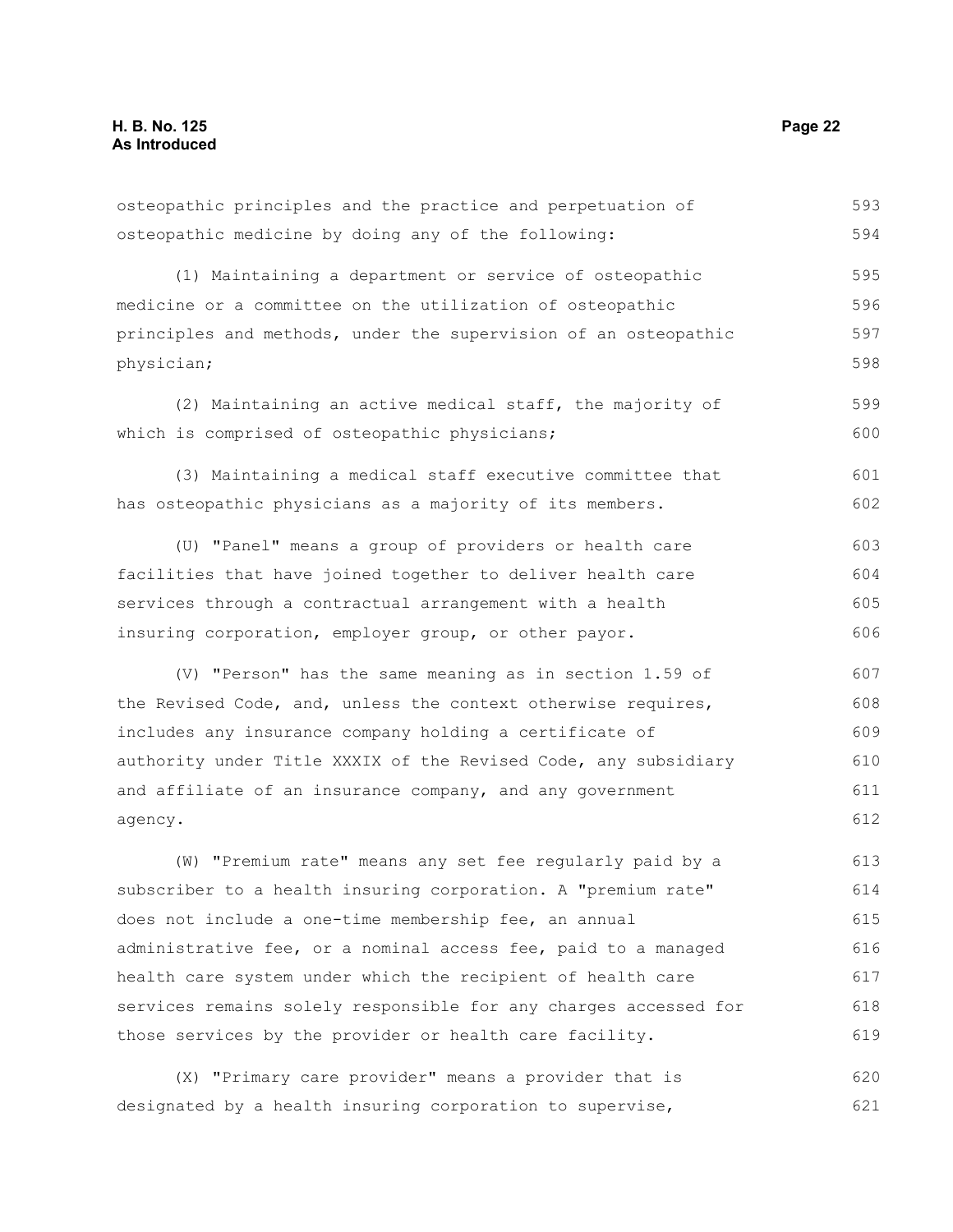osteopathic principles and the practice and perpetuation of osteopathic medicine by doing any of the following:

(1) Maintaining a department or service of osteopathic medicine or a committee on the utilization of osteopathic principles and methods, under the supervision of an osteopathic physician;

(2) Maintaining an active medical staff, the majority of which is comprised of osteopathic physicians;

(3) Maintaining a medical staff executive committee that has osteopathic physicians as a majority of its members.

(U) "Panel" means a group of providers or health care facilities that have joined together to deliver health care services through a contractual arrangement with a health insuring corporation, employer group, or other payor.

(V) "Person" has the same meaning as in section 1.59 of the Revised Code, and, unless the context otherwise requires, includes any insurance company holding a certificate of authority under Title XXXIX of the Revised Code, any subsidiary and affiliate of an insurance company, and any government agency.

(W) "Premium rate" means any set fee regularly paid by a subscriber to a health insuring corporation. A "premium rate" does not include a one-time membership fee, an annual administrative fee, or a nominal access fee, paid to a managed health care system under which the recipient of health care services remains solely responsible for any charges accessed for those services by the provider or health care facility.

(X) "Primary care provider" means a provider that is designated by a health insuring corporation to supervise,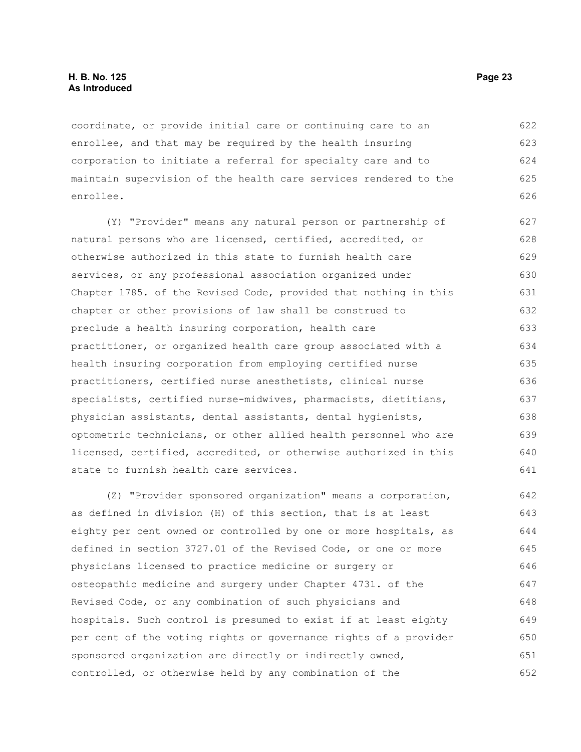coordinate, or provide initial care or continuing care to an enrollee, and that may be required by the health insuring corporation to initiate a referral for specialty care and to maintain supervision of the health care services rendered to the enrollee.

(Y) "Provider" means any natural person or partnership of natural persons who are licensed, certified, accredited, or otherwise authorized in this state to furnish health care services, or any professional association organized under Chapter 1785. of the Revised Code, provided that nothing in this chapter or other provisions of law shall be construed to preclude a health insuring corporation, health care practitioner, or organized health care group associated with a health insuring corporation from employing certified nurse practitioners, certified nurse anesthetists, clinical nurse specialists, certified nurse-midwives, pharmacists, dietitians, physician assistants, dental assistants, dental hygienists, optometric technicians, or other allied health personnel who are licensed, certified, accredited, or otherwise authorized in this state to furnish health care services.

(Z) "Provider sponsored organization" means a corporation, as defined in division (H) of this section, that is at least eighty per cent owned or controlled by one or more hospitals, as defined in section 3727.01 of the Revised Code, or one or more physicians licensed to practice medicine or surgery or osteopathic medicine and surgery under Chapter 4731. of the Revised Code, or any combination of such physicians and hospitals. Such control is presumed to exist if at least eighty per cent of the voting rights or governance rights of a provider sponsored organization are directly or indirectly owned, controlled, or otherwise held by any combination of the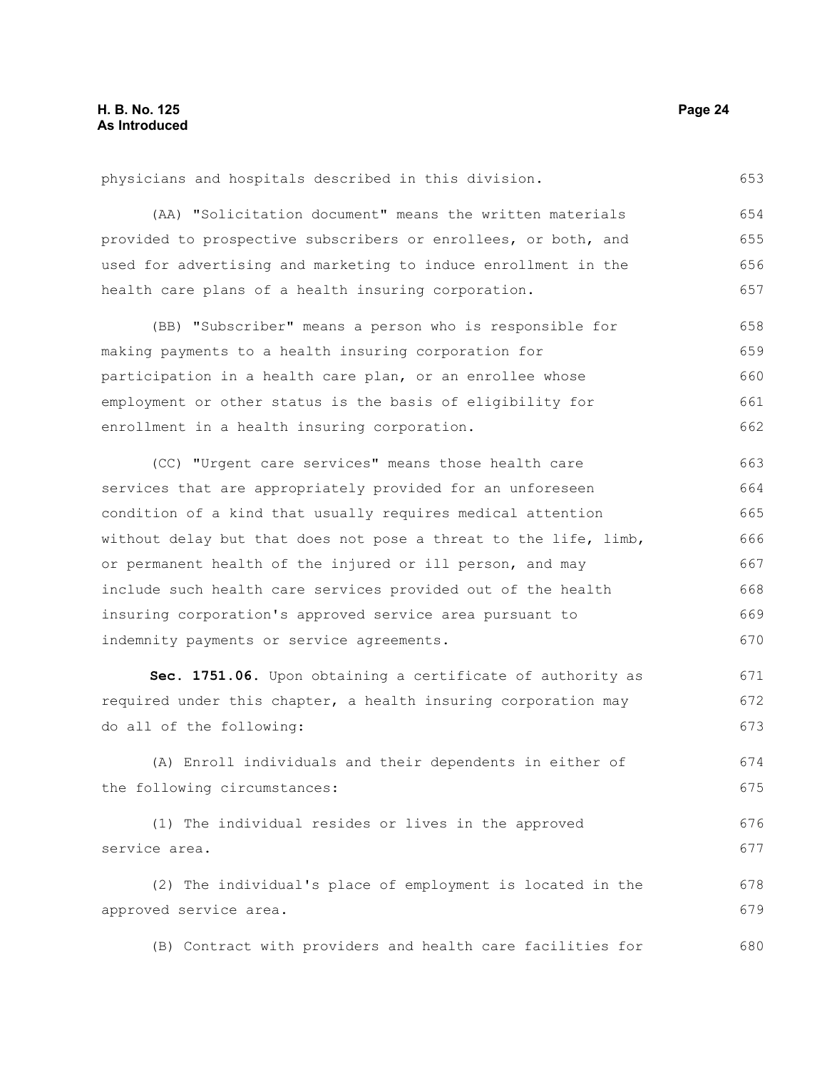physicians and hospitals described in this division.

(AA) "Solicitation document" means the written materials provided to prospective subscribers or enrollees, or both, and used for advertising and marketing to induce enrollment in the health care plans of a health insuring corporation.

(BB) "Subscriber" means a person who is responsible for making payments to a health insuring corporation for participation in a health care plan, or an enrollee whose employment or other status is the basis of eligibility for enrollment in a health insuring corporation.

(CC) "Urgent care services" means those health care services that are appropriately provided for an unforeseen condition of a kind that usually requires medical attention without delay but that does not pose a threat to the life, limb, or permanent health of the injured or ill person, and may include such health care services provided out of the health insuring corporation's approved service area pursuant to indemnity payments or service agreements.

**Sec. 1751.06.** Upon obtaining a certificate of authority as required under this chapter, a health insuring corporation may do all of the following:

(A) Enroll individuals and their dependents in either of the following circumstances:

(1) The individual resides or lives in the approved service area.

(2) The individual's place of employment is located in the approved service area.

(B) Contract with providers and health care facilities for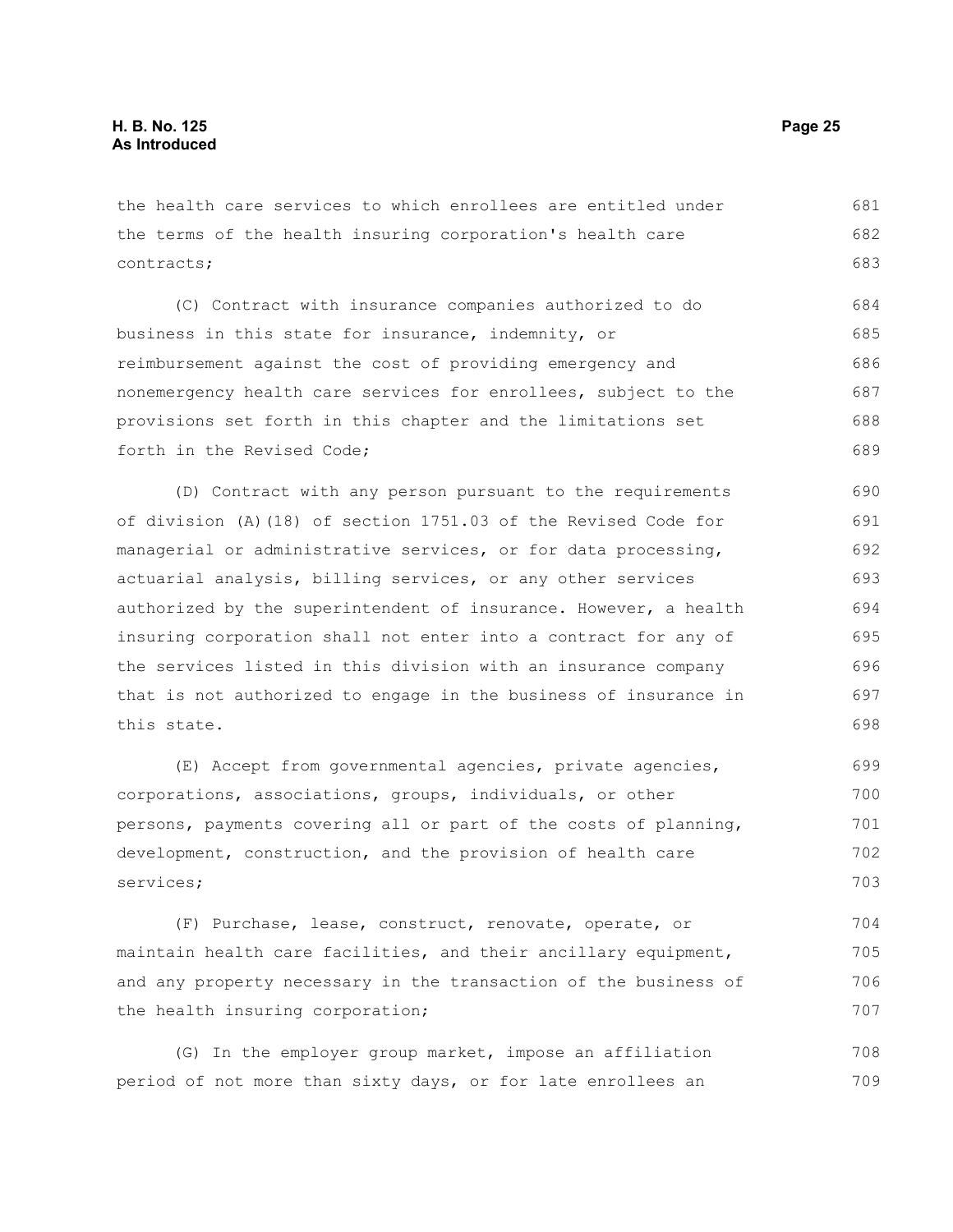the health care services to which enrollees are entitled under the terms of the health insuring corporation's health care contracts;

(C) Contract with insurance companies authorized to do business in this state for insurance, indemnity, or reimbursement against the cost of providing emergency and nonemergency health care services for enrollees, subject to the provisions set forth in this chapter and the limitations set forth in the Revised Code;

(D) Contract with any person pursuant to the requirements of division (A)(18) of section 1751.03 of the Revised Code for managerial or administrative services, or for data processing, actuarial analysis, billing services, or any other services authorized by the superintendent of insurance. However, a health insuring corporation shall not enter into a contract for any of the services listed in this division with an insurance company that is not authorized to engage in the business of insurance in this state.

(E) Accept from governmental agencies, private agencies, corporations, associations, groups, individuals, or other persons, payments covering all or part of the costs of planning, development, construction, and the provision of health care services;

(F) Purchase, lease, construct, renovate, operate, or maintain health care facilities, and their ancillary equipment, and any property necessary in the transaction of the business of the health insuring corporation;

(G) In the employer group market, impose an affiliation period of not more than sixty days, or for late enrollees an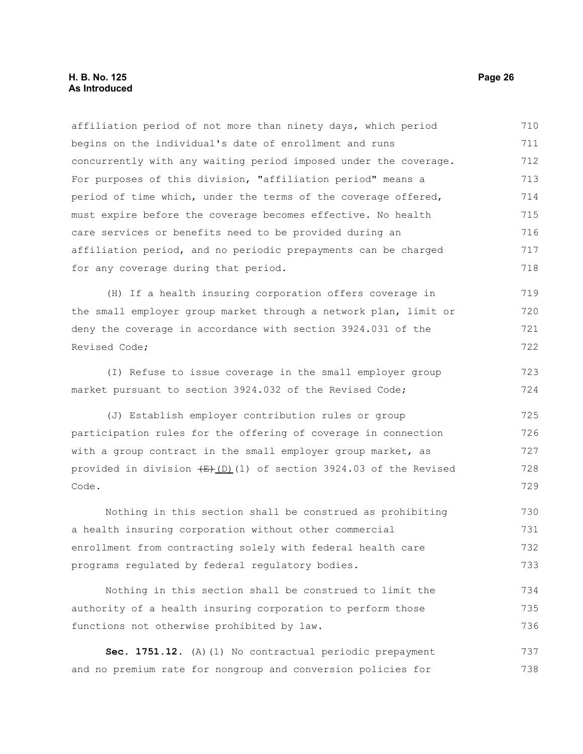affiliation period of not more than ninety days, which period begins on the individual's date of enrollment and runs concurrently with any waiting period imposed under the coverage. For purposes of this division, "affiliation period" means a period of time which, under the terms of the coverage offered, must expire before the coverage becomes effective. No health care services or benefits need to be provided during an affiliation period, and no periodic prepayments can be charged for any coverage during that period.

(H) If a health insuring corporation offers coverage in the small employer group market through a network plan, limit or deny the coverage in accordance with section 3924.031 of the Revised Code;

(I) Refuse to issue coverage in the small employer group market pursuant to section 3924.032 of the Revised Code;

(J) Establish employer contribution rules or group participation rules for the offering of coverage in connection with a group contract in the small employer group market, as provided in division ~~(E)~~(D)(1) of section 3924.03 of the Revised Code.

Nothing in this section shall be construed as prohibiting a health insuring corporation without other commercial enrollment from contracting solely with federal health care programs regulated by federal regulatory bodies.

Nothing in this section shall be construed to limit the authority of a health insuring corporation to perform those functions not otherwise prohibited by law.

**Sec. 1751.12.** (A)(1) No contractual periodic prepayment and no premium rate for nongroup and conversion policies for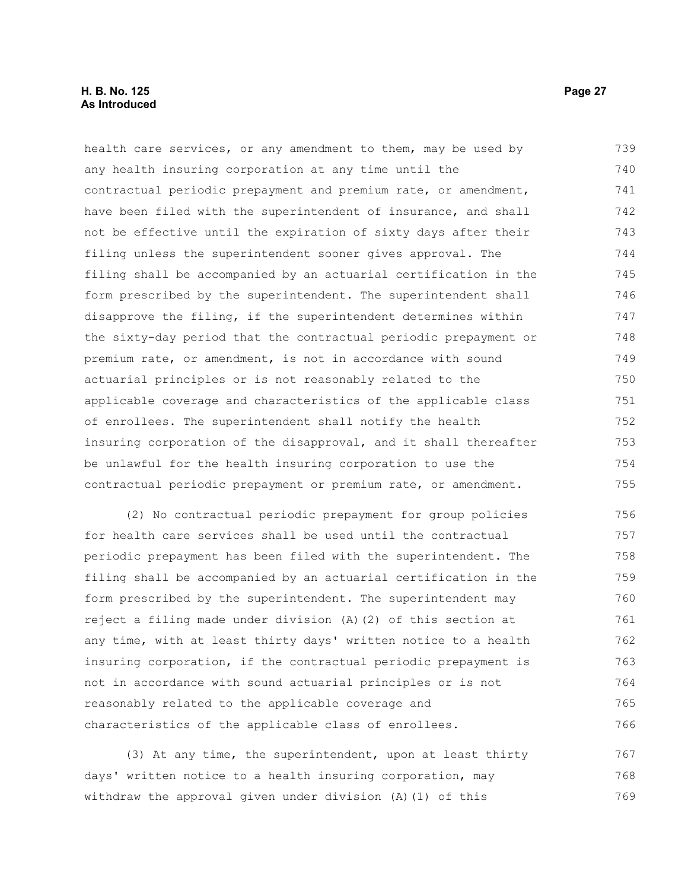health care services, or any amendment to them, may be used by any health insuring corporation at any time until the contractual periodic prepayment and premium rate, or amendment, have been filed with the superintendent of insurance, and shall not be effective until the expiration of sixty days after their filing unless the superintendent sooner gives approval. The filing shall be accompanied by an actuarial certification in the form prescribed by the superintendent. The superintendent shall disapprove the filing, if the superintendent determines within the sixty-day period that the contractual periodic prepayment or premium rate, or amendment, is not in accordance with sound actuarial principles or is not reasonably related to the applicable coverage and characteristics of the applicable class of enrollees. The superintendent shall notify the health insuring corporation of the disapproval, and it shall thereafter be unlawful for the health insuring corporation to use the contractual periodic prepayment or premium rate, or amendment.

(2) No contractual periodic prepayment for group policies for health care services shall be used until the contractual periodic prepayment has been filed with the superintendent. The filing shall be accompanied by an actuarial certification in the form prescribed by the superintendent. The superintendent may reject a filing made under division (A)(2) of this section at any time, with at least thirty days' written notice to a health insuring corporation, if the contractual periodic prepayment is not in accordance with sound actuarial principles or is not reasonably related to the applicable coverage and characteristics of the applicable class of enrollees.

(3) At any time, the superintendent, upon at least thirty days' written notice to a health insuring corporation, may withdraw the approval given under division (A)(1) of this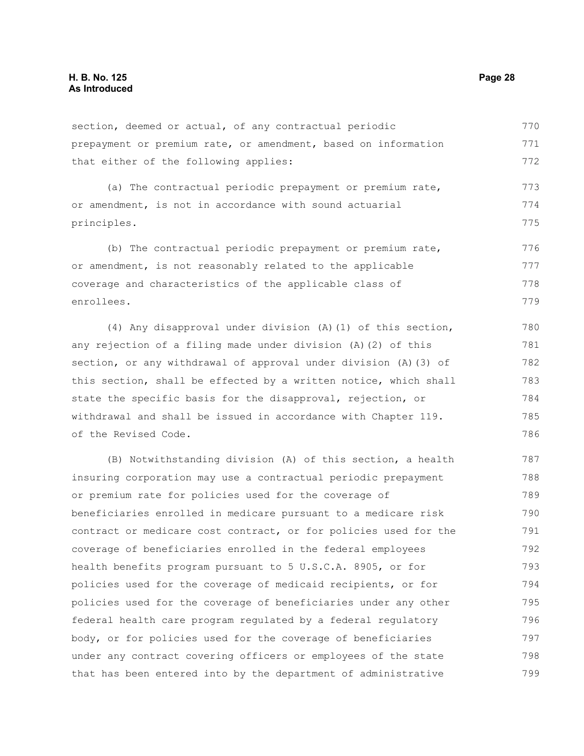section, deemed or actual, of any contractual periodic prepayment or premium rate, or amendment, based on information that either of the following applies:

(a) The contractual periodic prepayment or premium rate, or amendment, is not in accordance with sound actuarial principles.

(b) The contractual periodic prepayment or premium rate, or amendment, is not reasonably related to the applicable coverage and characteristics of the applicable class of enrollees.

(4) Any disapproval under division (A)(1) of this section, any rejection of a filing made under division (A)(2) of this section, or any withdrawal of approval under division (A)(3) of this section, shall be effected by a written notice, which shall state the specific basis for the disapproval, rejection, or withdrawal and shall be issued in accordance with Chapter 119. of the Revised Code.

(B) Notwithstanding division (A) of this section, a health insuring corporation may use a contractual periodic prepayment or premium rate for policies used for the coverage of beneficiaries enrolled in medicare pursuant to a medicare risk contract or medicare cost contract, or for policies used for the coverage of beneficiaries enrolled in the federal employees health benefits program pursuant to 5 U.S.C.A. 8905, or for policies used for the coverage of medicaid recipients, or for policies used for the coverage of beneficiaries under any other federal health care program regulated by a federal regulatory body, or for policies used for the coverage of beneficiaries under any contract covering officers or employees of the state that has been entered into by the department of administrative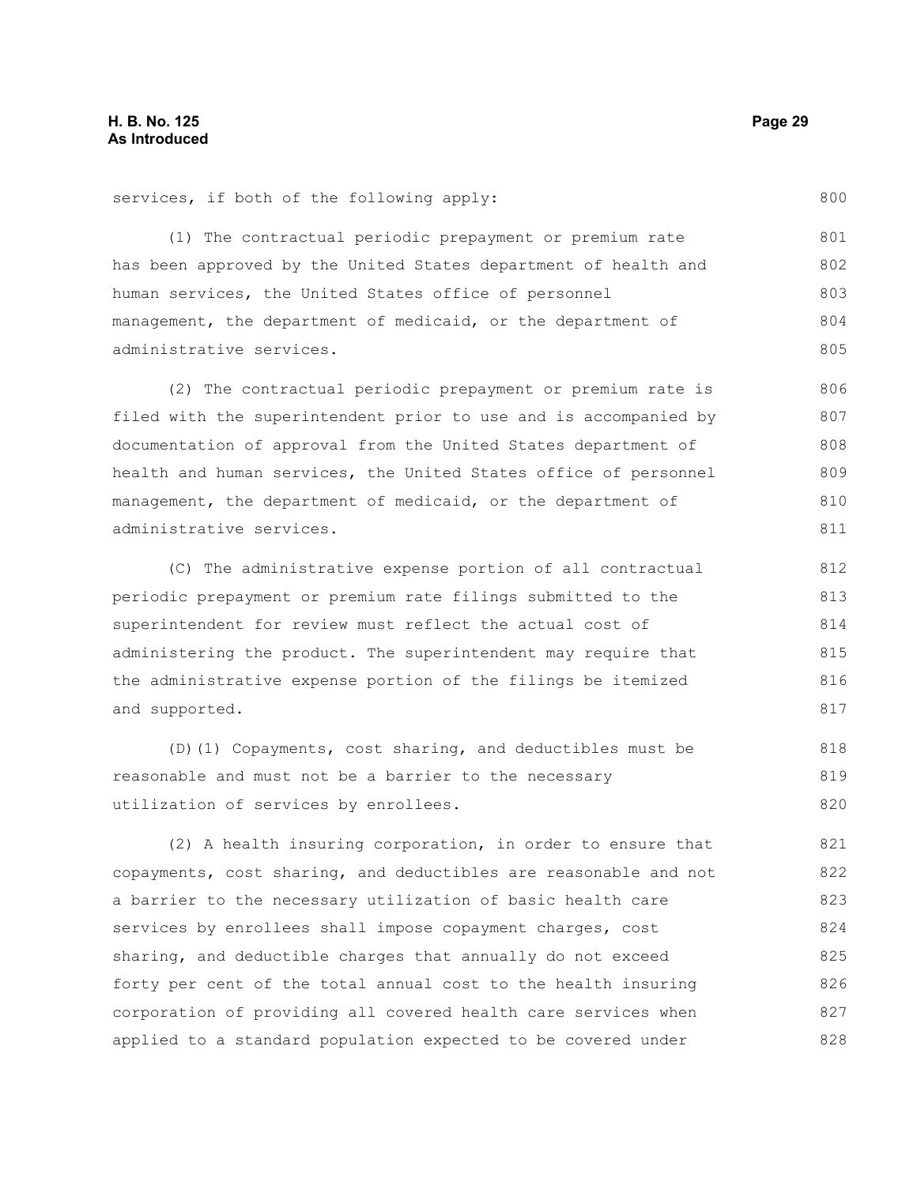services, if both of the following apply:

(1) The contractual periodic prepayment or premium rate has been approved by the United States department of health and human services, the United States office of personnel management, the department of medicaid, or the department of administrative services.

(2) The contractual periodic prepayment or premium rate is filed with the superintendent prior to use and is accompanied by documentation of approval from the United States department of health and human services, the United States office of personnel management, the department of medicaid, or the department of administrative services.

(C) The administrative expense portion of all contractual periodic prepayment or premium rate filings submitted to the superintendent for review must reflect the actual cost of administering the product. The superintendent may require that the administrative expense portion of the filings be itemized and supported.

(D)(1) Copayments, cost sharing, and deductibles must be reasonable and must not be a barrier to the necessary utilization of services by enrollees.

(2) A health insuring corporation, in order to ensure that copayments, cost sharing, and deductibles are reasonable and not a barrier to the necessary utilization of basic health care services by enrollees shall impose copayment charges, cost sharing, and deductible charges that annually do not exceed forty per cent of the total annual cost to the health insuring corporation of providing all covered health care services when applied to a standard population expected to be covered under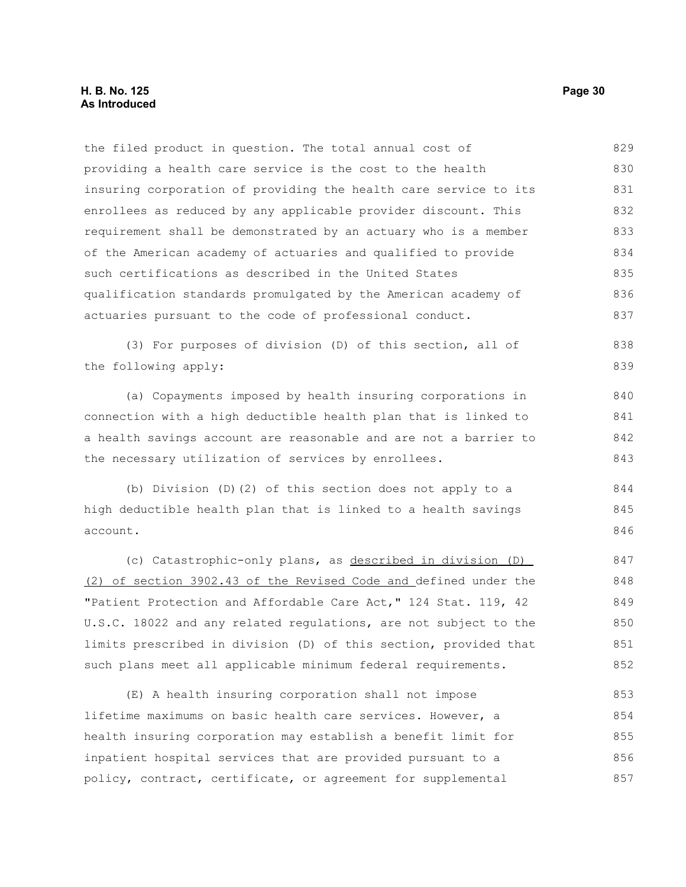the filed product in question. The total annual cost of providing a health care service is the cost to the health insuring corporation of providing the health care service to its enrollees as reduced by any applicable provider discount. This requirement shall be demonstrated by an actuary who is a member of the American academy of actuaries and qualified to provide such certifications as described in the United States qualification standards promulgated by the American academy of actuaries pursuant to the code of professional conduct.

(3) For purposes of division (D) of this section, all of the following apply:

(a) Copayments imposed by health insuring corporations in connection with a high deductible health plan that is linked to a health savings account are reasonable and are not a barrier to the necessary utilization of services by enrollees.

(b) Division (D)(2) of this section does not apply to a high deductible health plan that is linked to a health savings account.

(c) Catastrophic-only plans, as described in division (D)(2) of section 3902.43 of the Revised Code and defined under the "Patient Protection and Affordable Care Act," 124 Stat. 119, 42 U.S.C. 18022 and any related regulations, are not subject to the limits prescribed in division (D) of this section, provided that such plans meet all applicable minimum federal requirements.

(E) A health insuring corporation shall not impose lifetime maximums on basic health care services. However, a health insuring corporation may establish a benefit limit for inpatient hospital services that are provided pursuant to a policy, contract, certificate, or agreement for supplemental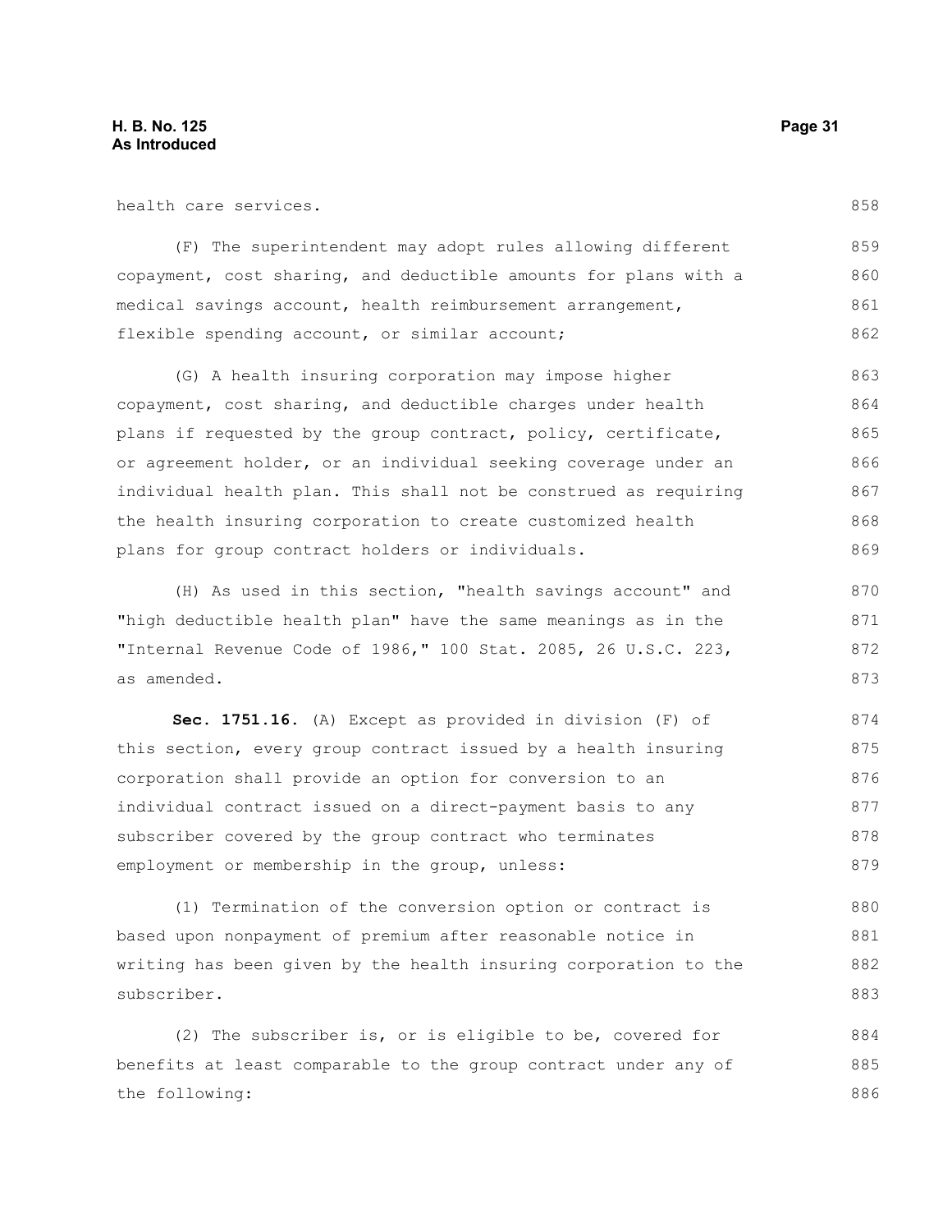health care services.

(F) The superintendent may adopt rules allowing different copayment, cost sharing, and deductible amounts for plans with a medical savings account, health reimbursement arrangement, flexible spending account, or similar account;

(G) A health insuring corporation may impose higher copayment, cost sharing, and deductible charges under health plans if requested by the group contract, policy, certificate, or agreement holder, or an individual seeking coverage under an individual health plan. This shall not be construed as requiring the health insuring corporation to create customized health plans for group contract holders or individuals.

(H) As used in this section, "health savings account" and "high deductible health plan" have the same meanings as in the "Internal Revenue Code of 1986," 100 Stat. 2085, 26 U.S.C. 223, as amended.

**Sec. 1751.16.** (A) Except as provided in division (F) of this section, every group contract issued by a health insuring corporation shall provide an option for conversion to an individual contract issued on a direct-payment basis to any subscriber covered by the group contract who terminates employment or membership in the group, unless:

(1) Termination of the conversion option or contract is based upon nonpayment of premium after reasonable notice in writing has been given by the health insuring corporation to the subscriber.

(2) The subscriber is, or is eligible to be, covered for benefits at least comparable to the group contract under any of the following: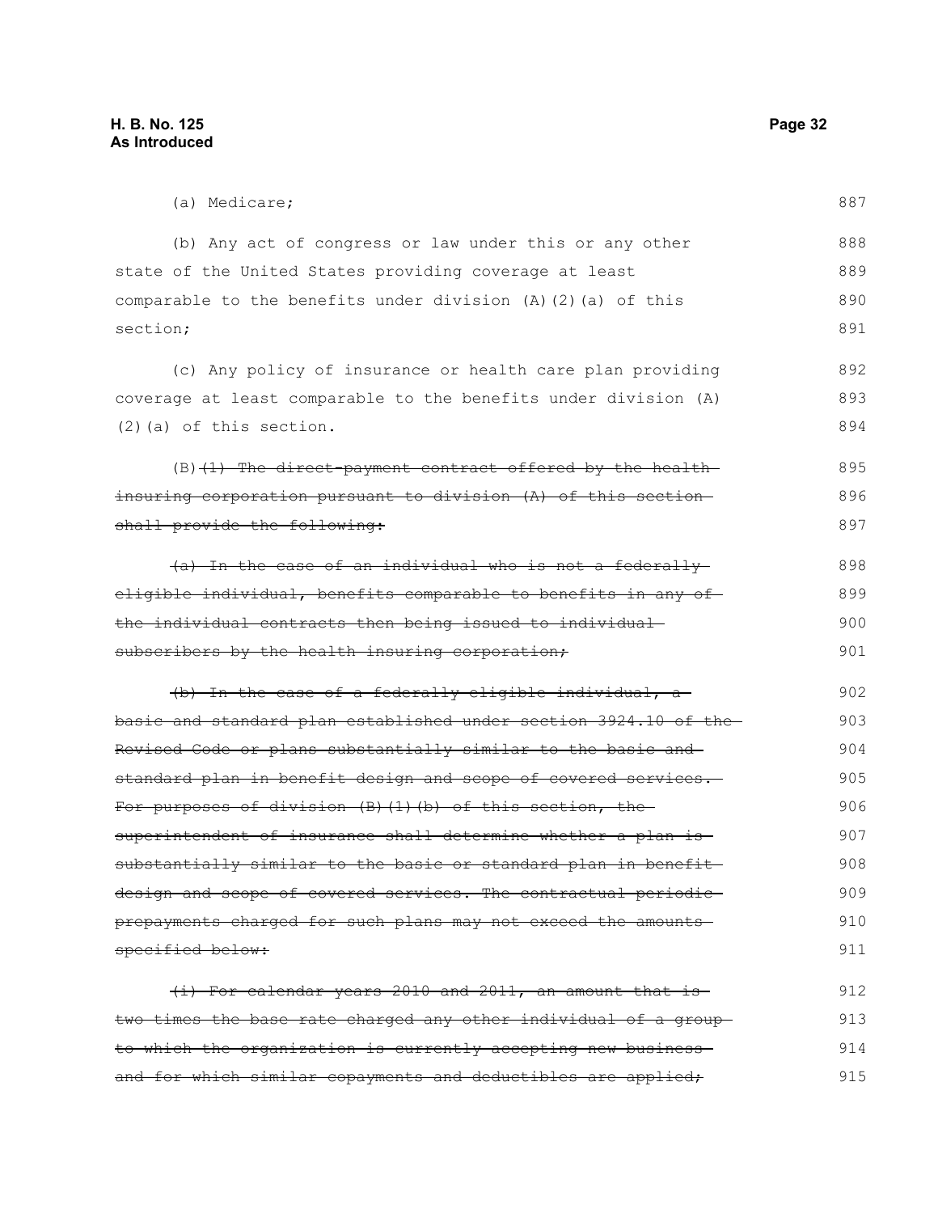(a) Medicare;

(b) Any act of congress or law under this or any other state of the United States providing coverage at least comparable to the benefits under division (A)(2)(a) of this section;

(c) Any policy of insurance or health care plan providing coverage at least comparable to the benefits under division (A)(2)(a) of this section.

(B) ~~(1) The direct-payment contract offered by the health insuring corporation pursuant to division (A) of this section shall provide the following:~~

~~(a) In the case of an individual who is not a federally eligible individual, benefits comparable to benefits in any of the individual contracts then being issued to individual subscribers by the health insuring corporation;~~

~~(b) In the case of a federally eligible individual, a basic and standard plan established under section 3924.10 of the Revised Code or plans substantially similar to the basic and standard plan in benefit design and scope of covered services. For purposes of division (B)(1)(b) of this section, the superintendent of insurance shall determine whether a plan is substantially similar to the basic or standard plan in benefit design and scope of covered services. The contractual periodic prepayments charged for such plans may not exceed the amounts specified below:~~

~~(i) For calendar years 2010 and 2011, an amount that is two times the base rate charged any other individual of a group to which the organization is currently accepting new business and for which similar copayments and deductibles are applied;~~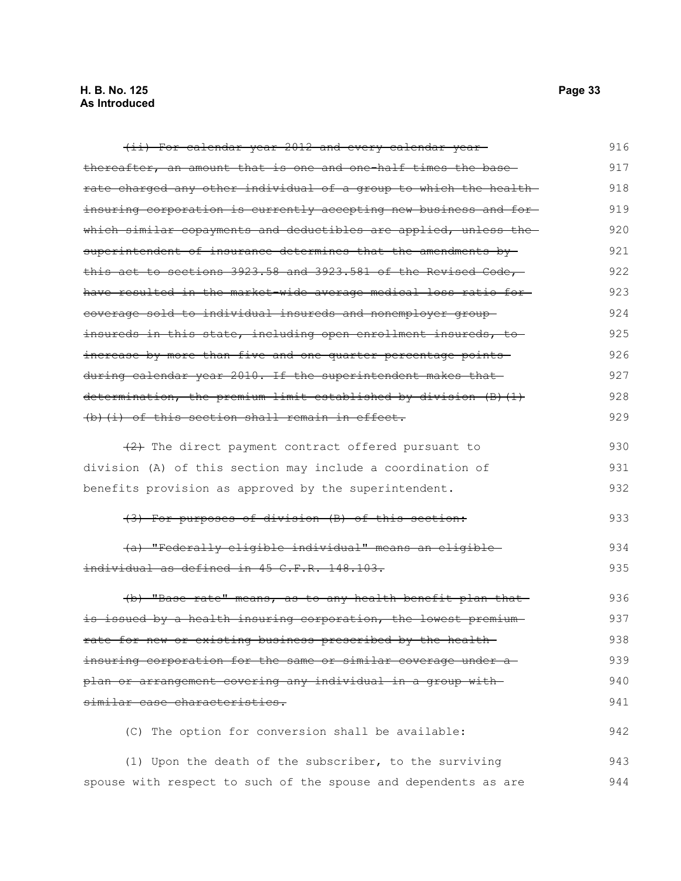~~(ii) For calendar year 2012 and every calendar year thereafter, an amount that is one and one-half times the base rate charged any other individual of a group to which the health insuring corporation is currently accepting new business and for which similar copayments and deductibles are applied, unless the superintendent of insurance determines that the amendments by this act to sections 3923.58 and 3923.581 of the Revised Code, have resulted in the market-wide average medical loss ratio for coverage sold to individual insureds and nonemployer group insureds in this state, including open enrollment insureds, to increase by more than five and one quarter percentage points during calendar year 2010. If the superintendent makes that determination, the premium limit established by division (B)(1)(b)(i) of this section shall remain in effect.~~

~~(2)~~ The direct payment contract offered pursuant to division (A) of this section may include a coordination of benefits provision as approved by the superintendent.

~~(3) For purposes of division (B) of this section:~~

~~(a) "Federally eligible individual" means an eligible individual as defined in 45 C.F.R. 148.103.~~

~~(b) "Base rate" means, as to any health benefit plan that is issued by a health insuring corporation, the lowest premium rate for new or existing business prescribed by the health insuring corporation for the same or similar coverage under a plan or arrangement covering any individual in a group with similar case characteristics.~~

(C) The option for conversion shall be available:

(1) Upon the death of the subscriber, to the surviving spouse with respect to such of the spouse and dependents as are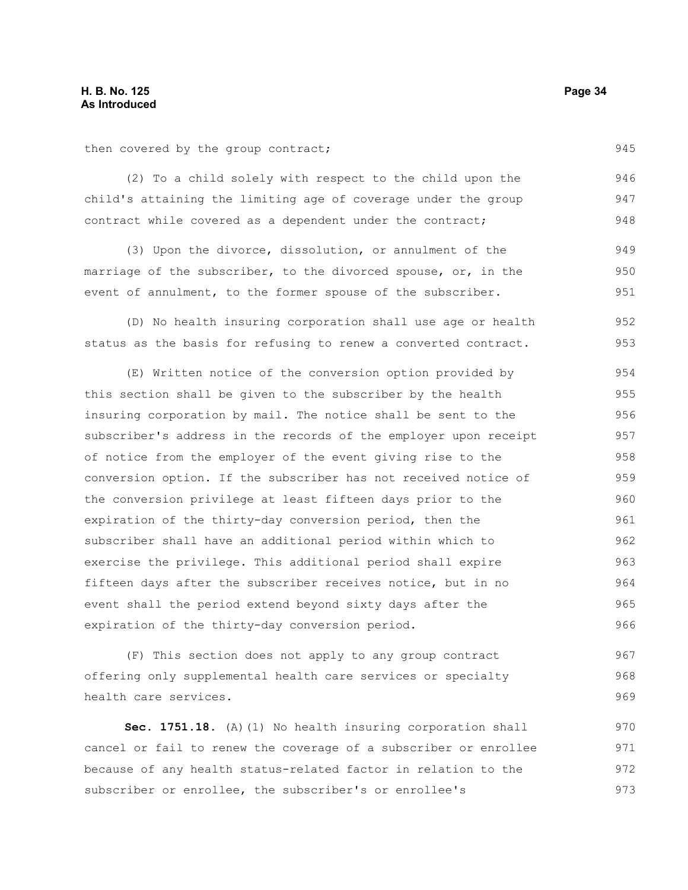then covered by the group contract;

(2) To a child solely with respect to the child upon the child's attaining the limiting age of coverage under the group contract while covered as a dependent under the contract;

(3) Upon the divorce, dissolution, or annulment of the marriage of the subscriber, to the divorced spouse, or, in the event of annulment, to the former spouse of the subscriber.

(D) No health insuring corporation shall use age or health status as the basis for refusing to renew a converted contract.

(E) Written notice of the conversion option provided by this section shall be given to the subscriber by the health insuring corporation by mail. The notice shall be sent to the subscriber's address in the records of the employer upon receipt of notice from the employer of the event giving rise to the conversion option. If the subscriber has not received notice of the conversion privilege at least fifteen days prior to the expiration of the thirty-day conversion period, then the subscriber shall have an additional period within which to exercise the privilege. This additional period shall expire fifteen days after the subscriber receives notice, but in no event shall the period extend beyond sixty days after the expiration of the thirty-day conversion period.

(F) This section does not apply to any group contract offering only supplemental health care services or specialty health care services.

**Sec. 1751.18.** (A)(1) No health insuring corporation shall cancel or fail to renew the coverage of a subscriber or enrollee because of any health status-related factor in relation to the subscriber or enrollee, the subscriber's or enrollee's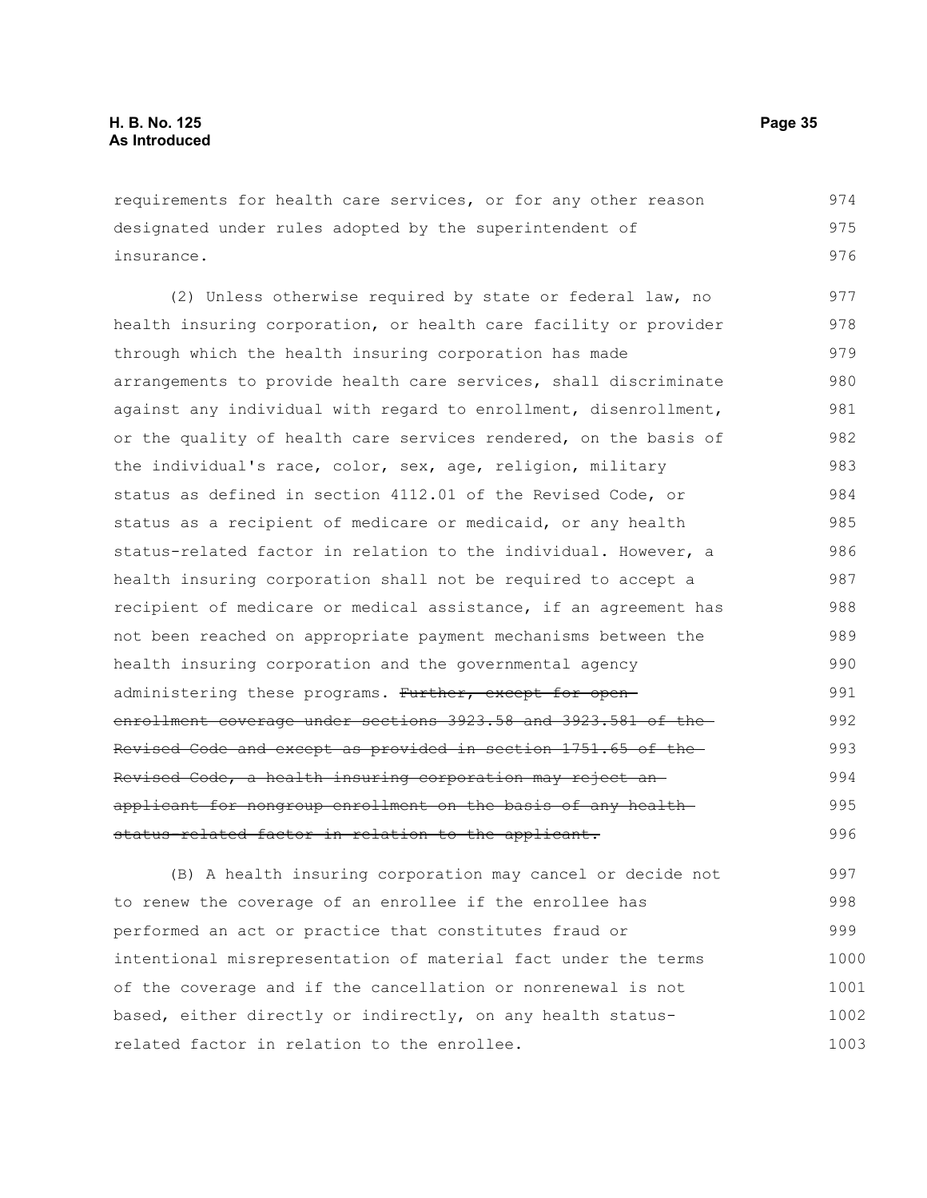requirements for health care services, or for any other reason designated under rules adopted by the superintendent of insurance.

(2) Unless otherwise required by state or federal law, no health insuring corporation, or health care facility or provider through which the health insuring corporation has made arrangements to provide health care services, shall discriminate against any individual with regard to enrollment, disenrollment, or the quality of health care services rendered, on the basis of the individual's race, color, sex, age, religion, military status as defined in section 4112.01 of the Revised Code, or status as a recipient of medicare or medicaid, or any health status-related factor in relation to the individual. However, a health insuring corporation shall not be required to accept a recipient of medicare or medical assistance, if an agreement has not been reached on appropriate payment mechanisms between the health insuring corporation and the governmental agency administering these programs. ~~Further, except for open enrollment coverage under sections 3923.58 and 3923.581 of the Revised Code and except as provided in section 1751.65 of the Revised Code, a health insuring corporation may reject an applicant for nongroup enrollment on the basis of any health status-related factor in relation to the applicant.~~

(B) A health insuring corporation may cancel or decide not to renew the coverage of an enrollee if the enrollee has performed an act or practice that constitutes fraud or intentional misrepresentation of material fact under the terms of the coverage and if the cancellation or nonrenewal is not based, either directly or indirectly, on any health status-related factor in relation to the enrollee.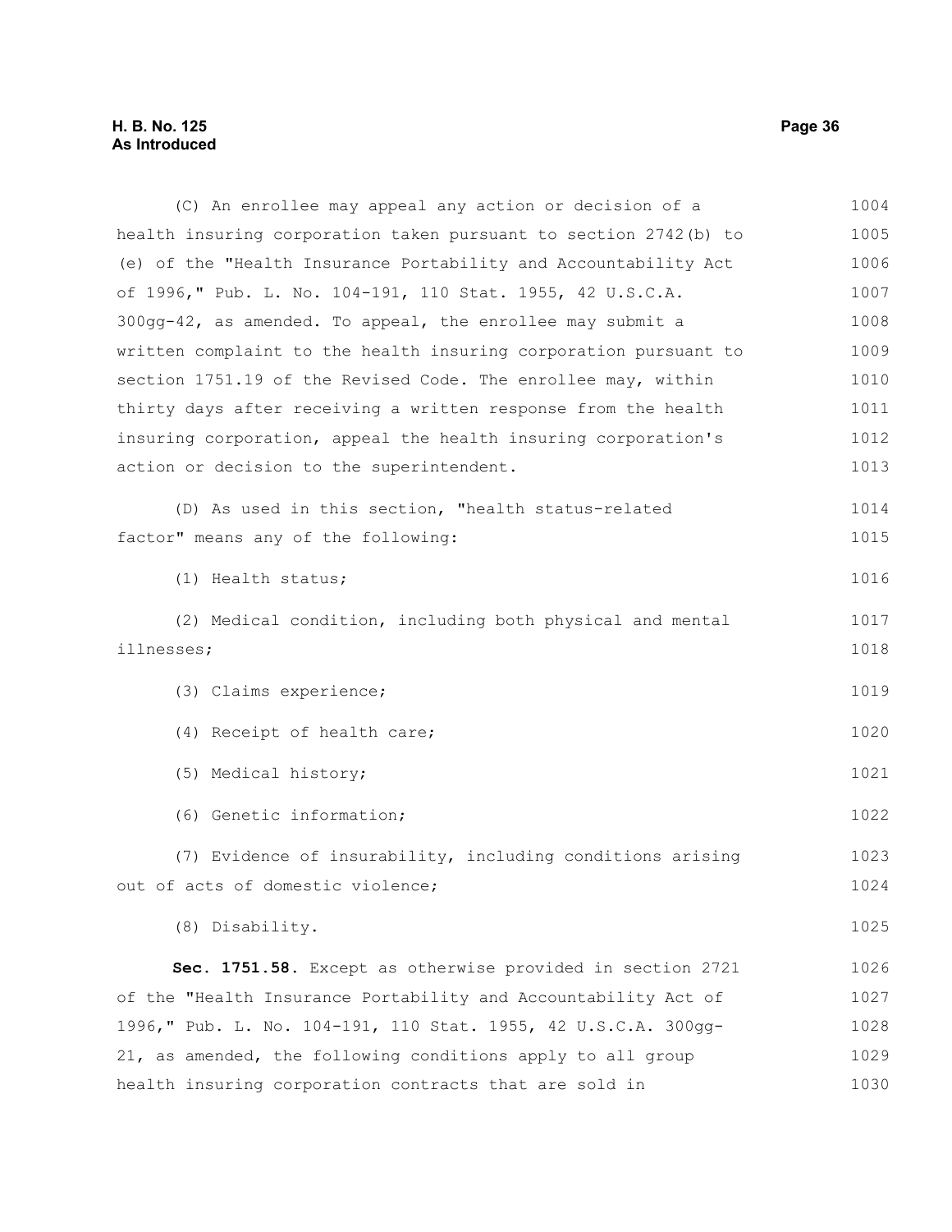(C) An enrollee may appeal any action or decision of a health insuring corporation taken pursuant to section 2742(b) to (e) of the "Health Insurance Portability and Accountability Act of 1996," Pub. L. No. 104-191, 110 Stat. 1955, 42 U.S.C.A. 300gg-42, as amended. To appeal, the enrollee may submit a written complaint to the health insuring corporation pursuant to section 1751.19 of the Revised Code. The enrollee may, within thirty days after receiving a written response from the health insuring corporation, appeal the health insuring corporation's action or decision to the superintendent.

(D) As used in this section, "health status-related factor" means any of the following:

(1) Health status;

(2) Medical condition, including both physical and mental illnesses;

(3) Claims experience;

(4) Receipt of health care;

(5) Medical history;

(6) Genetic information;

(7) Evidence of insurability, including conditions arising out of acts of domestic violence;

(8) Disability.

**Sec. 1751.58.** Except as otherwise provided in section 2721 of the "Health Insurance Portability and Accountability Act of 1996," Pub. L. No. 104-191, 110 Stat. 1955, 42 U.S.C.A. 300gg-21, as amended, the following conditions apply to all group health insuring corporation contracts that are sold in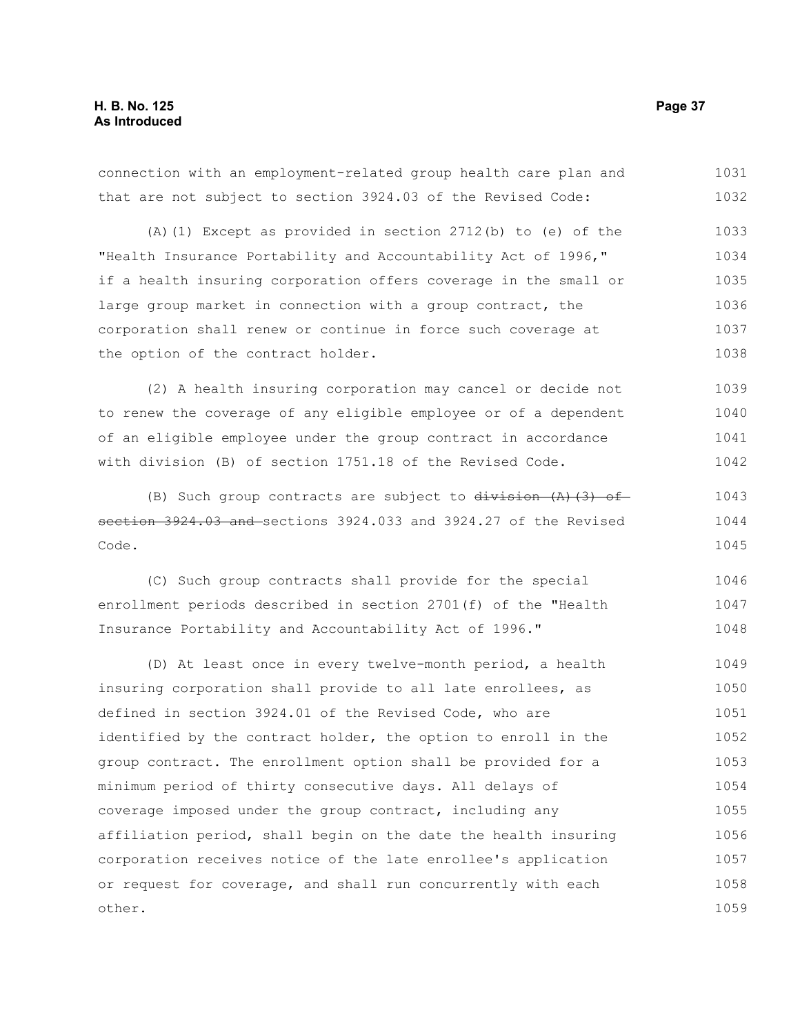connection with an employment-related group health care plan and that are not subject to section 3924.03 of the Revised Code:

(A)(1) Except as provided in section 2712(b) to (e) of the "Health Insurance Portability and Accountability Act of 1996," if a health insuring corporation offers coverage in the small or large group market in connection with a group contract, the corporation shall renew or continue in force such coverage at the option of the contract holder.

(2) A health insuring corporation may cancel or decide not to renew the coverage of any eligible employee or of a dependent of an eligible employee under the group contract in accordance with division (B) of section 1751.18 of the Revised Code.

(B) Such group contracts are subject to ~~division (A)(3) of section 3924.03 and~~ sections 3924.033 and 3924.27 of the Revised Code.

(C) Such group contracts shall provide for the special enrollment periods described in section 2701(f) of the "Health Insurance Portability and Accountability Act of 1996."

(D) At least once in every twelve-month period, a health insuring corporation shall provide to all late enrollees, as defined in section 3924.01 of the Revised Code, who are identified by the contract holder, the option to enroll in the group contract. The enrollment option shall be provided for a minimum period of thirty consecutive days. All delays of coverage imposed under the group contract, including any affiliation period, shall begin on the date the health insuring corporation receives notice of the late enrollee's application or request for coverage, and shall run concurrently with each other.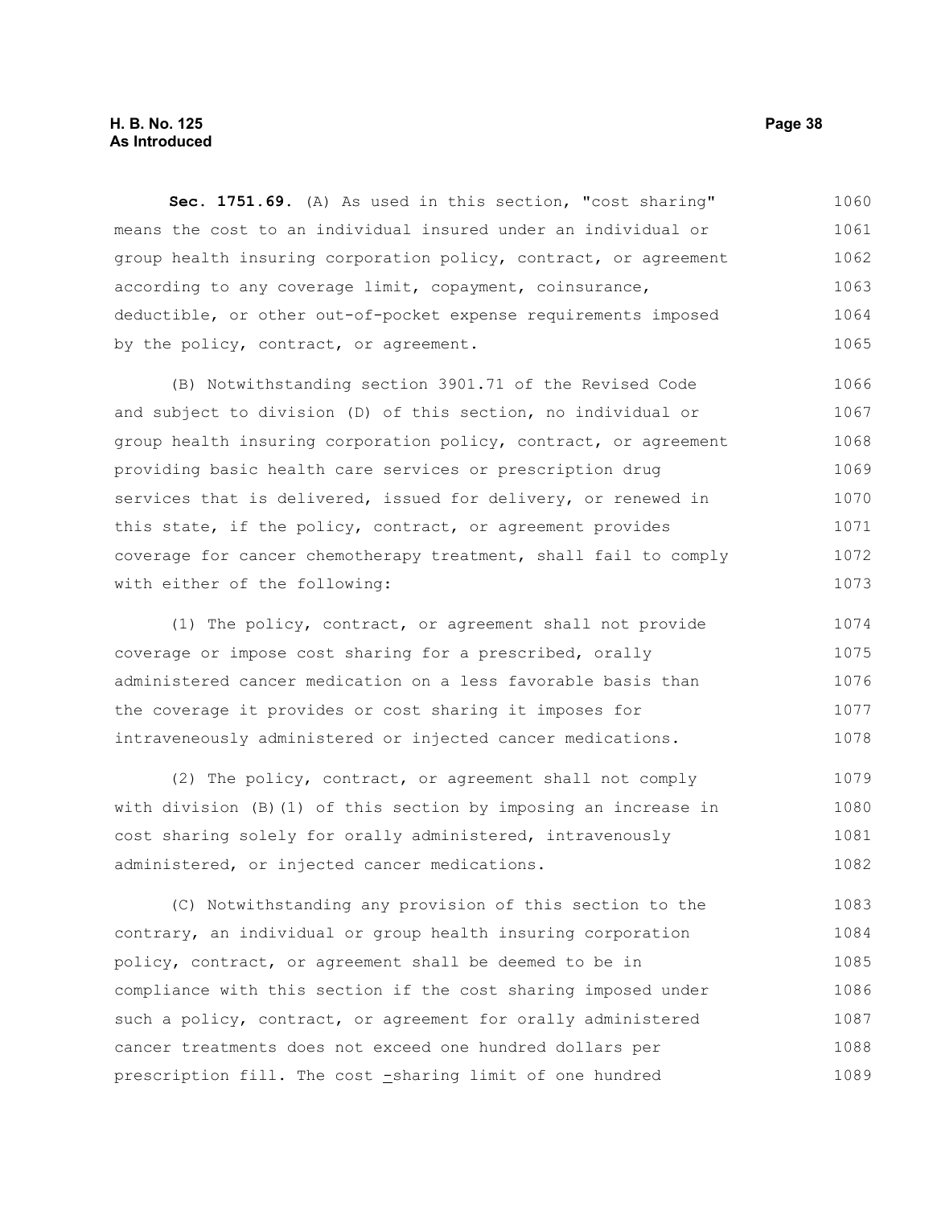**Sec. 1751.69.** (A) As used in this section, "cost sharing" means the cost to an individual insured under an individual or group health insuring corporation policy, contract, or agreement according to any coverage limit, copayment, coinsurance, deductible, or other out-of-pocket expense requirements imposed by the policy, contract, or agreement.

(B) Notwithstanding section 3901.71 of the Revised Code and subject to division (D) of this section, no individual or group health insuring corporation policy, contract, or agreement providing basic health care services or prescription drug services that is delivered, issued for delivery, or renewed in this state, if the policy, contract, or agreement provides coverage for cancer chemotherapy treatment, shall fail to comply with either of the following:

(1) The policy, contract, or agreement shall not provide coverage or impose cost sharing for a prescribed, orally administered cancer medication on a less favorable basis than the coverage it provides or cost sharing it imposes for intraveneously administered or injected cancer medications.

(2) The policy, contract, or agreement shall not comply with division (B)(1) of this section by imposing an increase in cost sharing solely for orally administered, intravenously administered, or injected cancer medications.

(C) Notwithstanding any provision of this section to the contrary, an individual or group health insuring corporation policy, contract, or agreement shall be deemed to be in compliance with this section if the cost sharing imposed under such a policy, contract, or agreement for orally administered cancer treatments does not exceed one hundred dollars per prescription fill. The cost -sharing limit of one hundred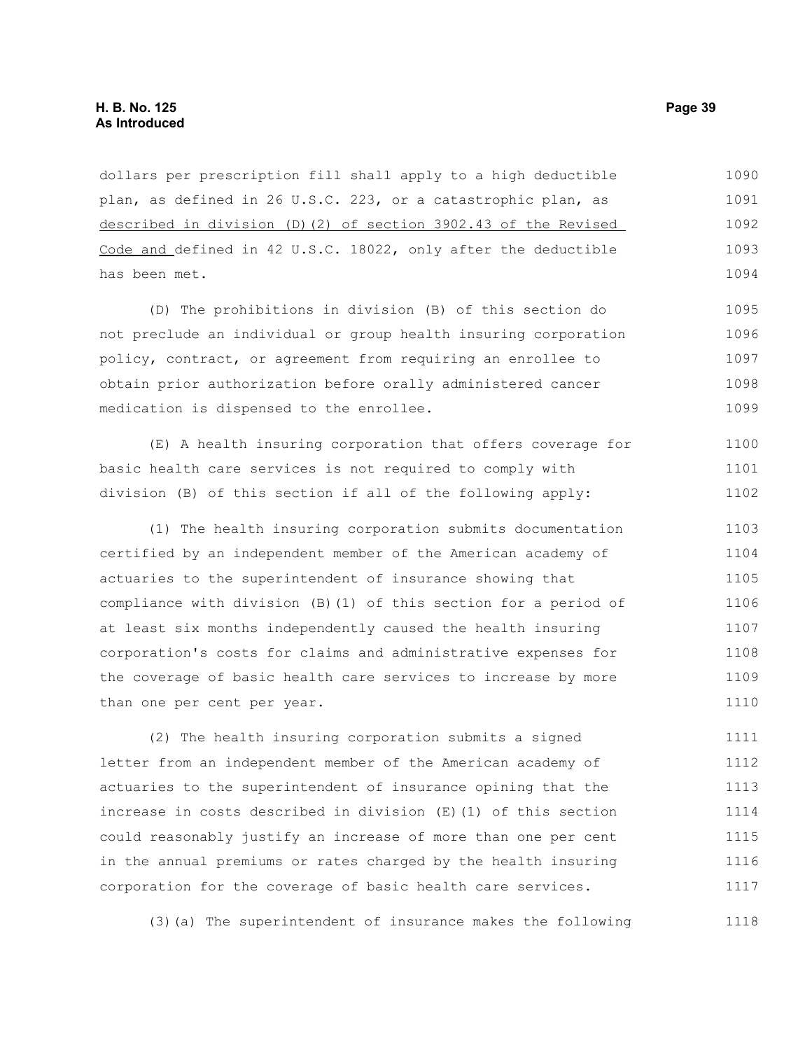dollars per prescription fill shall apply to a high deductible plan, as defined in 26 U.S.C. 223, or a catastrophic plan, as <u>described in division (D)(2) of section 3902.43 of the Revised Code and</u> defined in 42 U.S.C. 18022, only after the deductible has been met.

(D) The prohibitions in division (B) of this section do not preclude an individual or group health insuring corporation policy, contract, or agreement from requiring an enrollee to obtain prior authorization before orally administered cancer medication is dispensed to the enrollee.

(E) A health insuring corporation that offers coverage for basic health care services is not required to comply with division (B) of this section if all of the following apply:

(1) The health insuring corporation submits documentation certified by an independent member of the American academy of actuaries to the superintendent of insurance showing that compliance with division (B)(1) of this section for a period of at least six months independently caused the health insuring corporation's costs for claims and administrative expenses for the coverage of basic health care services to increase by more than one per cent per year.

(2) The health insuring corporation submits a signed letter from an independent member of the American academy of actuaries to the superintendent of insurance opining that the increase in costs described in division (E)(1) of this section could reasonably justify an increase of more than one per cent in the annual premiums or rates charged by the health insuring corporation for the coverage of basic health care services.

(3)(a) The superintendent of insurance makes the following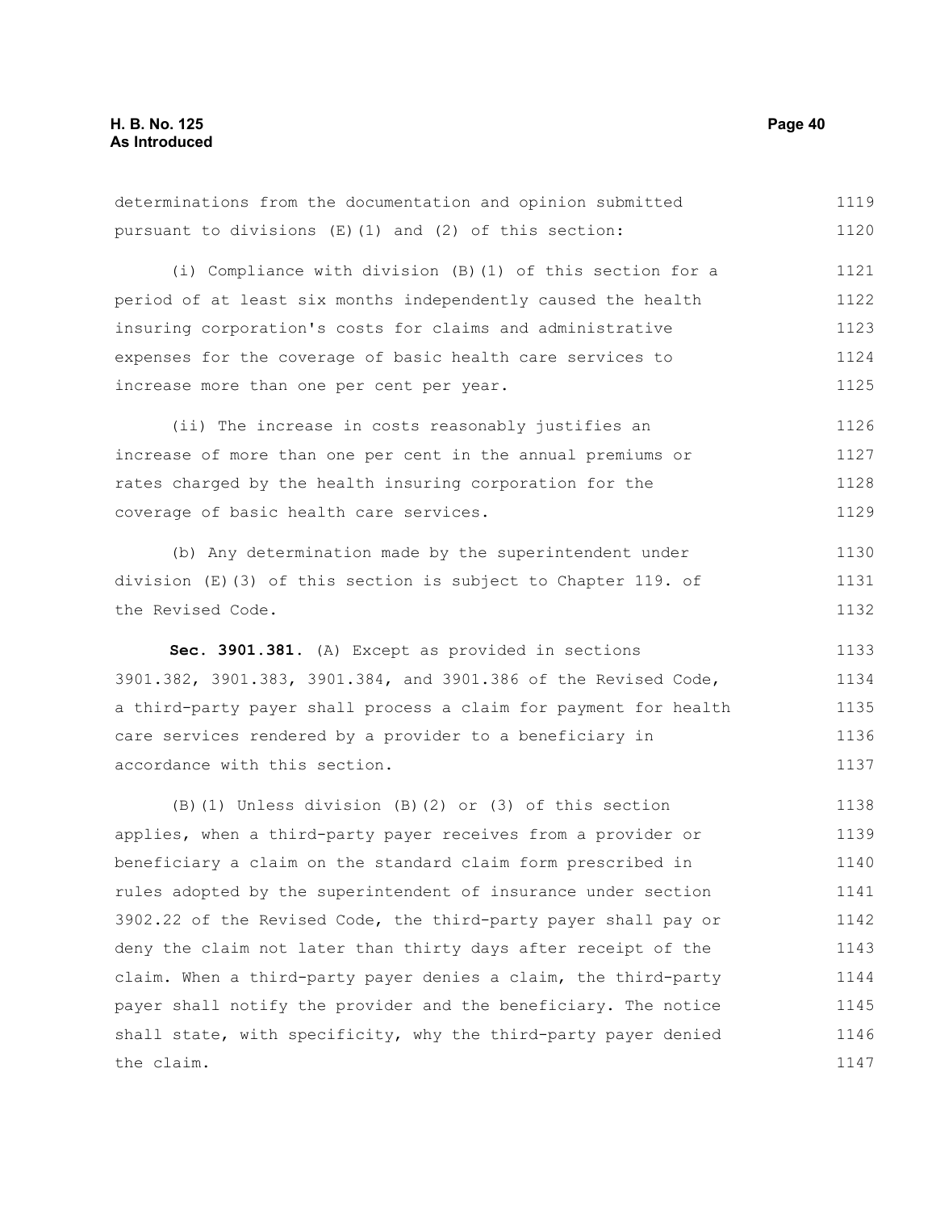determinations from the documentation and opinion submitted pursuant to divisions (E)(1) and (2) of this section:

(i) Compliance with division (B)(1) of this section for a period of at least six months independently caused the health insuring corporation's costs for claims and administrative expenses for the coverage of basic health care services to increase more than one per cent per year.

(ii) The increase in costs reasonably justifies an increase of more than one per cent in the annual premiums or rates charged by the health insuring corporation for the coverage of basic health care services.

(b) Any determination made by the superintendent under division (E)(3) of this section is subject to Chapter 119. of the Revised Code.

**Sec. 3901.381.** (A) Except as provided in sections 3901.382, 3901.383, 3901.384, and 3901.386 of the Revised Code, a third-party payer shall process a claim for payment for health care services rendered by a provider to a beneficiary in accordance with this section.

(B)(1) Unless division (B)(2) or (3) of this section applies, when a third-party payer receives from a provider or beneficiary a claim on the standard claim form prescribed in rules adopted by the superintendent of insurance under section 3902.22 of the Revised Code, the third-party payer shall pay or deny the claim not later than thirty days after receipt of the claim. When a third-party payer denies a claim, the third-party payer shall notify the provider and the beneficiary. The notice shall state, with specificity, why the third-party payer denied the claim.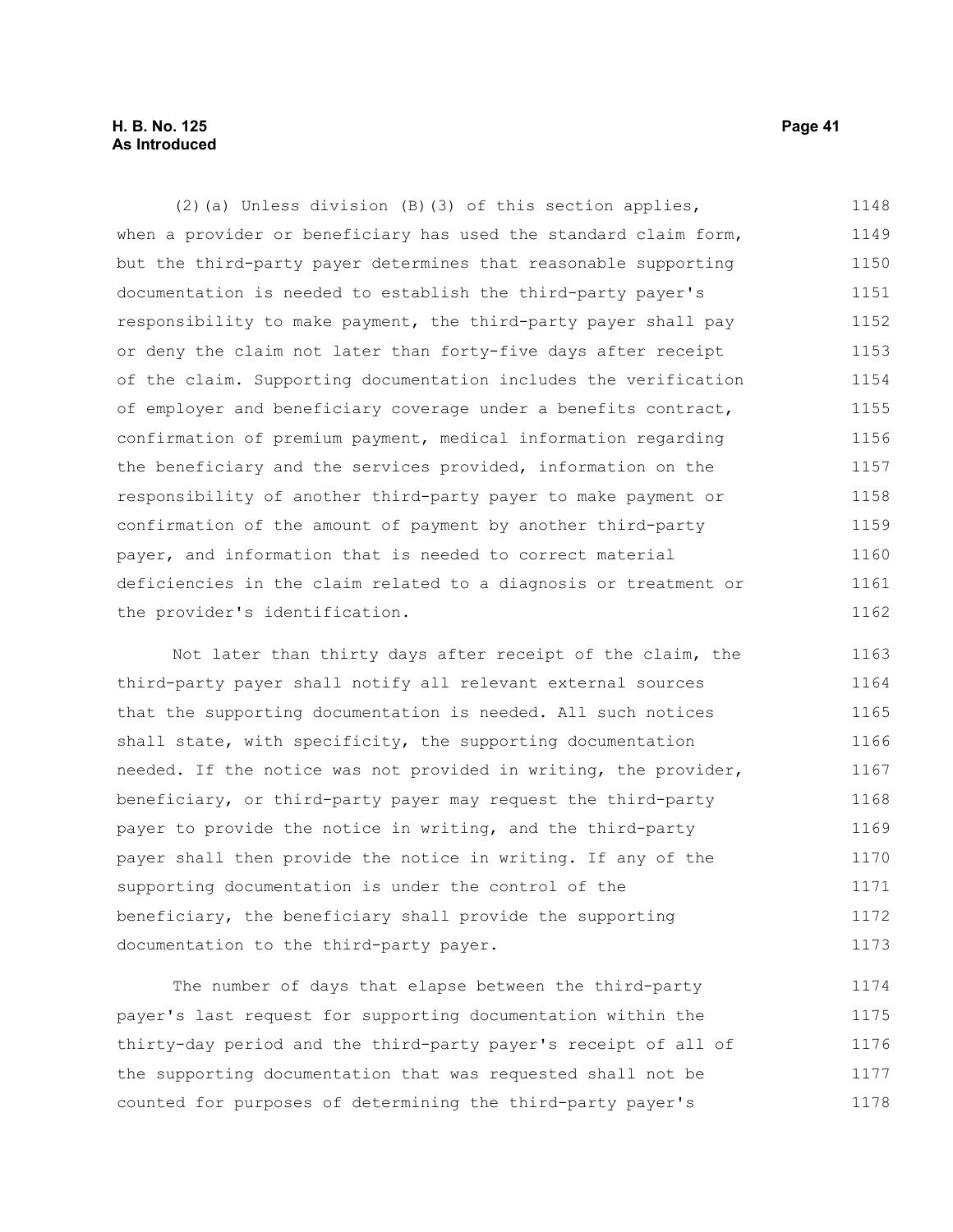(2)(a) Unless division (B)(3) of this section applies, when a provider or beneficiary has used the standard claim form, but the third-party payer determines that reasonable supporting documentation is needed to establish the third-party payer's responsibility to make payment, the third-party payer shall pay or deny the claim not later than forty-five days after receipt of the claim. Supporting documentation includes the verification of employer and beneficiary coverage under a benefits contract, confirmation of premium payment, medical information regarding the beneficiary and the services provided, information on the responsibility of another third-party payer to make payment or confirmation of the amount of payment by another third-party payer, and information that is needed to correct material deficiencies in the claim related to a diagnosis or treatment or the provider's identification.

Not later than thirty days after receipt of the claim, the third-party payer shall notify all relevant external sources that the supporting documentation is needed. All such notices shall state, with specificity, the supporting documentation needed. If the notice was not provided in writing, the provider, beneficiary, or third-party payer may request the third-party payer to provide the notice in writing, and the third-party payer shall then provide the notice in writing. If any of the supporting documentation is under the control of the beneficiary, the beneficiary shall provide the supporting documentation to the third-party payer.

The number of days that elapse between the third-party payer's last request for supporting documentation within the thirty-day period and the third-party payer's receipt of all of the supporting documentation that was requested shall not be counted for purposes of determining the third-party payer's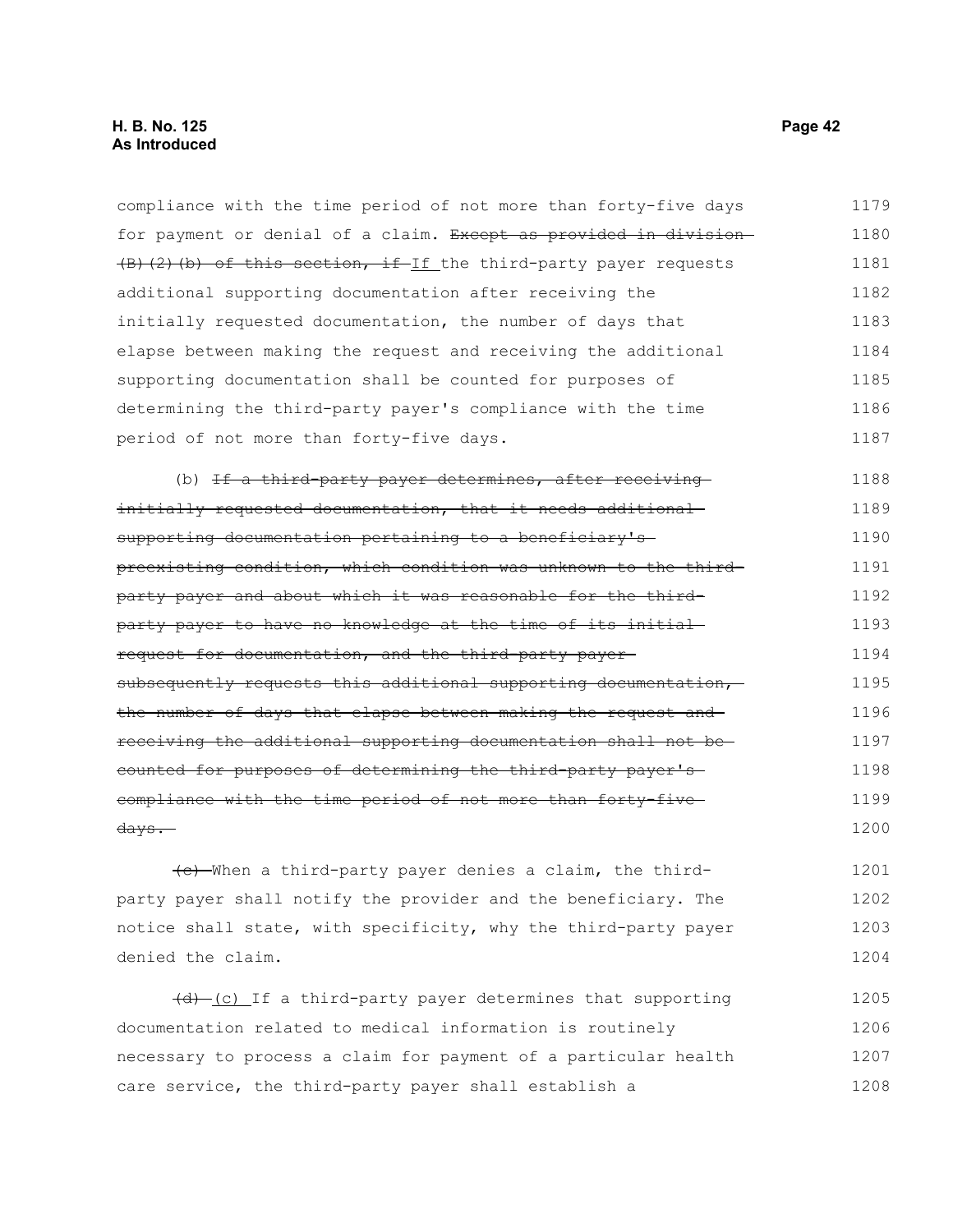compliance with the time period of not more than forty-five days for payment or denial of a claim. ~~Except as provided in division (B)(2)(b) of this section, if~~ If the third-party payer requests additional supporting documentation after receiving the initially requested documentation, the number of days that elapse between making the request and receiving the additional supporting documentation shall be counted for purposes of determining the third-party payer's compliance with the time period of not more than forty-five days.

(b) ~~If a third-party payer determines, after receiving initially requested documentation, that it needs additional supporting documentation pertaining to a beneficiary's preexisting condition, which condition was unknown to the third-party payer and about which it was reasonable for the third-party payer to have no knowledge at the time of its initial request for documentation, and the third-party payer subsequently requests this additional supporting documentation, the number of days that elapse between making the request and receiving the additional supporting documentation shall not be counted for purposes of determining the third-party payer's compliance with the time period of not more than forty-five days.~~

~~(c)~~ When a third-party payer denies a claim, the third-party payer shall notify the provider and the beneficiary. The notice shall state, with specificity, why the third-party payer denied the claim.

~~(d)~~ (c) If a third-party payer determines that supporting documentation related to medical information is routinely necessary to process a claim for payment of a particular health care service, the third-party payer shall establish a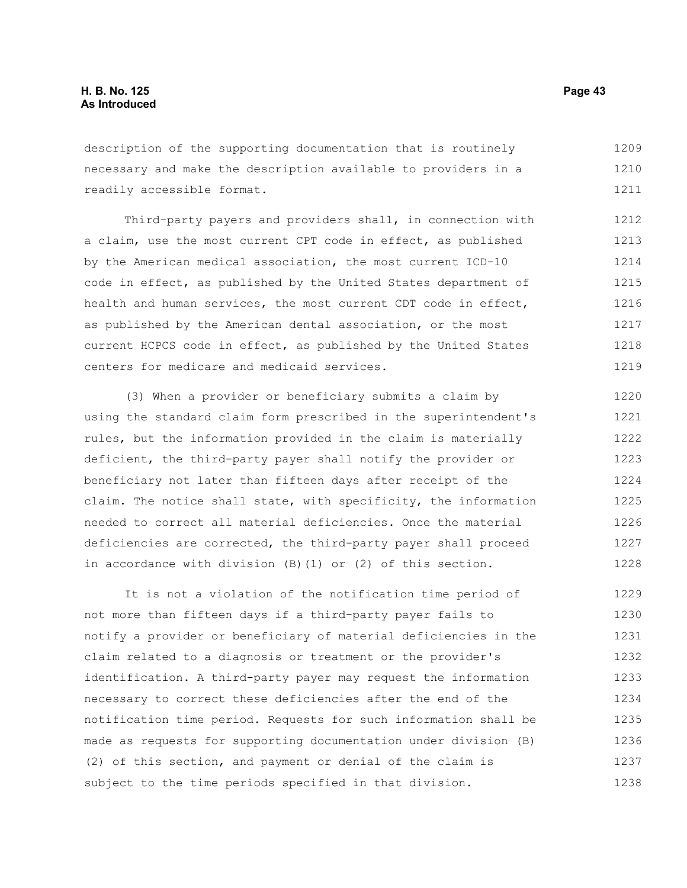description of the supporting documentation that is routinely necessary and make the description available to providers in a readily accessible format.

Third-party payers and providers shall, in connection with a claim, use the most current CPT code in effect, as published by the American medical association, the most current ICD-10 code in effect, as published by the United States department of health and human services, the most current CDT code in effect, as published by the American dental association, or the most current HCPCS code in effect, as published by the United States centers for medicare and medicaid services.

(3) When a provider or beneficiary submits a claim by using the standard claim form prescribed in the superintendent's rules, but the information provided in the claim is materially deficient, the third-party payer shall notify the provider or beneficiary not later than fifteen days after receipt of the claim. The notice shall state, with specificity, the information needed to correct all material deficiencies. Once the material deficiencies are corrected, the third-party payer shall proceed in accordance with division (B)(1) or (2) of this section.

It is not a violation of the notification time period of not more than fifteen days if a third-party payer fails to notify a provider or beneficiary of material deficiencies in the claim related to a diagnosis or treatment or the provider's identification. A third-party payer may request the information necessary to correct these deficiencies after the end of the notification time period. Requests for such information shall be made as requests for supporting documentation under division (B)(2) of this section, and payment or denial of the claim is subject to the time periods specified in that division.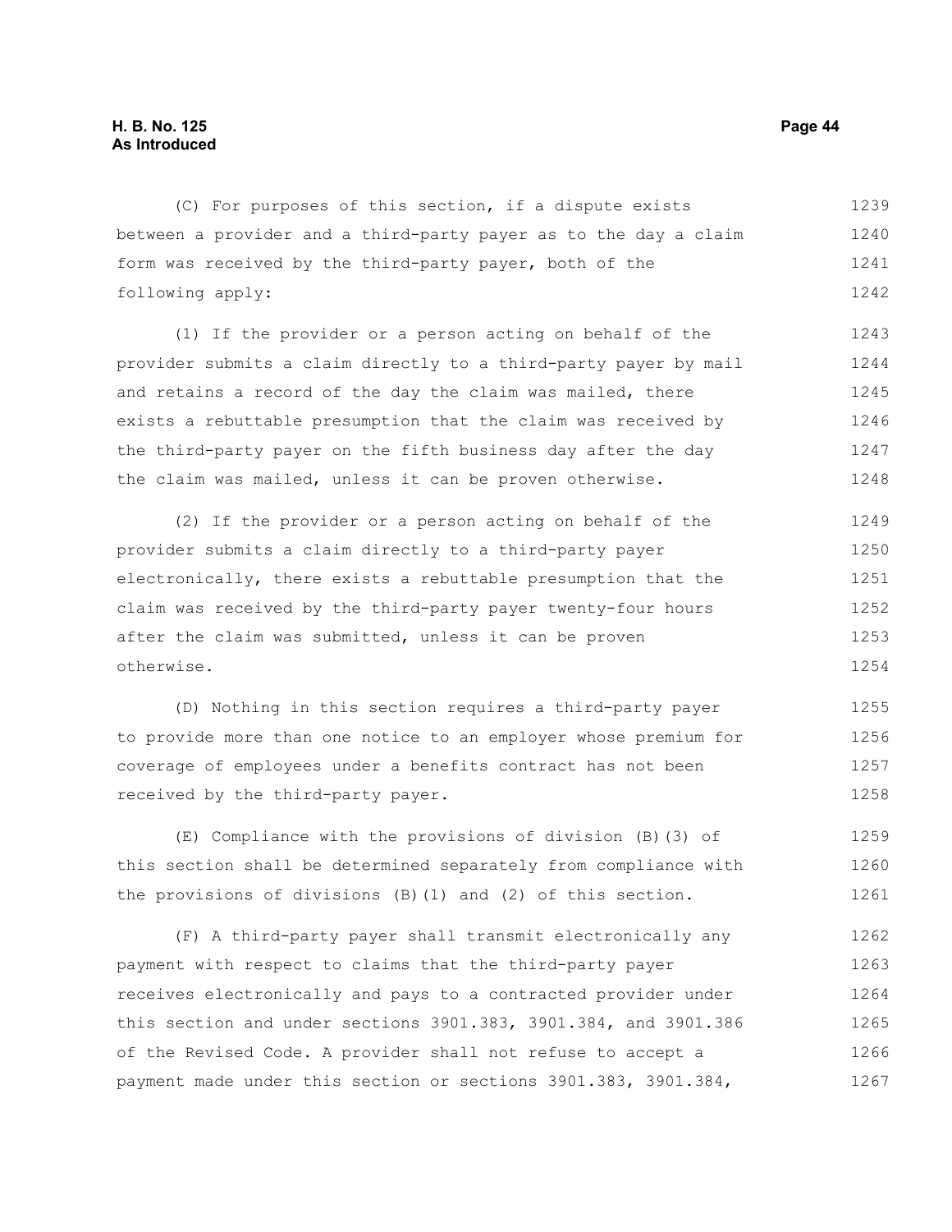(C) For purposes of this section, if a dispute exists between a provider and a third-party payer as to the day a claim form was received by the third-party payer, both of the following apply:

(1) If the provider or a person acting on behalf of the provider submits a claim directly to a third-party payer by mail and retains a record of the day the claim was mailed, there exists a rebuttable presumption that the claim was received by the third-party payer on the fifth business day after the day the claim was mailed, unless it can be proven otherwise.

(2) If the provider or a person acting on behalf of the provider submits a claim directly to a third-party payer electronically, there exists a rebuttable presumption that the claim was received by the third-party payer twenty-four hours after the claim was submitted, unless it can be proven otherwise.

(D) Nothing in this section requires a third-party payer to provide more than one notice to an employer whose premium for coverage of employees under a benefits contract has not been received by the third-party payer.

(E) Compliance with the provisions of division (B)(3) of this section shall be determined separately from compliance with the provisions of divisions (B)(1) and (2) of this section.

(F) A third-party payer shall transmit electronically any payment with respect to claims that the third-party payer receives electronically and pays to a contracted provider under this section and under sections 3901.383, 3901.384, and 3901.386 of the Revised Code. A provider shall not refuse to accept a payment made under this section or sections 3901.383, 3901.384,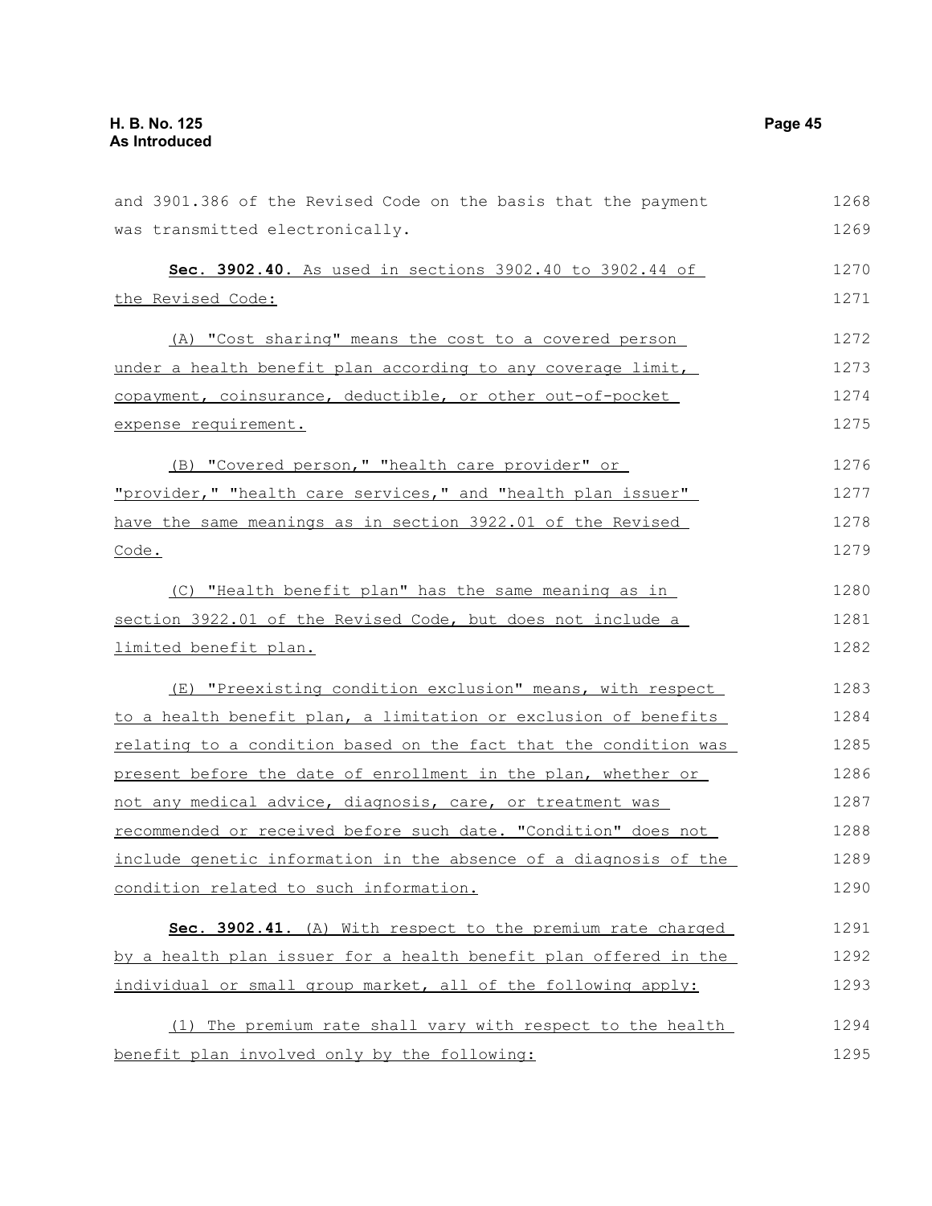and 3901.386 of the Revised Code on the basis that the payment was transmitted electronically.

**Sec. 3902.40.** As used in sections 3902.40 to 3902.44 of the Revised Code:

(A) "Cost sharing" means the cost to a covered person under a health benefit plan according to any coverage limit, copayment, coinsurance, deductible, or other out-of-pocket expense requirement.

(B) "Covered person," "health care provider" or "provider," "health care services," and "health plan issuer" have the same meanings as in section 3922.01 of the Revised Code.

(C) "Health benefit plan" has the same meaning as in section 3922.01 of the Revised Code, but does not include a limited benefit plan.

(E) "Preexisting condition exclusion" means, with respect to a health benefit plan, a limitation or exclusion of benefits relating to a condition based on the fact that the condition was present before the date of enrollment in the plan, whether or not any medical advice, diagnosis, care, or treatment was recommended or received before such date. "Condition" does not include genetic information in the absence of a diagnosis of the condition related to such information.

**Sec. 3902.41.** (A) With respect to the premium rate charged by a health plan issuer for a health benefit plan offered in the individual or small group market, all of the following apply:

(1) The premium rate shall vary with respect to the health benefit plan involved only by the following: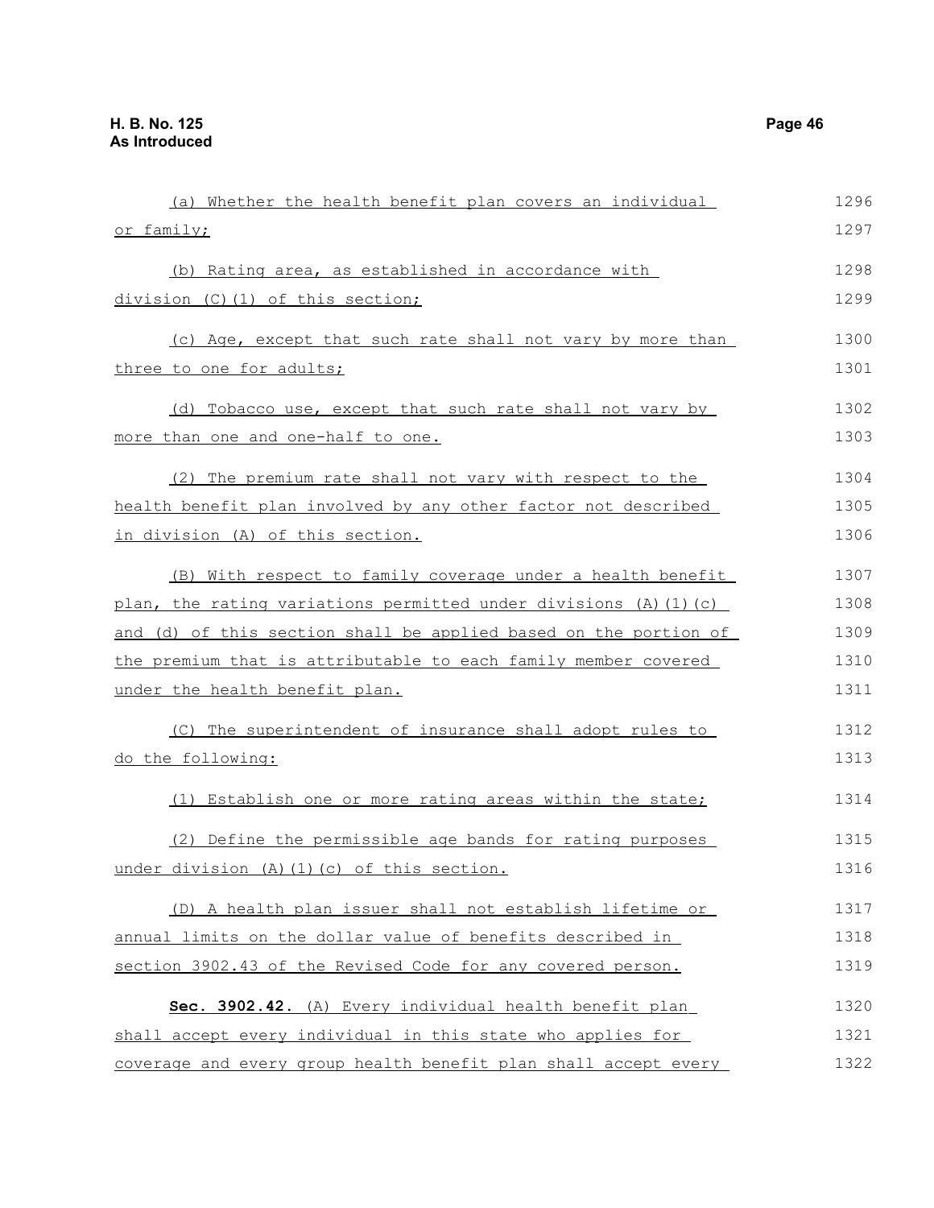(a) Whether the health benefit plan covers an individual or family;

(b) Rating area, as established in accordance with division (C)(1) of this section;

(c) Age, except that such rate shall not vary by more than three to one for adults;

(d) Tobacco use, except that such rate shall not vary by more than one and one-half to one.

(2) The premium rate shall not vary with respect to the health benefit plan involved by any other factor not described in division (A) of this section.

(B) With respect to family coverage under a health benefit plan, the rating variations permitted under divisions (A)(1)(c) and (d) of this section shall be applied based on the portion of the premium that is attributable to each family member covered under the health benefit plan.

(C) The superintendent of insurance shall adopt rules to do the following:

(1) Establish one or more rating areas within the state;

(2) Define the permissible age bands for rating purposes under division (A)(1)(c) of this section.

(D) A health plan issuer shall not establish lifetime or annual limits on the dollar value of benefits described in section 3902.43 of the Revised Code for any covered person.

**Sec. 3902.42.** (A) Every individual health benefit plan shall accept every individual in this state who applies for coverage and every group health benefit plan shall accept every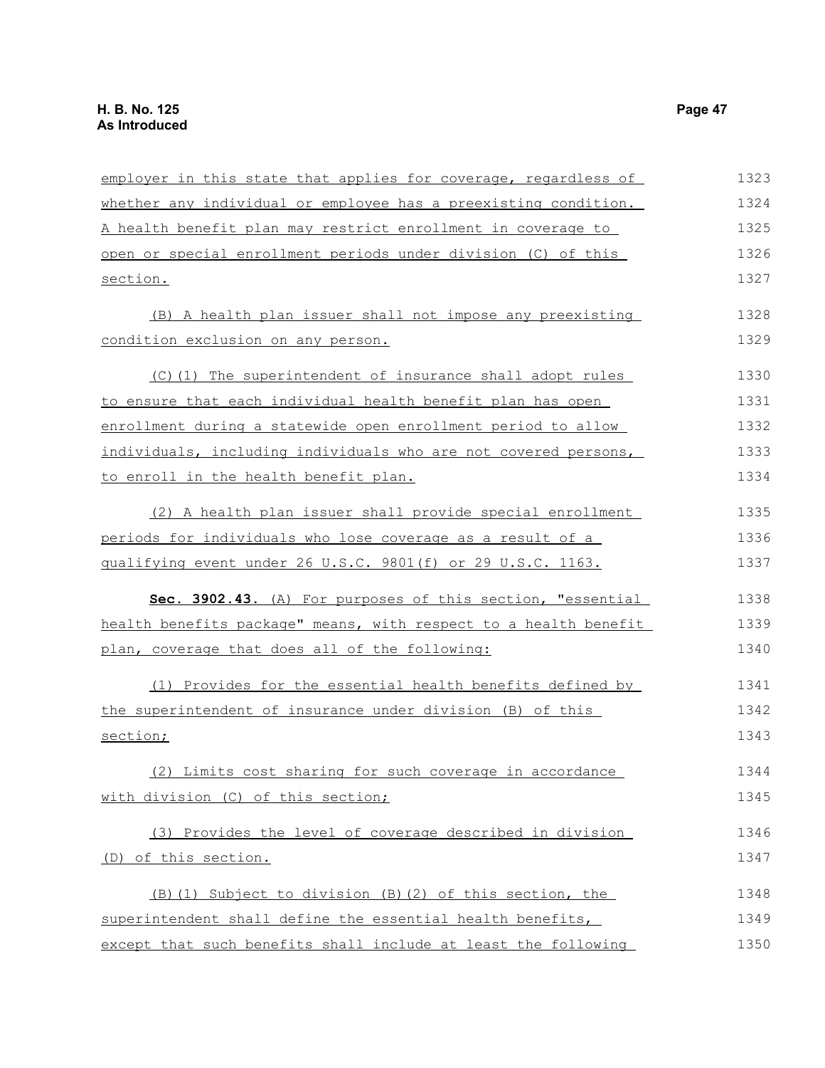employer in this state that applies for coverage, regardless of whether any individual or employee has a preexisting condition. A health benefit plan may restrict enrollment in coverage to open or special enrollment periods under division (C) of this section.

(B) A health plan issuer shall not impose any preexisting condition exclusion on any person.

(C)(1) The superintendent of insurance shall adopt rules to ensure that each individual health benefit plan has open enrollment during a statewide open enrollment period to allow individuals, including individuals who are not covered persons, to enroll in the health benefit plan.

(2) A health plan issuer shall provide special enrollment periods for individuals who lose coverage as a result of a qualifying event under 26 U.S.C. 9801(f) or 29 U.S.C. 1163.

**Sec. 3902.43.** (A) For purposes of this section, "essential health benefits package" means, with respect to a health benefit plan, coverage that does all of the following:

(1) Provides for the essential health benefits defined by the superintendent of insurance under division (B) of this section;

(2) Limits cost sharing for such coverage in accordance with division (C) of this section;

(3) Provides the level of coverage described in division (D) of this section.

(B)(1) Subject to division (B)(2) of this section, the superintendent shall define the essential health benefits, except that such benefits shall include at least the following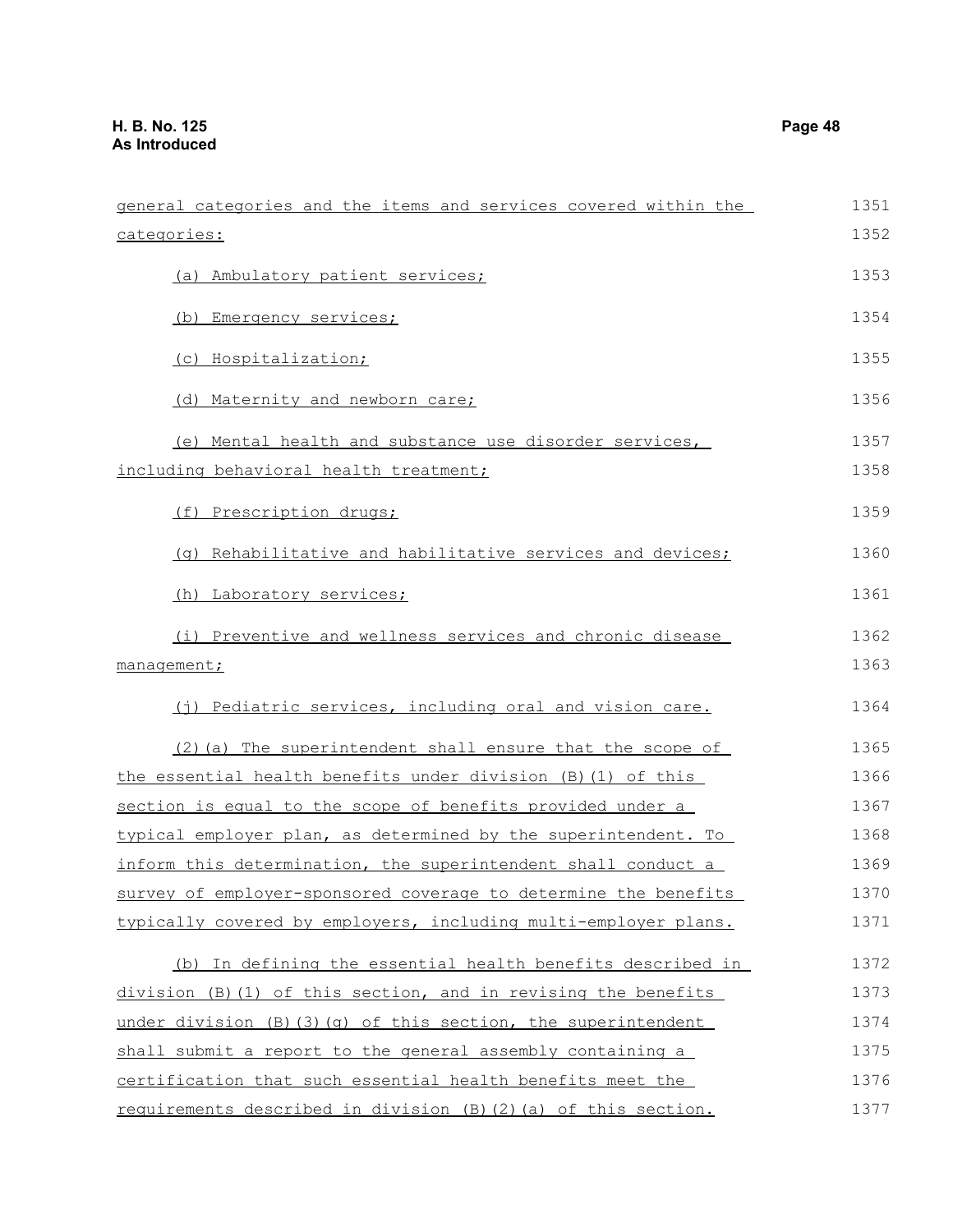general categories and the items and services covered within the categories:

(a) Ambulatory patient services;

(b) Emergency services;

(c) Hospitalization;

(d) Maternity and newborn care;

(e) Mental health and substance use disorder services, including behavioral health treatment;

(f) Prescription drugs;

(g) Rehabilitative and habilitative services and devices;

(h) Laboratory services;

(i) Preventive and wellness services and chronic disease management;

(j) Pediatric services, including oral and vision care.

(2)(a) The superintendent shall ensure that the scope of the essential health benefits under division (B)(1) of this section is equal to the scope of benefits provided under a typical employer plan, as determined by the superintendent. To inform this determination, the superintendent shall conduct a survey of employer-sponsored coverage to determine the benefits typically covered by employers, including multi-employer plans.

(b) In defining the essential health benefits described in division (B)(1) of this section, and in revising the benefits under division (B)(3)(g) of this section, the superintendent shall submit a report to the general assembly containing a certification that such essential health benefits meet the requirements described in division (B)(2)(a) of this section.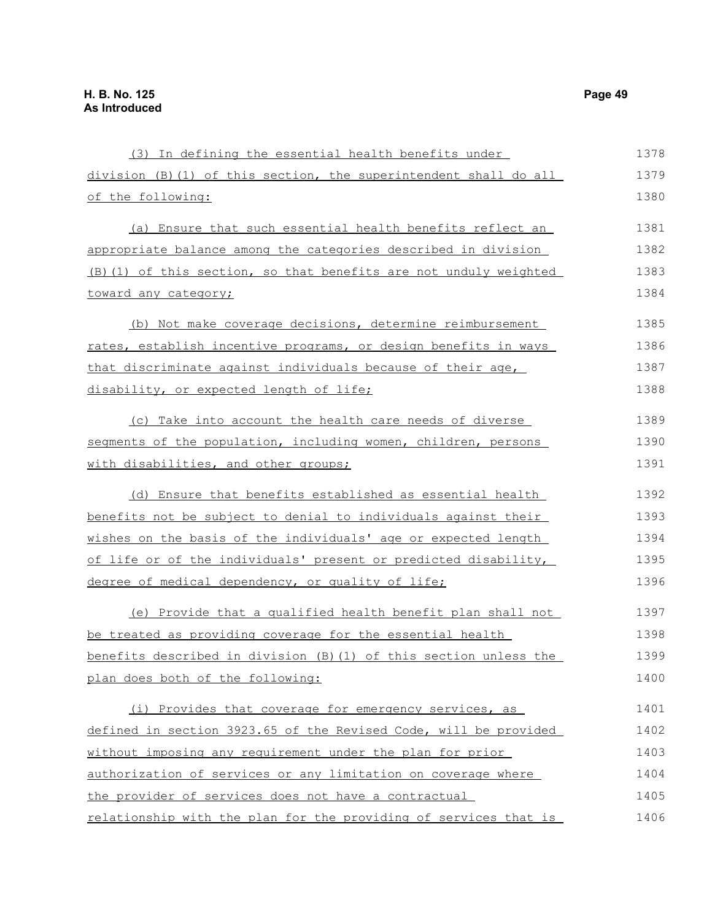(3) In defining the essential health benefits under division (B)(1) of this section, the superintendent shall do all of the following:

(a) Ensure that such essential health benefits reflect an appropriate balance among the categories described in division (B)(1) of this section, so that benefits are not unduly weighted toward any category;

(b) Not make coverage decisions, determine reimbursement rates, establish incentive programs, or design benefits in ways that discriminate against individuals because of their age, disability, or expected length of life;

(c) Take into account the health care needs of diverse segments of the population, including women, children, persons with disabilities, and other groups;

(d) Ensure that benefits established as essential health benefits not be subject to denial to individuals against their wishes on the basis of the individuals' age or expected length of life or of the individuals' present or predicted disability, degree of medical dependency, or quality of life;

(e) Provide that a qualified health benefit plan shall not be treated as providing coverage for the essential health benefits described in division (B)(1) of this section unless the plan does both of the following:

(i) Provides that coverage for emergency services, as defined in section 3923.65 of the Revised Code, will be provided without imposing any requirement under the plan for prior authorization of services or any limitation on coverage where the provider of services does not have a contractual relationship with the plan for the providing of services that is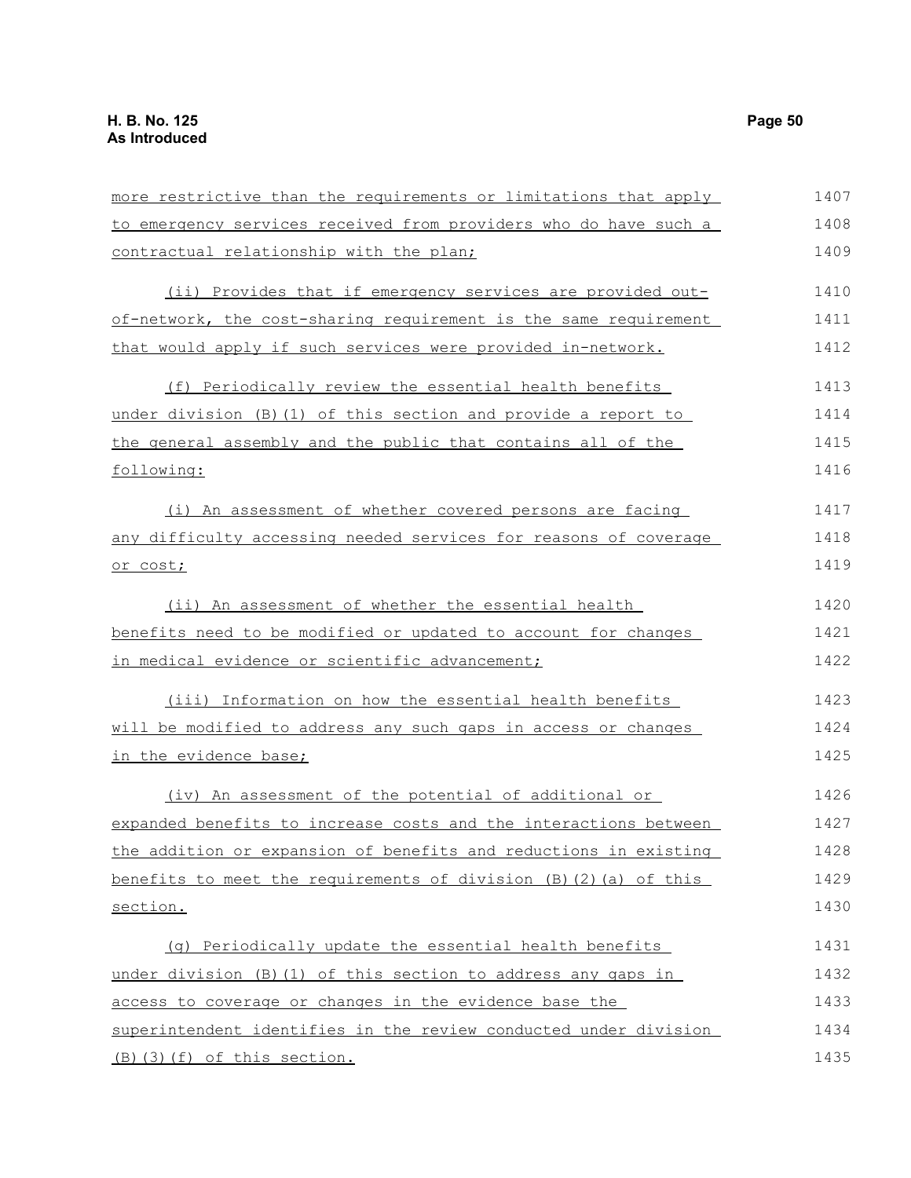more restrictive than the requirements or limitations that apply to emergency services received from providers who do have such a contractual relationship with the plan;

(ii) Provides that if emergency services are provided out-of-network, the cost-sharing requirement is the same requirement that would apply if such services were provided in-network.

(f) Periodically review the essential health benefits under division (B)(1) of this section and provide a report to the general assembly and the public that contains all of the following:

(i) An assessment of whether covered persons are facing any difficulty accessing needed services for reasons of coverage or cost;

(ii) An assessment of whether the essential health benefits need to be modified or updated to account for changes in medical evidence or scientific advancement;

(iii) Information on how the essential health benefits will be modified to address any such gaps in access or changes in the evidence base;

(iv) An assessment of the potential of additional or expanded benefits to increase costs and the interactions between the addition or expansion of benefits and reductions in existing benefits to meet the requirements of division (B)(2)(a) of this section.

(g) Periodically update the essential health benefits under division (B)(1) of this section to address any gaps in access to coverage or changes in the evidence base the superintendent identifies in the review conducted under division (B)(3)(f) of this section.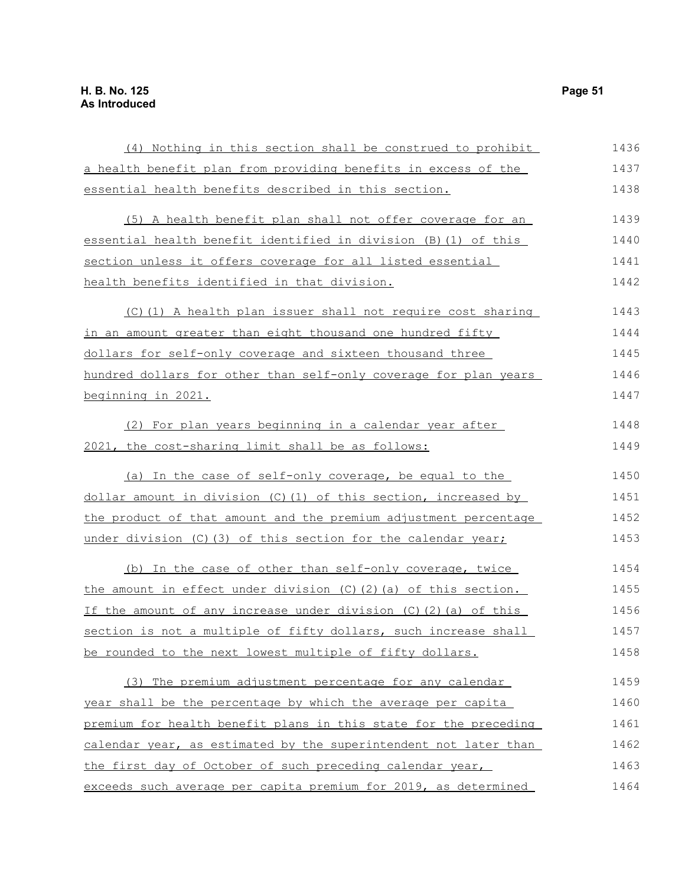(4) Nothing in this section shall be construed to prohibit a health benefit plan from providing benefits in excess of the essential health benefits described in this section.

(5) A health benefit plan shall not offer coverage for an essential health benefit identified in division (B)(1) of this section unless it offers coverage for all listed essential health benefits identified in that division.

(C)(1) A health plan issuer shall not require cost sharing in an amount greater than eight thousand one hundred fifty dollars for self-only coverage and sixteen thousand three hundred dollars for other than self-only coverage for plan years beginning in 2021.

(2) For plan years beginning in a calendar year after 2021, the cost-sharing limit shall be as follows:

(a) In the case of self-only coverage, be equal to the dollar amount in division (C)(1) of this section, increased by the product of that amount and the premium adjustment percentage under division (C)(3) of this section for the calendar year;

(b) In the case of other than self-only coverage, twice the amount in effect under division (C)(2)(a) of this section. If the amount of any increase under division (C)(2)(a) of this section is not a multiple of fifty dollars, such increase shall be rounded to the next lowest multiple of fifty dollars.

(3) The premium adjustment percentage for any calendar year shall be the percentage by which the average per capita premium for health benefit plans in this state for the preceding calendar year, as estimated by the superintendent not later than the first day of October of such preceding calendar year, exceeds such average per capita premium for 2019, as determined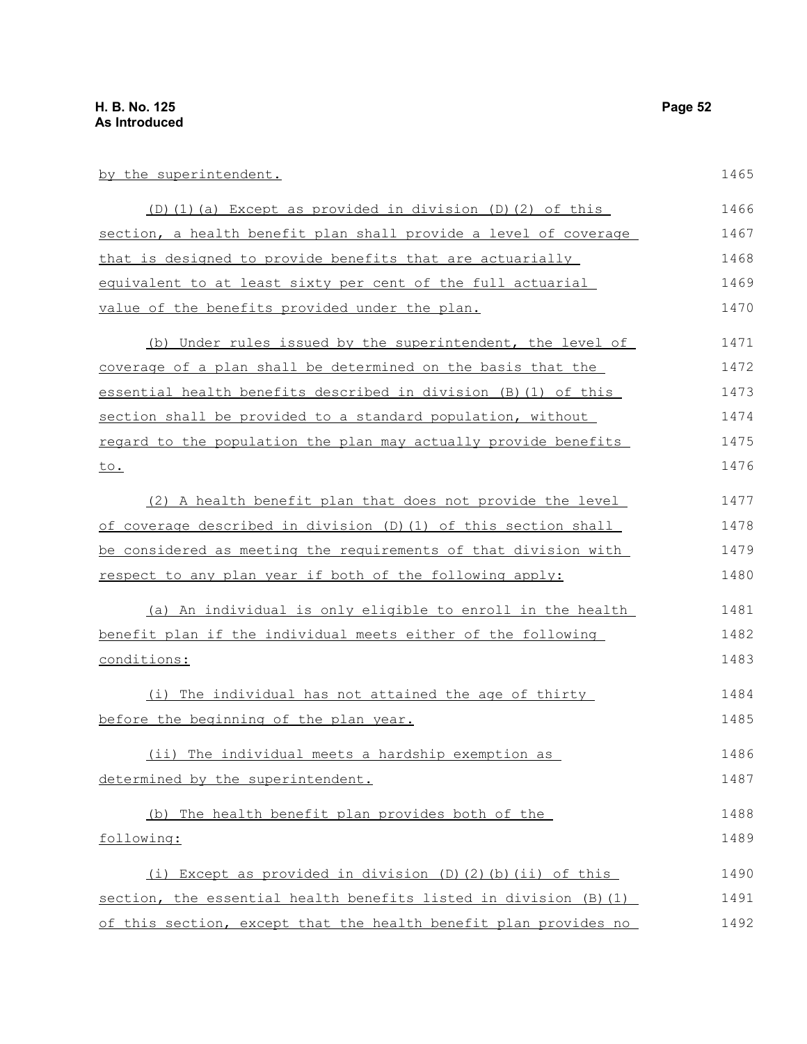by the superintendent.

(D)(1)(a) Except as provided in division (D)(2) of this section, a health benefit plan shall provide a level of coverage that is designed to provide benefits that are actuarially equivalent to at least sixty per cent of the full actuarial value of the benefits provided under the plan.

(b) Under rules issued by the superintendent, the level of coverage of a plan shall be determined on the basis that the essential health benefits described in division (B)(1) of this section shall be provided to a standard population, without regard to the population the plan may actually provide benefits to.

(2) A health benefit plan that does not provide the level of coverage described in division (D)(1) of this section shall be considered as meeting the requirements of that division with respect to any plan year if both of the following apply:

(a) An individual is only eligible to enroll in the health benefit plan if the individual meets either of the following conditions:

(i) The individual has not attained the age of thirty before the beginning of the plan year.

(ii) The individual meets a hardship exemption as determined by the superintendent.

(b) The health benefit plan provides both of the following:

(i) Except as provided in division (D)(2)(b)(ii) of this section, the essential health benefits listed in division (B)(1) of this section, except that the health benefit plan provides no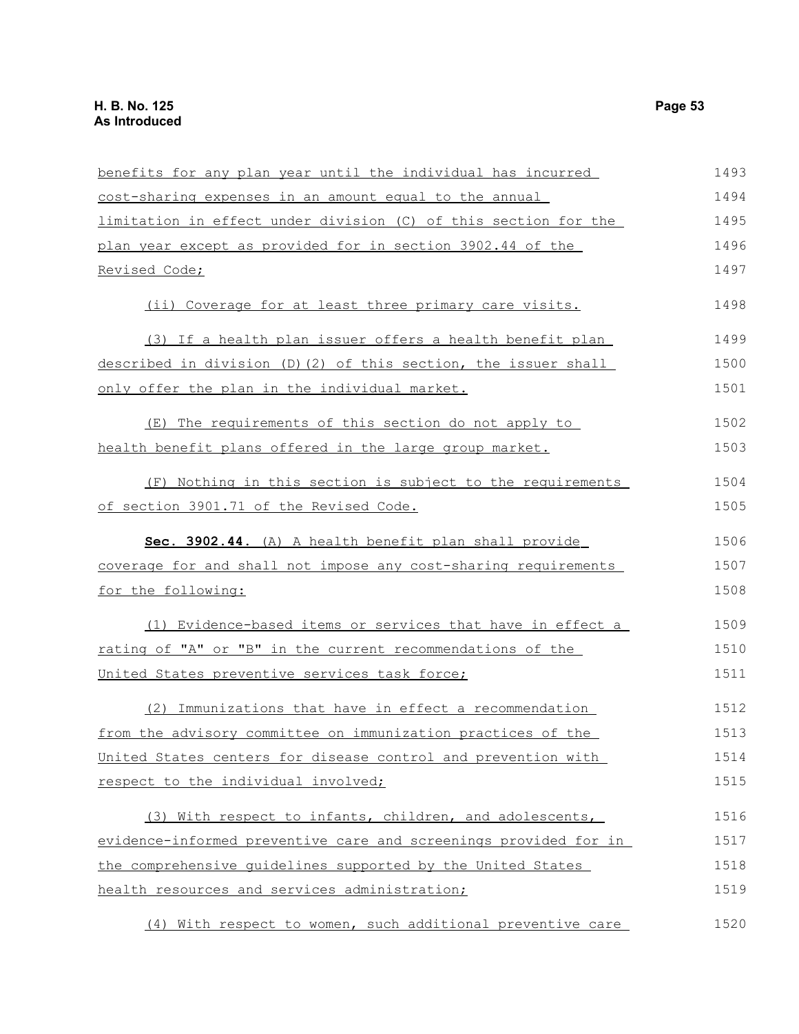benefits for any plan year until the individual has incurred cost-sharing expenses in an amount equal to the annual limitation in effect under division (C) of this section for the plan year except as provided for in section 3902.44 of the Revised Code;

(ii) Coverage for at least three primary care visits.

(3) If a health plan issuer offers a health benefit plan described in division (D)(2) of this section, the issuer shall only offer the plan in the individual market.

(E) The requirements of this section do not apply to health benefit plans offered in the large group market.

(F) Nothing in this section is subject to the requirements of section 3901.71 of the Revised Code.

**Sec. 3902.44.** (A) A health benefit plan shall provide coverage for and shall not impose any cost-sharing requirements for the following:

(1) Evidence-based items or services that have in effect a rating of "A" or "B" in the current recommendations of the United States preventive services task force;

(2) Immunizations that have in effect a recommendation from the advisory committee on immunization practices of the United States centers for disease control and prevention with respect to the individual involved;

(3) With respect to infants, children, and adolescents, evidence-informed preventive care and screenings provided for in the comprehensive guidelines supported by the United States health resources and services administration;

(4) With respect to women, such additional preventive care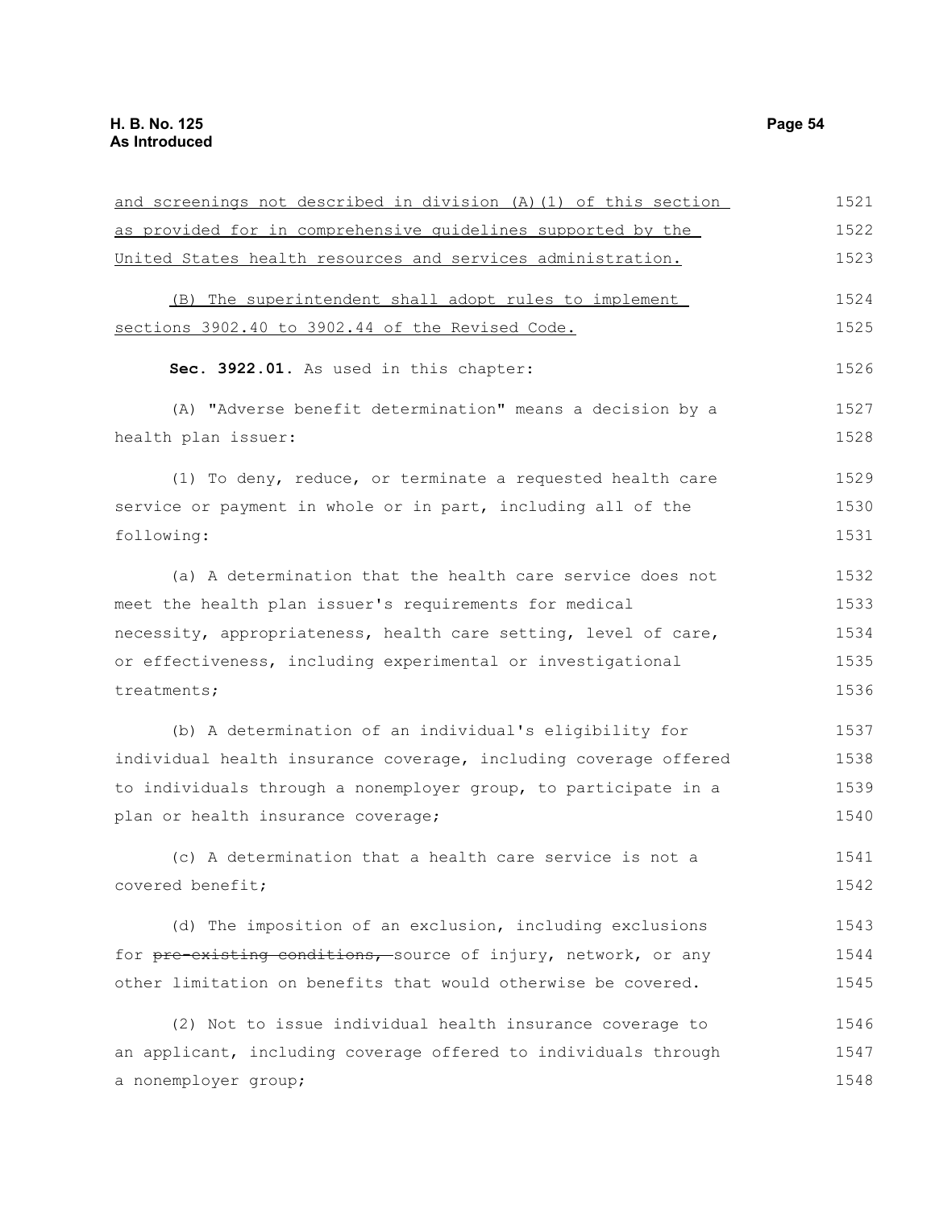and screenings not described in division (A)(1) of this section as provided for in comprehensive guidelines supported by the United States health resources and services administration.

(B) The superintendent shall adopt rules to implement sections 3902.40 to 3902.44 of the Revised Code.

**Sec. 3922.01.** As used in this chapter:

(A) "Adverse benefit determination" means a decision by a health plan issuer:

(1) To deny, reduce, or terminate a requested health care service or payment in whole or in part, including all of the following:

(a) A determination that the health care service does not meet the health plan issuer's requirements for medical necessity, appropriateness, health care setting, level of care, or effectiveness, including experimental or investigational treatments;

(b) A determination of an individual's eligibility for individual health insurance coverage, including coverage offered to individuals through a nonemployer group, to participate in a plan or health insurance coverage;

(c) A determination that a health care service is not a covered benefit;

(d) The imposition of an exclusion, including exclusions for ~~pre-existing conditions,~~ source of injury, network, or any other limitation on benefits that would otherwise be covered.

(2) Not to issue individual health insurance coverage to an applicant, including coverage offered to individuals through a nonemployer group;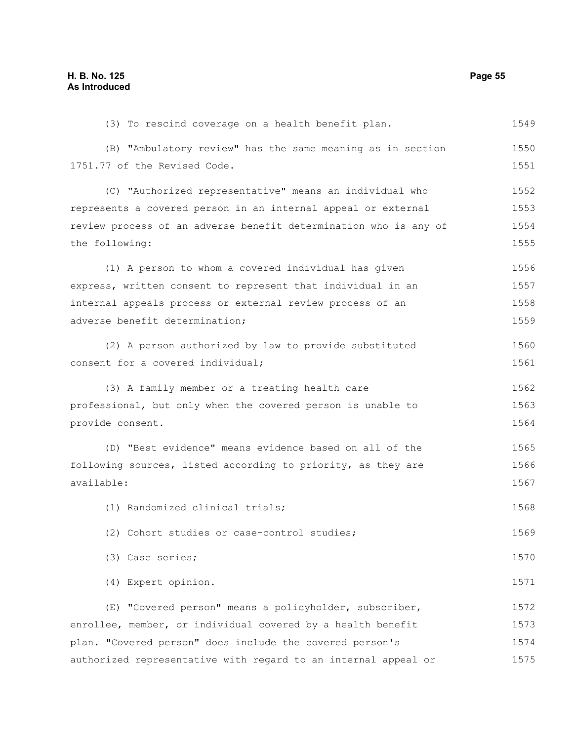(3) To rescind coverage on a health benefit plan.

(B) "Ambulatory review" has the same meaning as in section 1751.77 of the Revised Code.

(C) "Authorized representative" means an individual who represents a covered person in an internal appeal or external review process of an adverse benefit determination who is any of the following:

(1) A person to whom a covered individual has given express, written consent to represent that individual in an internal appeals process or external review process of an adverse benefit determination;

(2) A person authorized by law to provide substituted consent for a covered individual;

(3) A family member or a treating health care professional, but only when the covered person is unable to provide consent.

(D) "Best evidence" means evidence based on all of the following sources, listed according to priority, as they are available:

(1) Randomized clinical trials;

(2) Cohort studies or case-control studies;

(3) Case series;

(4) Expert opinion.

(E) "Covered person" means a policyholder, subscriber, enrollee, member, or individual covered by a health benefit plan. "Covered person" does include the covered person's authorized representative with regard to an internal appeal or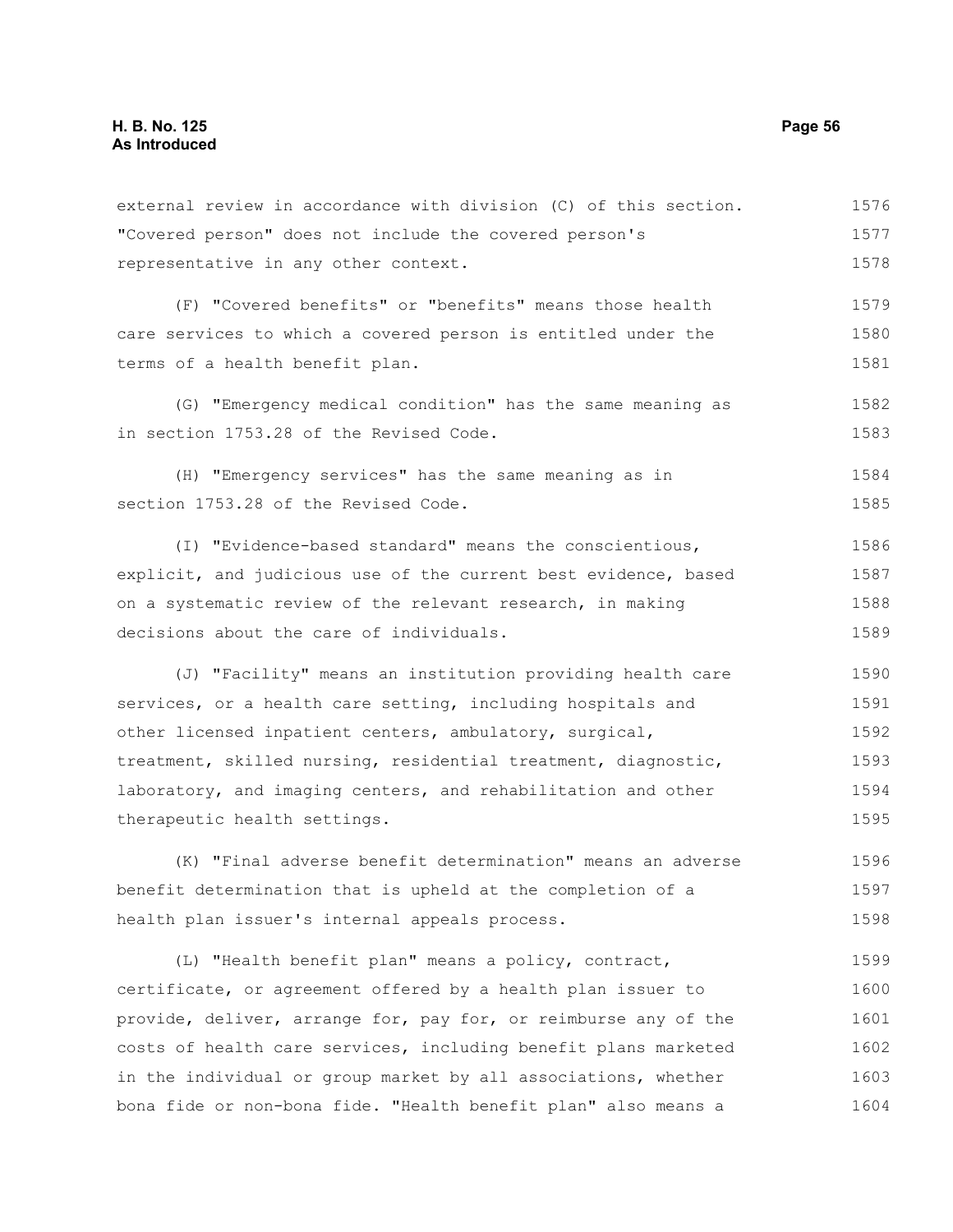external review in accordance with division (C) of this section. "Covered person" does not include the covered person's representative in any other context.

(F) "Covered benefits" or "benefits" means those health care services to which a covered person is entitled under the terms of a health benefit plan.

(G) "Emergency medical condition" has the same meaning as in section 1753.28 of the Revised Code.

(H) "Emergency services" has the same meaning as in section 1753.28 of the Revised Code.

(I) "Evidence-based standard" means the conscientious, explicit, and judicious use of the current best evidence, based on a systematic review of the relevant research, in making decisions about the care of individuals.

(J) "Facility" means an institution providing health care services, or a health care setting, including hospitals and other licensed inpatient centers, ambulatory, surgical, treatment, skilled nursing, residential treatment, diagnostic, laboratory, and imaging centers, and rehabilitation and other therapeutic health settings.

(K) "Final adverse benefit determination" means an adverse benefit determination that is upheld at the completion of a health plan issuer's internal appeals process.

(L) "Health benefit plan" means a policy, contract, certificate, or agreement offered by a health plan issuer to provide, deliver, arrange for, pay for, or reimburse any of the costs of health care services, including benefit plans marketed in the individual or group market by all associations, whether bona fide or non-bona fide. "Health benefit plan" also means a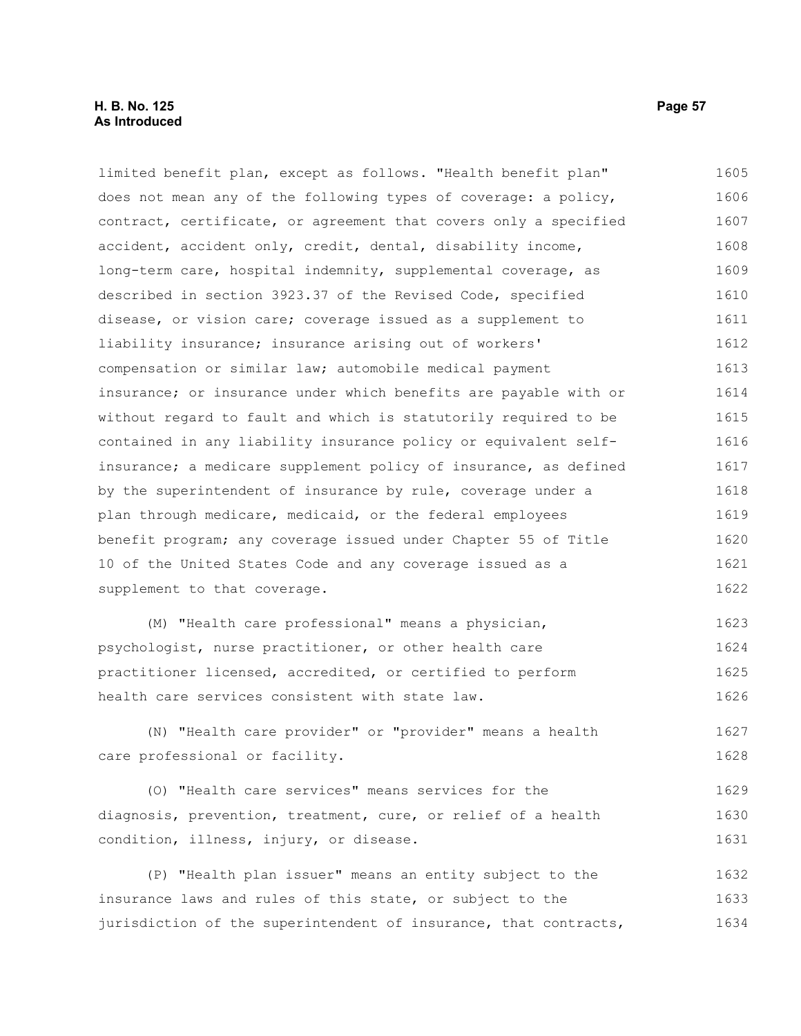limited benefit plan, except as follows. "Health benefit plan" does not mean any of the following types of coverage: a policy, contract, certificate, or agreement that covers only a specified accident, accident only, credit, dental, disability income, long-term care, hospital indemnity, supplemental coverage, as described in section 3923.37 of the Revised Code, specified disease, or vision care; coverage issued as a supplement to liability insurance; insurance arising out of workers' compensation or similar law; automobile medical payment insurance; or insurance under which benefits are payable with or without regard to fault and which is statutorily required to be contained in any liability insurance policy or equivalent self-insurance; a medicare supplement policy of insurance, as defined by the superintendent of insurance by rule, coverage under a plan through medicare, medicaid, or the federal employees benefit program; any coverage issued under Chapter 55 of Title 10 of the United States Code and any coverage issued as a supplement to that coverage.

(M) "Health care professional" means a physician, psychologist, nurse practitioner, or other health care practitioner licensed, accredited, or certified to perform health care services consistent with state law.

(N) "Health care provider" or "provider" means a health care professional or facility.

(O) "Health care services" means services for the diagnosis, prevention, treatment, cure, or relief of a health condition, illness, injury, or disease.

(P) "Health plan issuer" means an entity subject to the insurance laws and rules of this state, or subject to the jurisdiction of the superintendent of insurance, that contracts,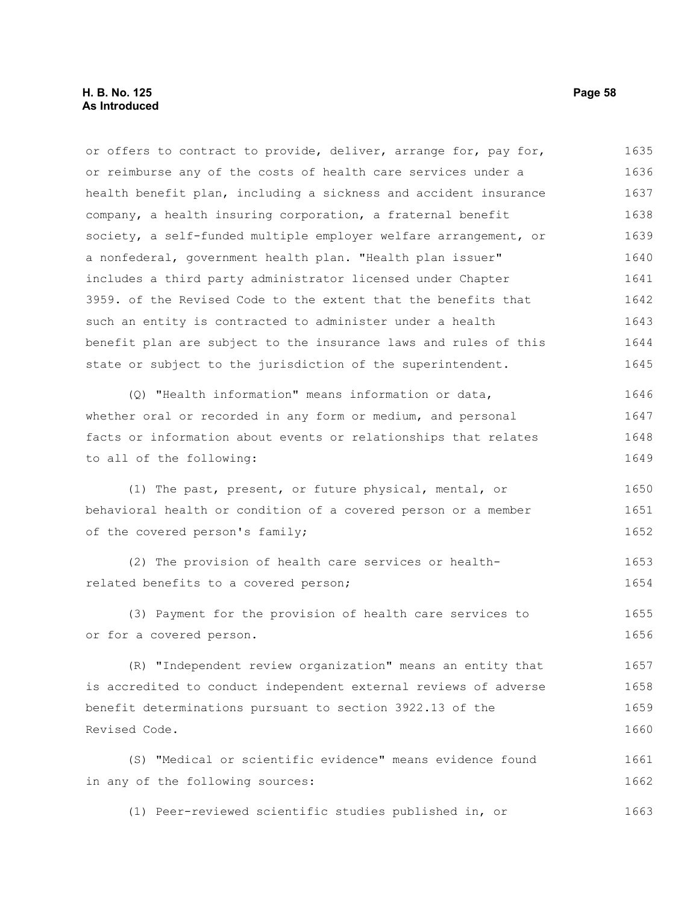or offers to contract to provide, deliver, arrange for, pay for, or reimburse any of the costs of health care services under a health benefit plan, including a sickness and accident insurance company, a health insuring corporation, a fraternal benefit society, a self-funded multiple employer welfare arrangement, or a nonfederal, government health plan. "Health plan issuer" includes a third party administrator licensed under Chapter 3959. of the Revised Code to the extent that the benefits that such an entity is contracted to administer under a health benefit plan are subject to the insurance laws and rules of this state or subject to the jurisdiction of the superintendent.

(Q) "Health information" means information or data, whether oral or recorded in any form or medium, and personal facts or information about events or relationships that relates to all of the following:

(1) The past, present, or future physical, mental, or behavioral health or condition of a covered person or a member of the covered person's family;

(2) The provision of health care services or health-related benefits to a covered person;

(3) Payment for the provision of health care services to or for a covered person.

(R) "Independent review organization" means an entity that is accredited to conduct independent external reviews of adverse benefit determinations pursuant to section 3922.13 of the Revised Code.

(S) "Medical or scientific evidence" means evidence found in any of the following sources:

(1) Peer-reviewed scientific studies published in, or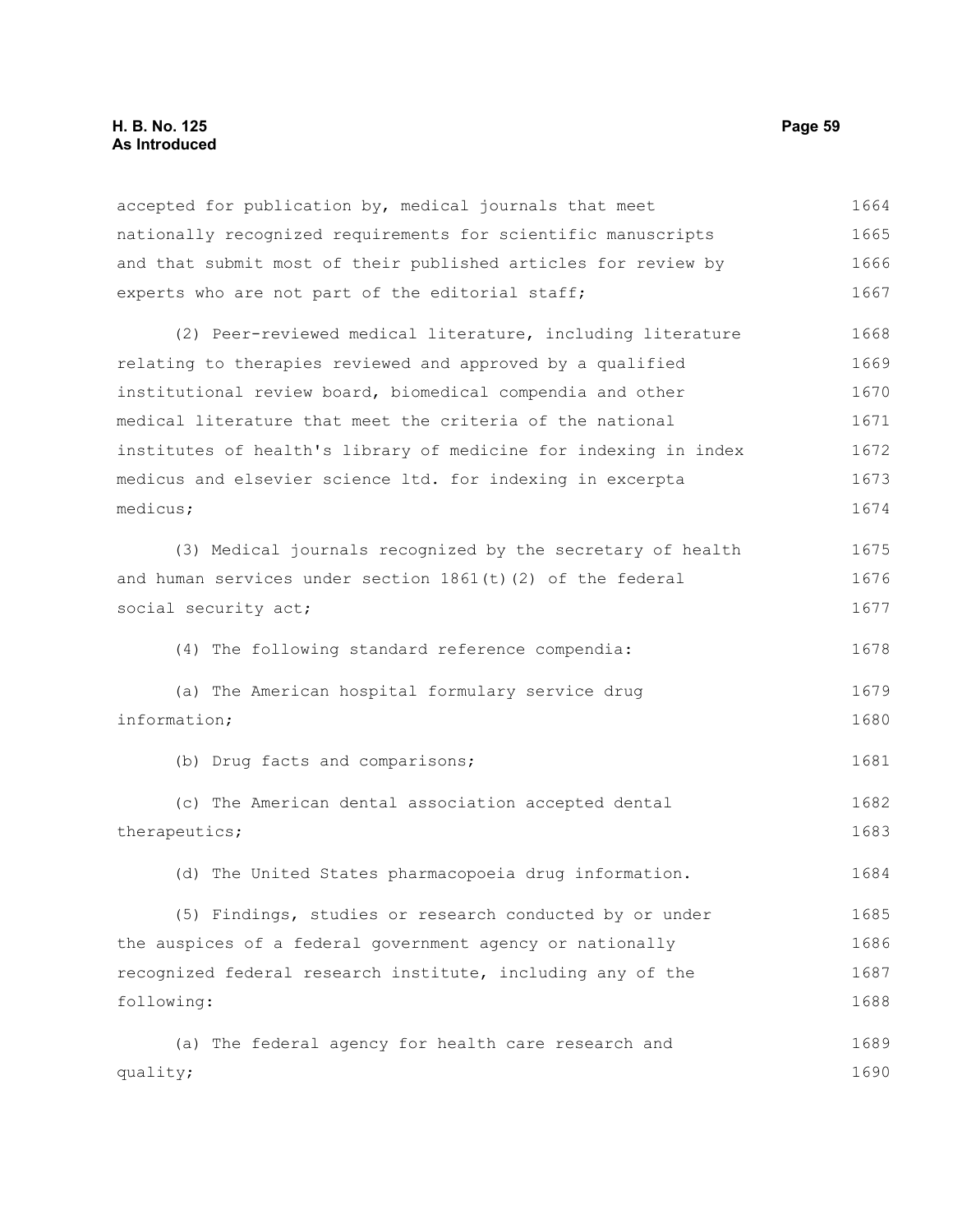accepted for publication by, medical journals that meet nationally recognized requirements for scientific manuscripts and that submit most of their published articles for review by experts who are not part of the editorial staff;

(2) Peer-reviewed medical literature, including literature relating to therapies reviewed and approved by a qualified institutional review board, biomedical compendia and other medical literature that meet the criteria of the national institutes of health's library of medicine for indexing in index medicus and elsevier science ltd. for indexing in excerpta medicus;

(3) Medical journals recognized by the secretary of health and human services under section 1861(t)(2) of the federal social security act;

(4) The following standard reference compendia:

(a) The American hospital formulary service drug information;

(b) Drug facts and comparisons;

(c) The American dental association accepted dental therapeutics;

(d) The United States pharmacopoeia drug information.

(5) Findings, studies or research conducted by or under the auspices of a federal government agency or nationally recognized federal research institute, including any of the following:

(a) The federal agency for health care research and quality;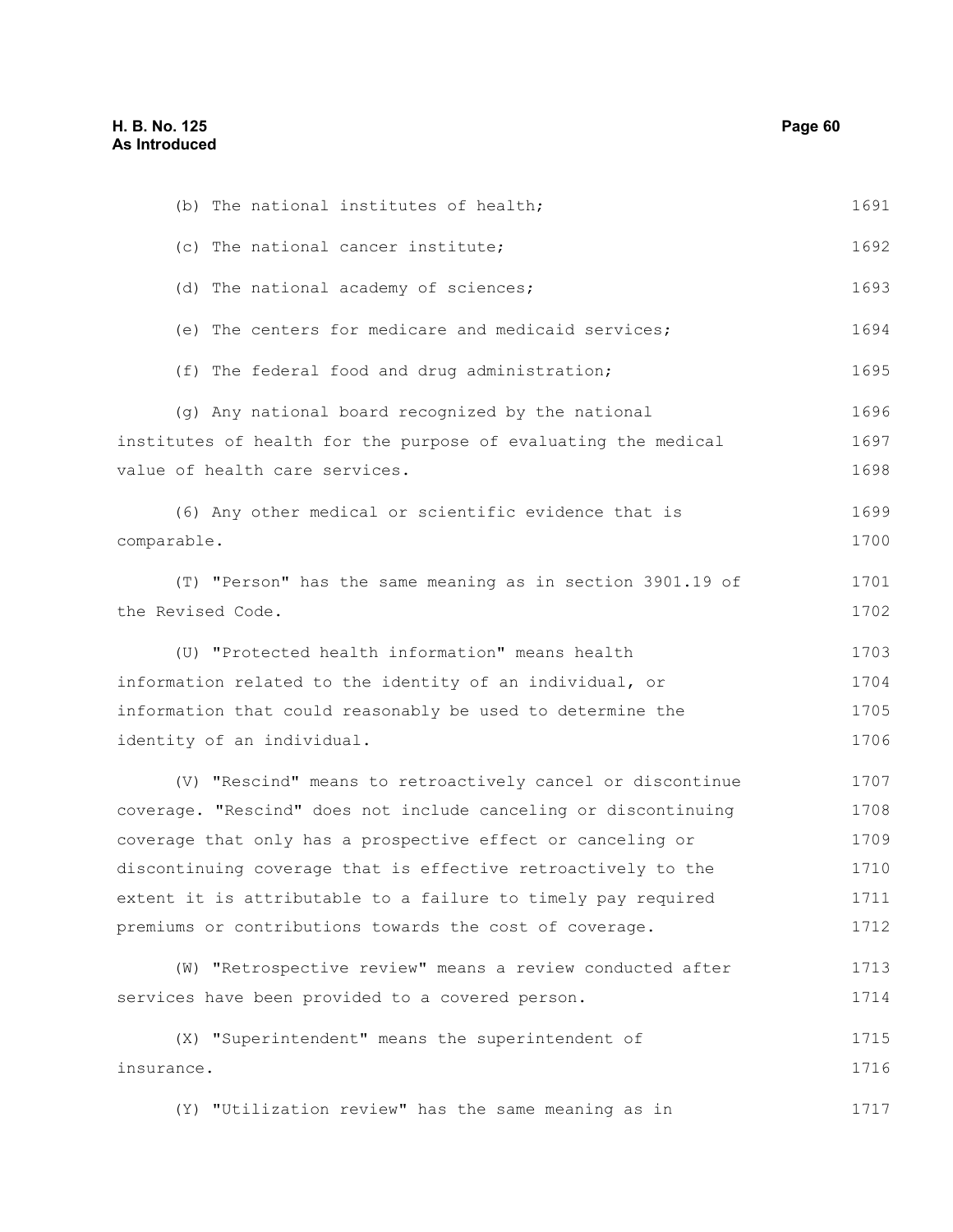(b) The national institutes of health;

(c) The national cancer institute;

(d) The national academy of sciences;

(e) The centers for medicare and medicaid services;

(f) The federal food and drug administration;

(g) Any national board recognized by the national institutes of health for the purpose of evaluating the medical value of health care services.

(6) Any other medical or scientific evidence that is comparable.

(T) "Person" has the same meaning as in section 3901.19 of the Revised Code.

(U) "Protected health information" means health information related to the identity of an individual, or information that could reasonably be used to determine the identity of an individual.

(V) "Rescind" means to retroactively cancel or discontinue coverage. "Rescind" does not include canceling or discontinuing coverage that only has a prospective effect or canceling or discontinuing coverage that is effective retroactively to the extent it is attributable to a failure to timely pay required premiums or contributions towards the cost of coverage.

(W) "Retrospective review" means a review conducted after services have been provided to a covered person.

(X) "Superintendent" means the superintendent of insurance.

(Y) "Utilization review" has the same meaning as in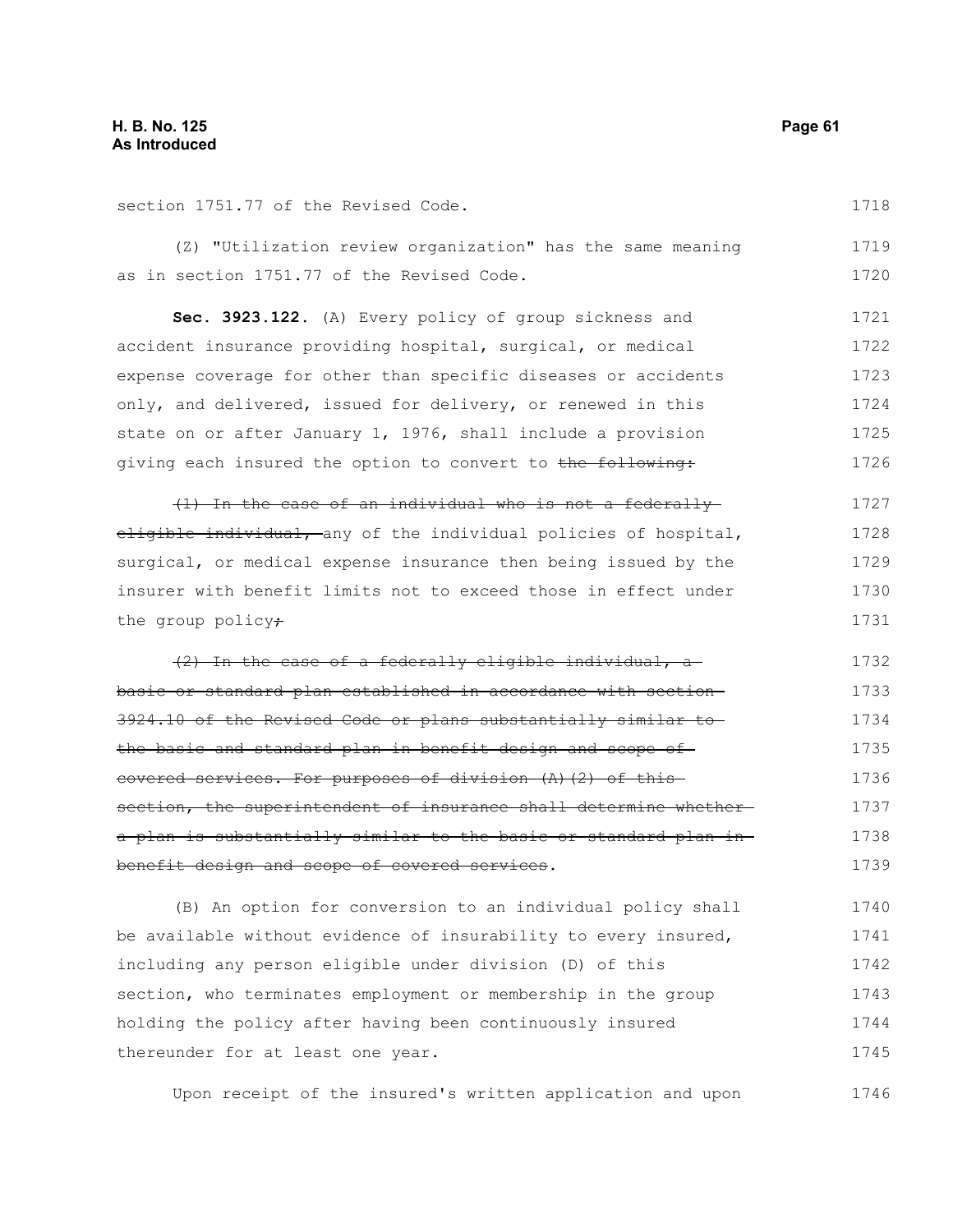section 1751.77 of the Revised Code.

(Z) "Utilization review organization" has the same meaning as in section 1751.77 of the Revised Code.

**Sec. 3923.122.** (A) Every policy of group sickness and accident insurance providing hospital, surgical, or medical expense coverage for other than specific diseases or accidents only, and delivered, issued for delivery, or renewed in this state on or after January 1, 1976, shall include a provision giving each insured the option to convert to ~~the following:~~

~~(1) In the case of an individual who is not a federally eligible individual,~~ any of the individual policies of hospital, surgical, or medical expense insurance then being issued by the insurer with benefit limits not to exceed those in effect under the group policy~~;~~

~~(2) In the case of a federally eligible individual, a basic or standard plan established in accordance with section 3924.10 of the Revised Code or plans substantially similar to the basic and standard plan in benefit design and scope of covered services. For purposes of division (A)(2) of this section, the superintendent of insurance shall determine whether a plan is substantially similar to the basic or standard plan in benefit design and scope of covered services~~.

(B) An option for conversion to an individual policy shall be available without evidence of insurability to every insured, including any person eligible under division (D) of this section, who terminates employment or membership in the group holding the policy after having been continuously insured thereunder for at least one year.

Upon receipt of the insured's written application and upon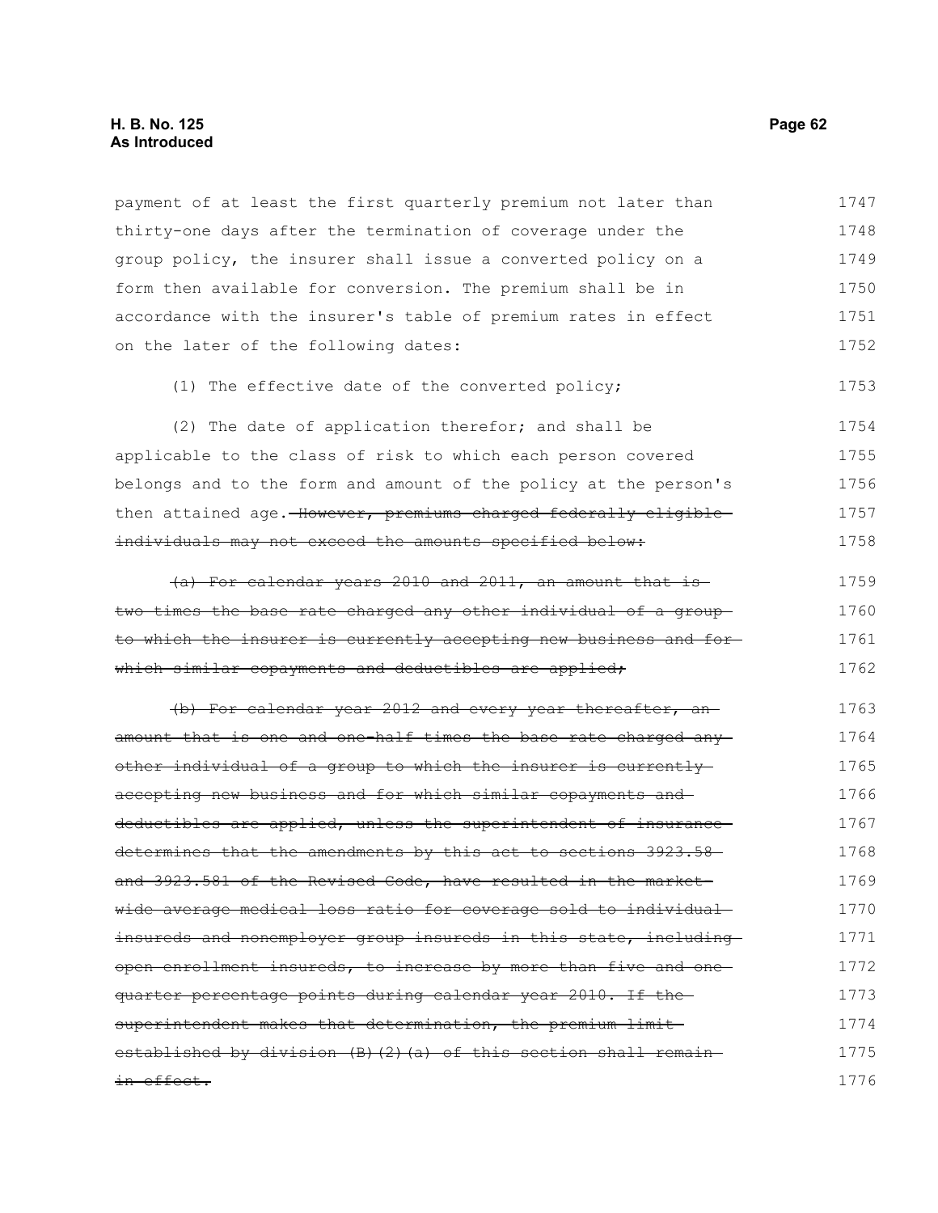payment of at least the first quarterly premium not later than thirty-one days after the termination of coverage under the group policy, the insurer shall issue a converted policy on a form then available for conversion. The premium shall be in accordance with the insurer's table of premium rates in effect on the later of the following dates:

(1) The effective date of the converted policy;

(2) The date of application therefor; and shall be applicable to the class of risk to which each person covered belongs and to the form and amount of the policy at the person's then attained age. ~~However, premiums charged federally eligible individuals may not exceed the amounts specified below:~~

~~(a) For calendar years 2010 and 2011, an amount that is two times the base rate charged any other individual of a group to which the insurer is currently accepting new business and for which similar copayments and deductibles are applied;~~

~~(b) For calendar year 2012 and every year thereafter, an amount that is one and one-half times the base rate charged any other individual of a group to which the insurer is currently accepting new business and for which similar copayments and deductibles are applied, unless the superintendent of insurance determines that the amendments by this act to sections 3923.58 and 3923.581 of the Revised Code, have resulted in the market-wide average medical loss ratio for coverage sold to individual insureds and nonemployer group insureds in this state, including open enrollment insureds, to increase by more than five and one-quarter percentage points during calendar year 2010. If the superintendent makes that determination, the premium limit established by division (B)(2)(a) of this section shall remain in effect.~~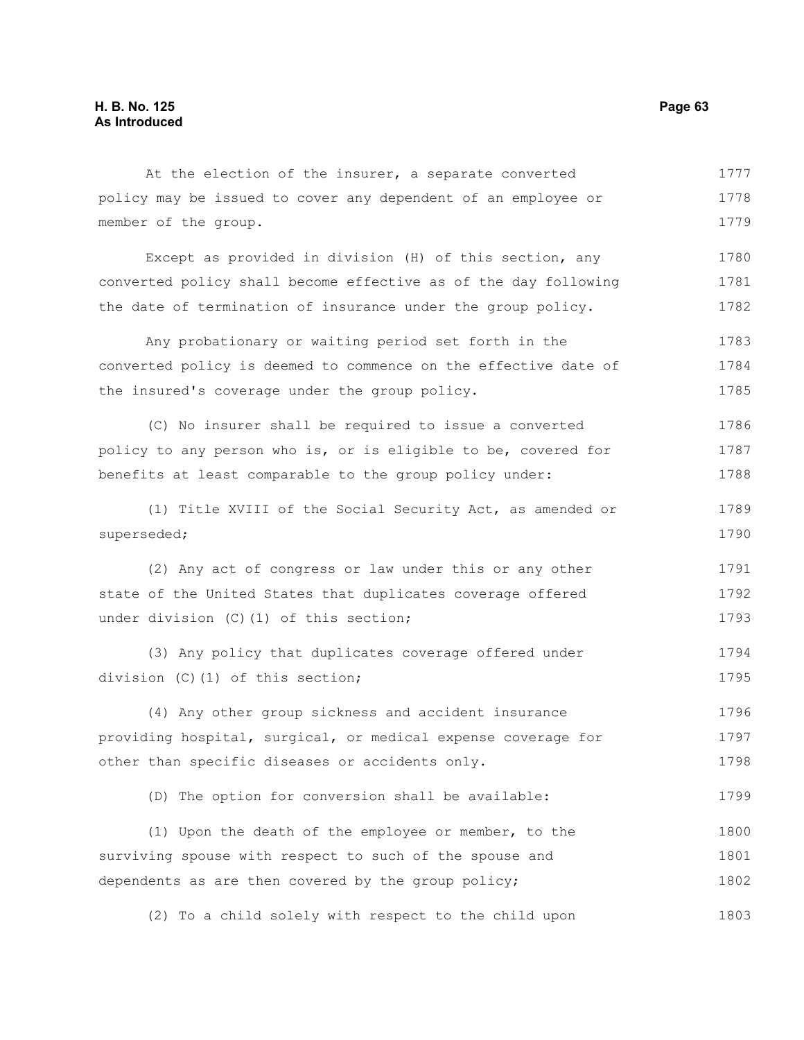At the election of the insurer, a separate converted policy may be issued to cover any dependent of an employee or member of the group.

Except as provided in division (H) of this section, any converted policy shall become effective as of the day following the date of termination of insurance under the group policy.

Any probationary or waiting period set forth in the converted policy is deemed to commence on the effective date of the insured's coverage under the group policy.

(C) No insurer shall be required to issue a converted policy to any person who is, or is eligible to be, covered for benefits at least comparable to the group policy under:

(1) Title XVIII of the Social Security Act, as amended or superseded;

(2) Any act of congress or law under this or any other state of the United States that duplicates coverage offered under division (C)(1) of this section;

(3) Any policy that duplicates coverage offered under division (C)(1) of this section;

(4) Any other group sickness and accident insurance providing hospital, surgical, or medical expense coverage for other than specific diseases or accidents only.

(D) The option for conversion shall be available:

(1) Upon the death of the employee or member, to the surviving spouse with respect to such of the spouse and dependents as are then covered by the group policy;

(2) To a child solely with respect to the child upon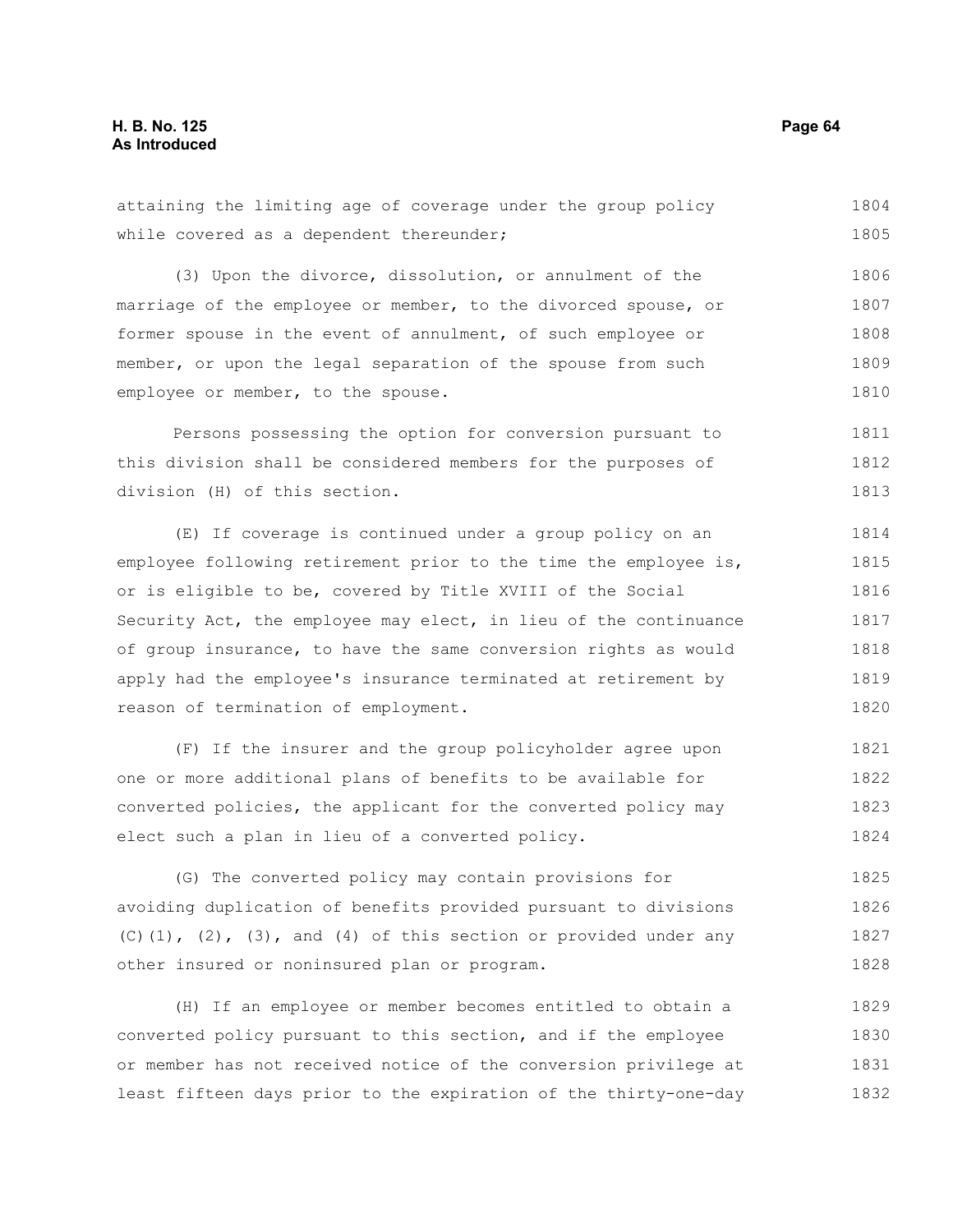attaining the limiting age of coverage under the group policy while covered as a dependent thereunder;

(3) Upon the divorce, dissolution, or annulment of the marriage of the employee or member, to the divorced spouse, or former spouse in the event of annulment, of such employee or member, or upon the legal separation of the spouse from such employee or member, to the spouse.

Persons possessing the option for conversion pursuant to this division shall be considered members for the purposes of division (H) of this section.

(E) If coverage is continued under a group policy on an employee following retirement prior to the time the employee is, or is eligible to be, covered by Title XVIII of the Social Security Act, the employee may elect, in lieu of the continuance of group insurance, to have the same conversion rights as would apply had the employee's insurance terminated at retirement by reason of termination of employment.

(F) If the insurer and the group policyholder agree upon one or more additional plans of benefits to be available for converted policies, the applicant for the converted policy may elect such a plan in lieu of a converted policy.

(G) The converted policy may contain provisions for avoiding duplication of benefits provided pursuant to divisions (C)(1), (2), (3), and (4) of this section or provided under any other insured or noninsured plan or program.

(H) If an employee or member becomes entitled to obtain a converted policy pursuant to this section, and if the employee or member has not received notice of the conversion privilege at least fifteen days prior to the expiration of the thirty-one-day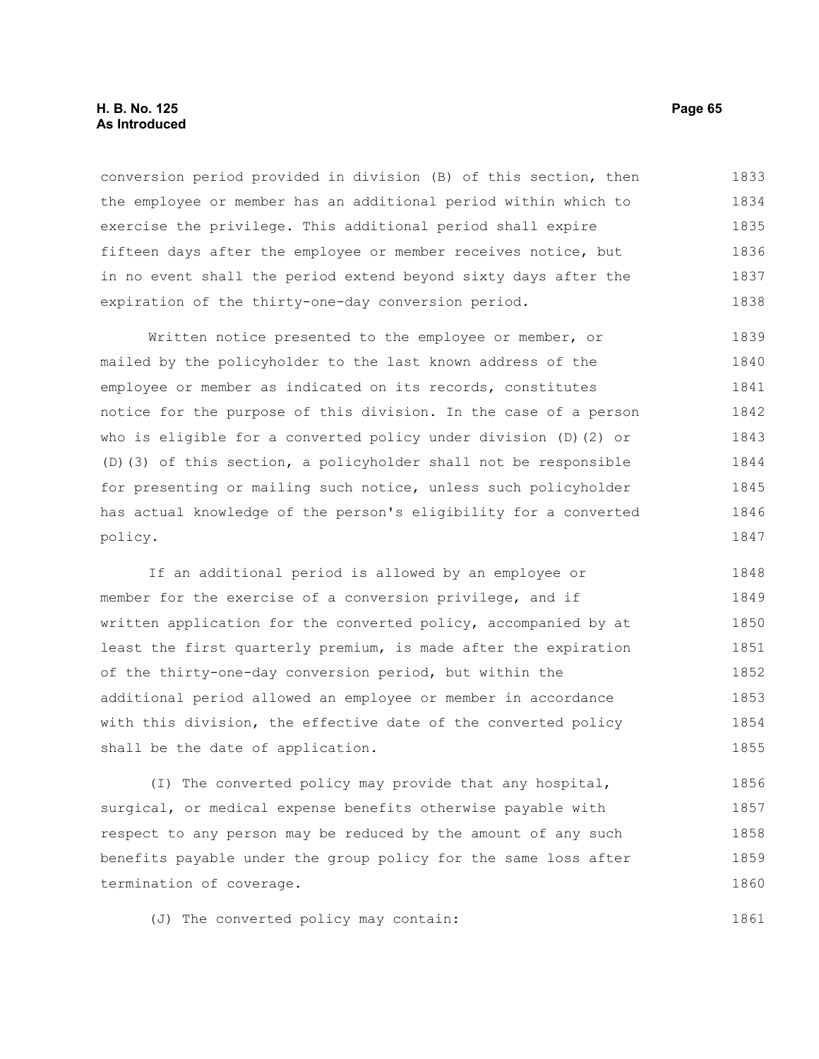conversion period provided in division (B) of this section, then the employee or member has an additional period within which to exercise the privilege. This additional period shall expire fifteen days after the employee or member receives notice, but in no event shall the period extend beyond sixty days after the expiration of the thirty-one-day conversion period.

Written notice presented to the employee or member, or mailed by the policyholder to the last known address of the employee or member as indicated on its records, constitutes notice for the purpose of this division. In the case of a person who is eligible for a converted policy under division (D)(2) or (D)(3) of this section, a policyholder shall not be responsible for presenting or mailing such notice, unless such policyholder has actual knowledge of the person's eligibility for a converted policy.

If an additional period is allowed by an employee or member for the exercise of a conversion privilege, and if written application for the converted policy, accompanied by at least the first quarterly premium, is made after the expiration of the thirty-one-day conversion period, but within the additional period allowed an employee or member in accordance with this division, the effective date of the converted policy shall be the date of application.

(I) The converted policy may provide that any hospital, surgical, or medical expense benefits otherwise payable with respect to any person may be reduced by the amount of any such benefits payable under the group policy for the same loss after termination of coverage.

(J) The converted policy may contain: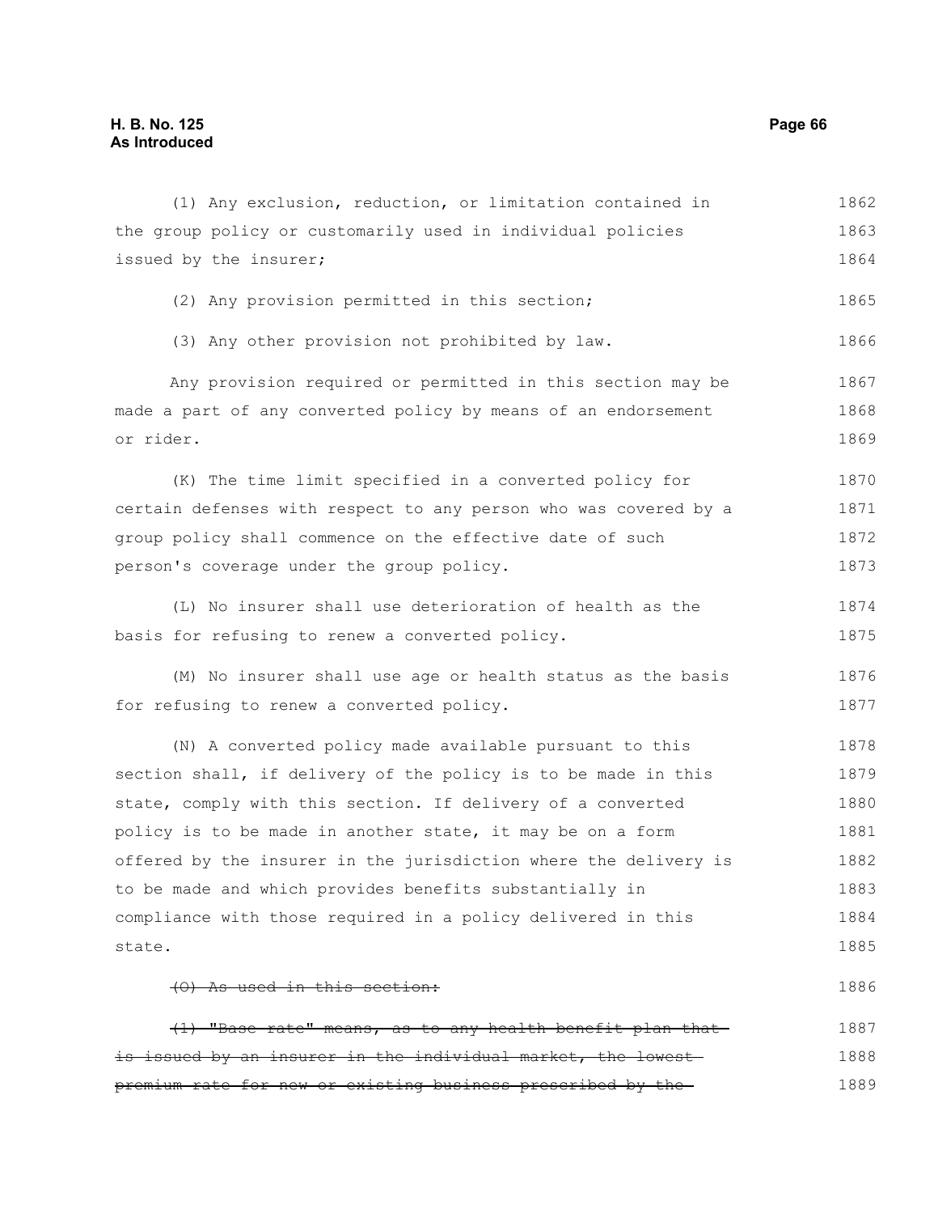(1) Any exclusion, reduction, or limitation contained in the group policy or customarily used in individual policies issued by the insurer;

(2) Any provision permitted in this section;

(3) Any other provision not prohibited by law.

Any provision required or permitted in this section may be made a part of any converted policy by means of an endorsement or rider.

(K) The time limit specified in a converted policy for certain defenses with respect to any person who was covered by a group policy shall commence on the effective date of such person's coverage under the group policy.

(L) No insurer shall use deterioration of health as the basis for refusing to renew a converted policy.

(M) No insurer shall use age or health status as the basis for refusing to renew a converted policy.

(N) A converted policy made available pursuant to this section shall, if delivery of the policy is to be made in this state, comply with this section. If delivery of a converted policy is to be made in another state, it may be on a form offered by the insurer in the jurisdiction where the delivery is to be made and which provides benefits substantially in compliance with those required in a policy delivered in this state.

~~(O) As used in this section:~~

~~(1) "Base rate" means, as to any health benefit plan that is issued by an insurer in the individual market, the lowest premium rate for new or existing business prescribed by the~~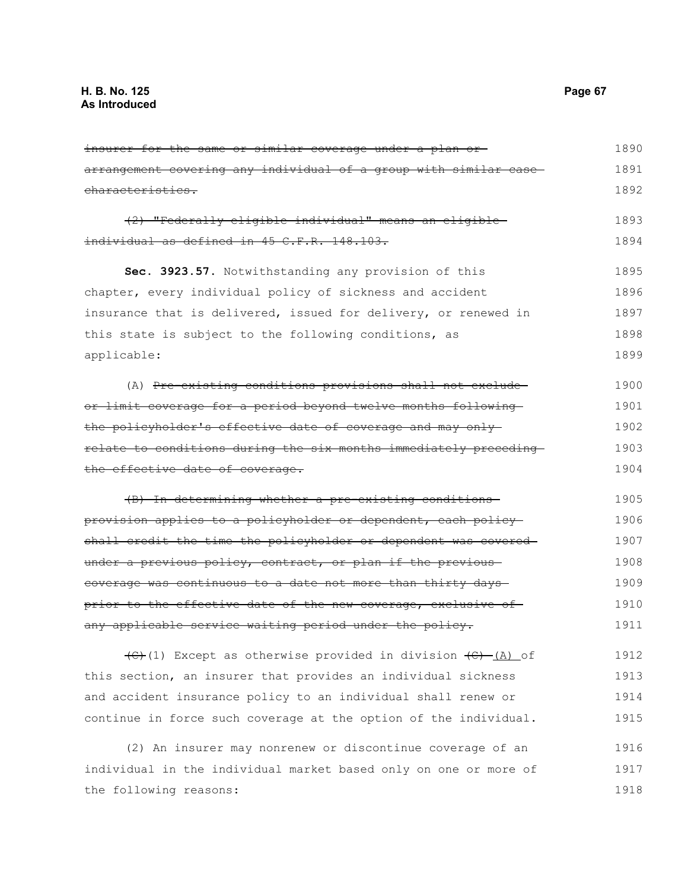~~insurer for the same or similar coverage under a plan or arrangement covering any individual of a group with similar case characteristics.~~

~~(2) "Federally eligible individual" means an eligible individual as defined in 45 C.F.R. 148.103.~~

**Sec. 3923.57.** Notwithstanding any provision of this chapter, every individual policy of sickness and accident insurance that is delivered, issued for delivery, or renewed in this state is subject to the following conditions, as applicable:

(A) ~~Pre-existing conditions provisions shall not exclude or limit coverage for a period beyond twelve months following the policyholder's effective date of coverage and may only relate to conditions during the six months immediately preceding the effective date of coverage.~~

~~(B) In determining whether a pre-existing conditions provision applies to a policyholder or dependent, each policy shall credit the time the policyholder or dependent was covered under a previous policy, contract, or plan if the previous coverage was continuous to a date not more than thirty days prior to the effective date of the new coverage, exclusive of any applicable service waiting period under the policy.~~

~~(C)~~(1) Except as otherwise provided in division ~~(C)~~ (A) of this section, an insurer that provides an individual sickness and accident insurance policy to an individual shall renew or continue in force such coverage at the option of the individual.

(2) An insurer may nonrenew or discontinue coverage of an individual in the individual market based only on one or more of the following reasons: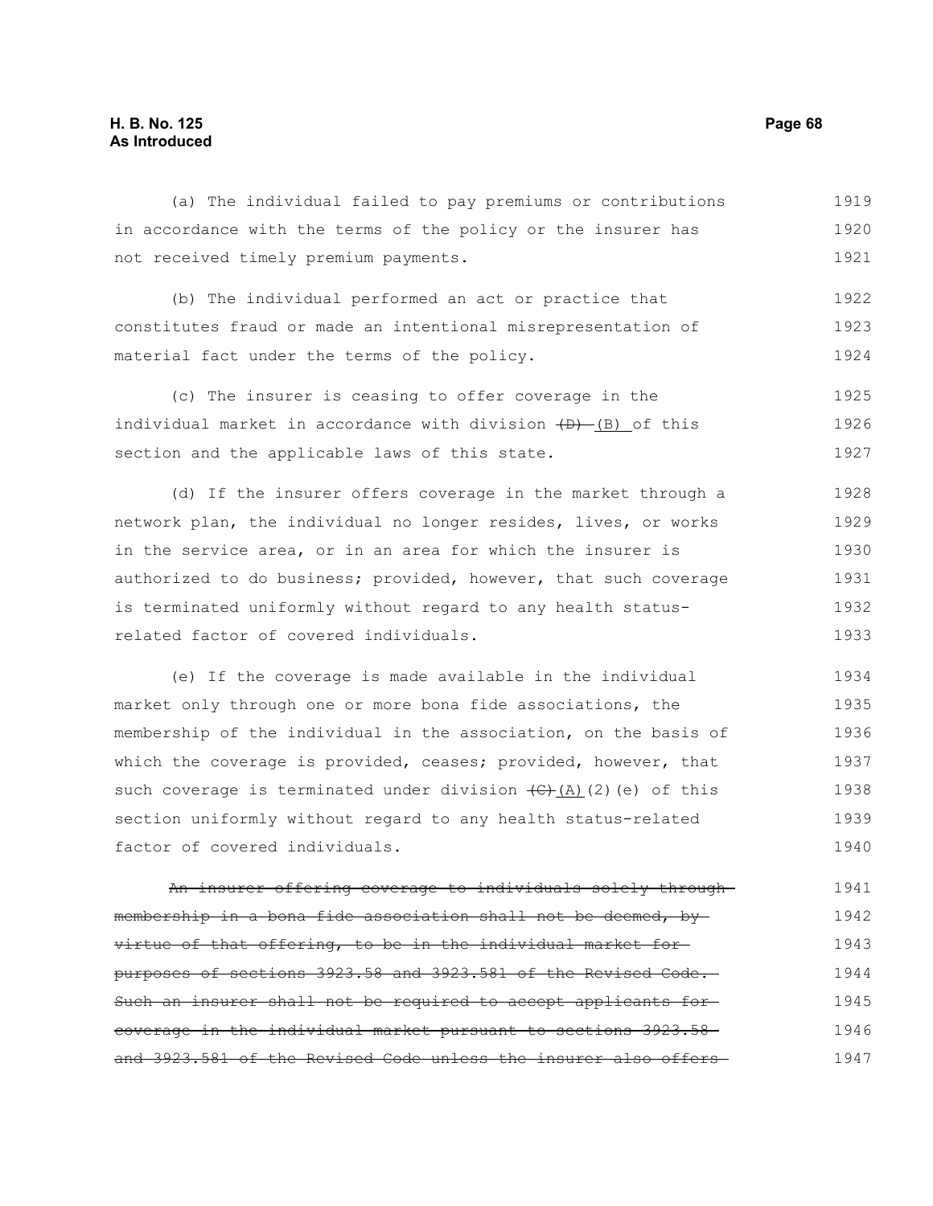(a) The individual failed to pay premiums or contributions in accordance with the terms of the policy or the insurer has not received timely premium payments.

(b) The individual performed an act or practice that constitutes fraud or made an intentional misrepresentation of material fact under the terms of the policy.

(c) The insurer is ceasing to offer coverage in the individual market in accordance with division ~~(D)~~ (B) of this section and the applicable laws of this state.

(d) If the insurer offers coverage in the market through a network plan, the individual no longer resides, lives, or works in the service area, or in an area for which the insurer is authorized to do business; provided, however, that such coverage is terminated uniformly without regard to any health status-related factor of covered individuals.

(e) If the coverage is made available in the individual market only through one or more bona fide associations, the membership of the individual in the association, on the basis of which the coverage is provided, ceases; provided, however, that such coverage is terminated under division ~~(C)~~(A)(2)(e) of this section uniformly without regard to any health status-related factor of covered individuals.

~~An insurer offering coverage to individuals solely through membership in a bona fide association shall not be deemed, by virtue of that offering, to be in the individual market for purposes of sections 3923.58 and 3923.581 of the Revised Code. Such an insurer shall not be required to accept applicants for coverage in the individual market pursuant to sections 3923.58 and 3923.581 of the Revised Code unless the insurer also offers~~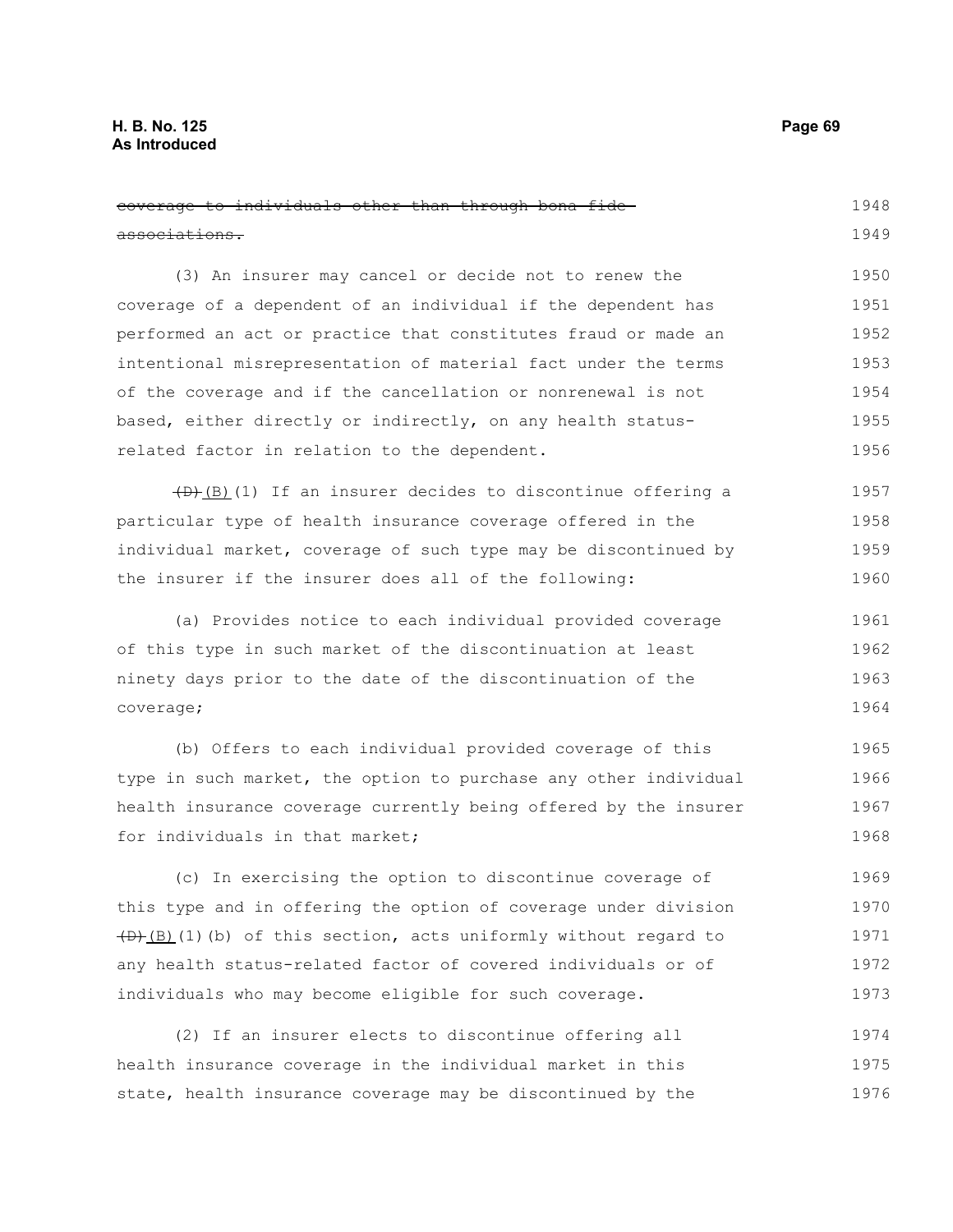~~coverage to individuals other than through bona fide associations.~~

(3) An insurer may cancel or decide not to renew the coverage of a dependent of an individual if the dependent has performed an act or practice that constitutes fraud or made an intentional misrepresentation of material fact under the terms of the coverage and if the cancellation or nonrenewal is not based, either directly or indirectly, on any health status-related factor in relation to the dependent.

~~(D)~~(B)(1) If an insurer decides to discontinue offering a particular type of health insurance coverage offered in the individual market, coverage of such type may be discontinued by the insurer if the insurer does all of the following:

(a) Provides notice to each individual provided coverage of this type in such market of the discontinuation at least ninety days prior to the date of the discontinuation of the coverage;

(b) Offers to each individual provided coverage of this type in such market, the option to purchase any other individual health insurance coverage currently being offered by the insurer for individuals in that market;

(c) In exercising the option to discontinue coverage of this type and in offering the option of coverage under division ~~(D)~~(B)(1)(b) of this section, acts uniformly without regard to any health status-related factor of covered individuals or of individuals who may become eligible for such coverage.

(2) If an insurer elects to discontinue offering all health insurance coverage in the individual market in this state, health insurance coverage may be discontinued by the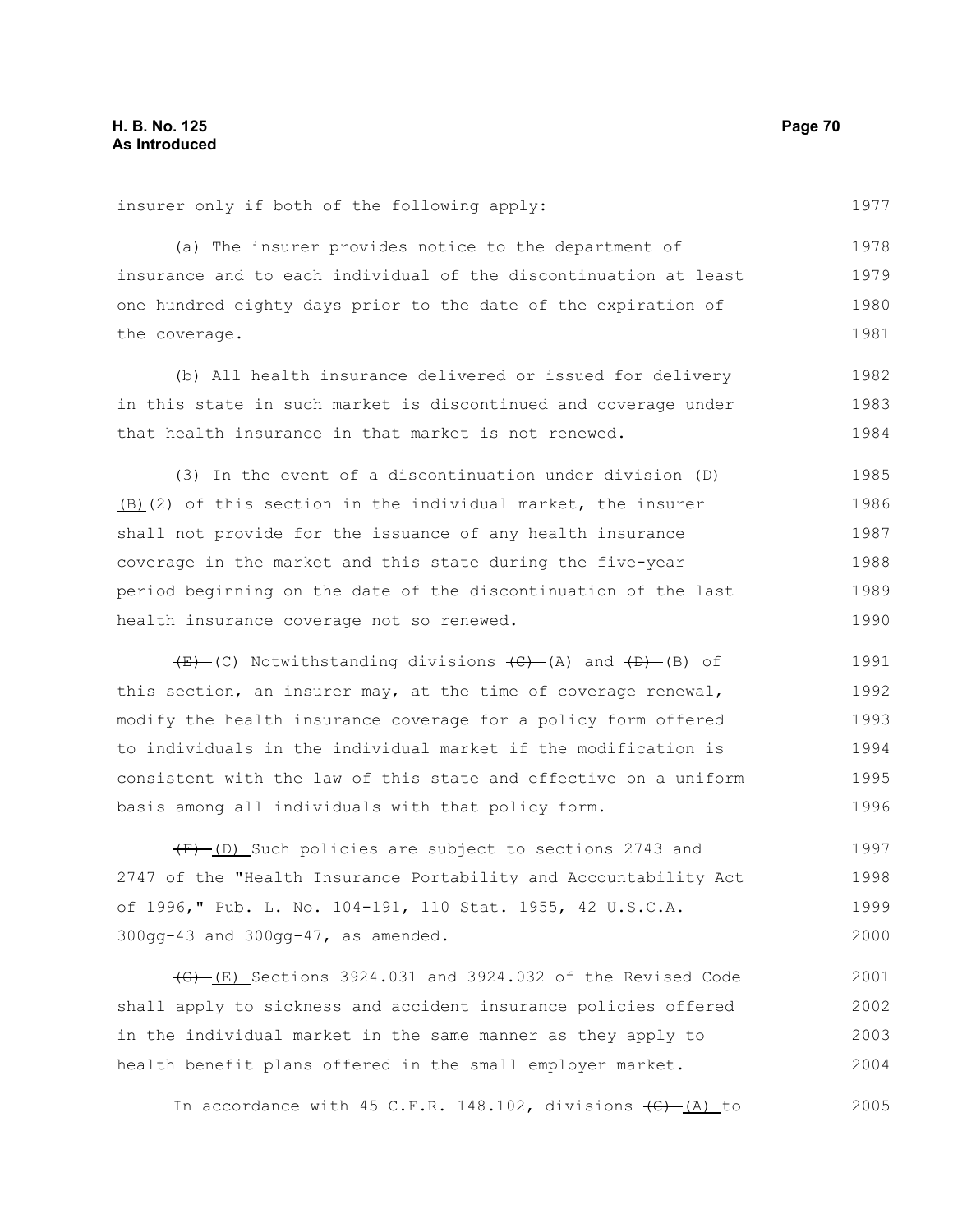insurer only if both of the following apply:

(a) The insurer provides notice to the department of insurance and to each individual of the discontinuation at least one hundred eighty days prior to the date of the expiration of the coverage.

(b) All health insurance delivered or issued for delivery in this state in such market is discontinued and coverage under that health insurance in that market is not renewed.

(3) In the event of a discontinuation under division ~~(D)~~ (B)(2) of this section in the individual market, the insurer shall not provide for the issuance of any health insurance coverage in the market and this state during the five-year period beginning on the date of the discontinuation of the last health insurance coverage not so renewed.

~~(E)~~ (C) Notwithstanding divisions ~~(C)~~ (A) and ~~(D)~~ (B) of this section, an insurer may, at the time of coverage renewal, modify the health insurance coverage for a policy form offered to individuals in the individual market if the modification is consistent with the law of this state and effective on a uniform basis among all individuals with that policy form.

~~(F)~~ (D) Such policies are subject to sections 2743 and 2747 of the "Health Insurance Portability and Accountability Act of 1996," Pub. L. No. 104-191, 110 Stat. 1955, 42 U.S.C.A. 300gg-43 and 300gg-47, as amended.

~~(G)~~ (E) Sections 3924.031 and 3924.032 of the Revised Code shall apply to sickness and accident insurance policies offered in the individual market in the same manner as they apply to health benefit plans offered in the small employer market.

In accordance with 45 C.F.R. 148.102, divisions ~~(C)~~ (A) to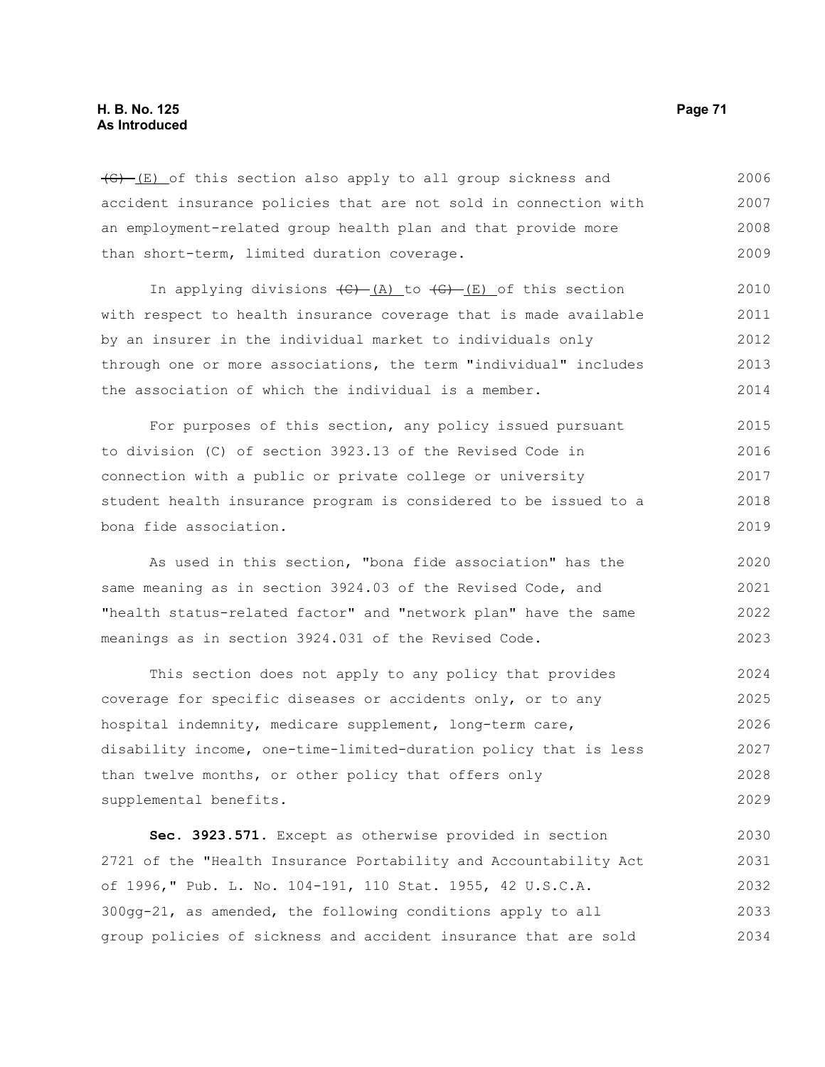~~(G)~~ (E) of this section also apply to all group sickness and accident insurance policies that are not sold in connection with an employment-related group health plan and that provide more than short-term, limited duration coverage.

In applying divisions ~~(C)~~ (A) to ~~(G)~~ (E) of this section with respect to health insurance coverage that is made available by an insurer in the individual market to individuals only through one or more associations, the term "individual" includes the association of which the individual is a member.

For purposes of this section, any policy issued pursuant to division (C) of section 3923.13 of the Revised Code in connection with a public or private college or university student health insurance program is considered to be issued to a bona fide association.

As used in this section, "bona fide association" has the same meaning as in section 3924.03 of the Revised Code, and "health status-related factor" and "network plan" have the same meanings as in section 3924.031 of the Revised Code.

This section does not apply to any policy that provides coverage for specific diseases or accidents only, or to any hospital indemnity, medicare supplement, long-term care, disability income, one-time-limited-duration policy that is less than twelve months, or other policy that offers only supplemental benefits.

**Sec. 3923.571.** Except as otherwise provided in section 2721 of the "Health Insurance Portability and Accountability Act of 1996," Pub. L. No. 104-191, 110 Stat. 1955, 42 U.S.C.A. 300gg-21, as amended, the following conditions apply to all group policies of sickness and accident insurance that are sold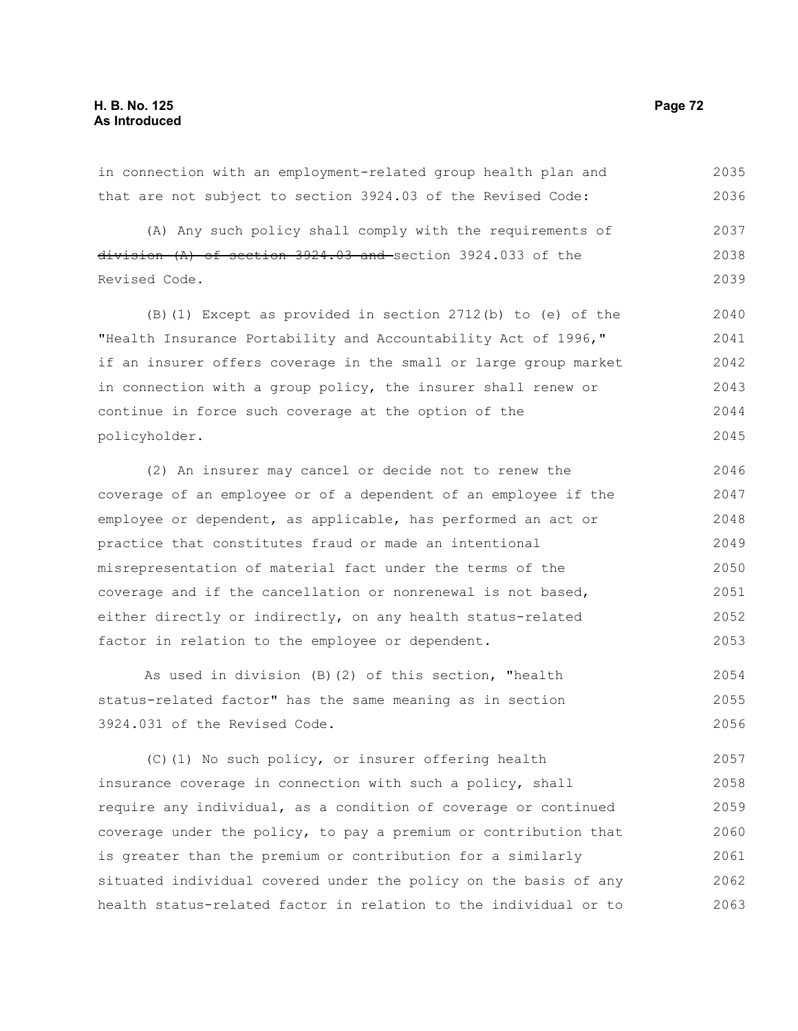in connection with an employment-related group health plan and that are not subject to section 3924.03 of the Revised Code:

(A) Any such policy shall comply with the requirements of ~~division (A) of section 3924.03 and~~ section 3924.033 of the Revised Code.

(B)(1) Except as provided in section 2712(b) to (e) of the "Health Insurance Portability and Accountability Act of 1996," if an insurer offers coverage in the small or large group market in connection with a group policy, the insurer shall renew or continue in force such coverage at the option of the policyholder.

(2) An insurer may cancel or decide not to renew the coverage of an employee or of a dependent of an employee if the employee or dependent, as applicable, has performed an act or practice that constitutes fraud or made an intentional misrepresentation of material fact under the terms of the coverage and if the cancellation or nonrenewal is not based, either directly or indirectly, on any health status-related factor in relation to the employee or dependent.

As used in division (B)(2) of this section, "health status-related factor" has the same meaning as in section 3924.031 of the Revised Code.

(C)(1) No such policy, or insurer offering health insurance coverage in connection with such a policy, shall require any individual, as a condition of coverage or continued coverage under the policy, to pay a premium or contribution that is greater than the premium or contribution for a similarly situated individual covered under the policy on the basis of any health status-related factor in relation to the individual or to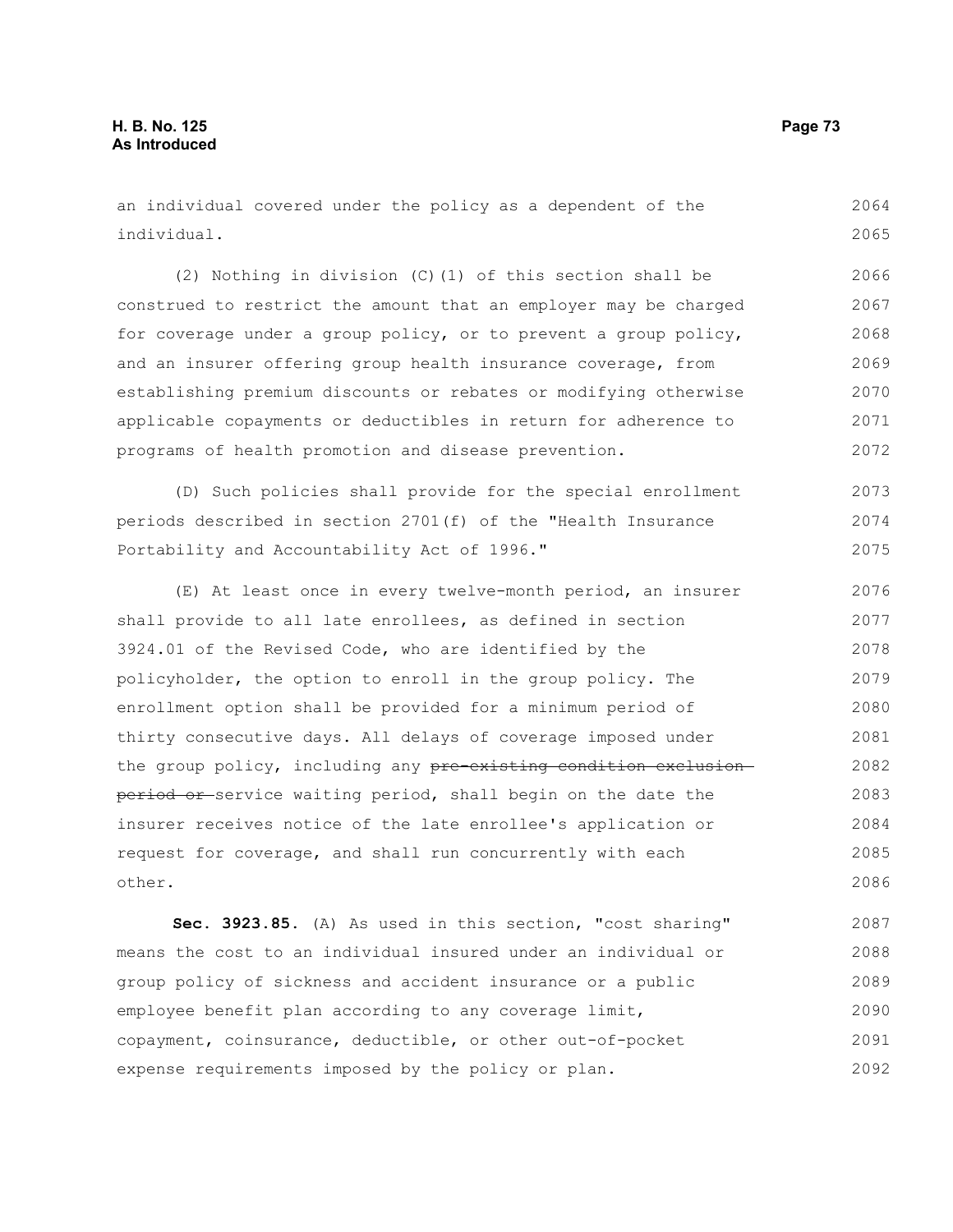an individual covered under the policy as a dependent of the individual.

(2) Nothing in division (C)(1) of this section shall be construed to restrict the amount that an employer may be charged for coverage under a group policy, or to prevent a group policy, and an insurer offering group health insurance coverage, from establishing premium discounts or rebates or modifying otherwise applicable copayments or deductibles in return for adherence to programs of health promotion and disease prevention.

(D) Such policies shall provide for the special enrollment periods described in section 2701(f) of the "Health Insurance Portability and Accountability Act of 1996."

(E) At least once in every twelve-month period, an insurer shall provide to all late enrollees, as defined in section 3924.01 of the Revised Code, who are identified by the policyholder, the option to enroll in the group policy. The enrollment option shall be provided for a minimum period of thirty consecutive days. All delays of coverage imposed under the group policy, including any ~~pre-existing condition exclusion period or~~ service waiting period, shall begin on the date the insurer receives notice of the late enrollee's application or request for coverage, and shall run concurrently with each other.

**Sec. 3923.85.** (A) As used in this section, "cost sharing" means the cost to an individual insured under an individual or group policy of sickness and accident insurance or a public employee benefit plan according to any coverage limit, copayment, coinsurance, deductible, or other out-of-pocket expense requirements imposed by the policy or plan.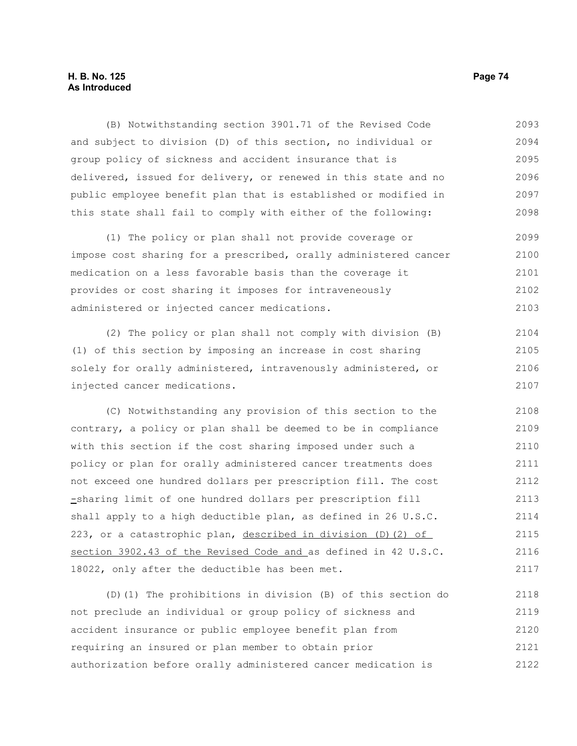(B) Notwithstanding section 3901.71 of the Revised Code and subject to division (D) of this section, no individual or group policy of sickness and accident insurance that is delivered, issued for delivery, or renewed in this state and no public employee benefit plan that is established or modified in this state shall fail to comply with either of the following:

(1) The policy or plan shall not provide coverage or impose cost sharing for a prescribed, orally administered cancer medication on a less favorable basis than the coverage it provides or cost sharing it imposes for intraveneously administered or injected cancer medications.

(2) The policy or plan shall not comply with division (B)(1) of this section by imposing an increase in cost sharing solely for orally administered, intravenously administered, or injected cancer medications.

(C) Notwithstanding any provision of this section to the contrary, a policy or plan shall be deemed to be in compliance with this section if the cost sharing imposed under such a policy or plan for orally administered cancer treatments does not exceed one hundred dollars per prescription fill. The cost -sharing limit of one hundred dollars per prescription fill shall apply to a high deductible plan, as defined in 26 U.S.C. 223, or a catastrophic plan, described in division (D)(2) of section 3902.43 of the Revised Code and as defined in 42 U.S.C. 18022, only after the deductible has been met.

(D)(1) The prohibitions in division (B) of this section do not preclude an individual or group policy of sickness and accident insurance or public employee benefit plan from requiring an insured or plan member to obtain prior authorization before orally administered cancer medication is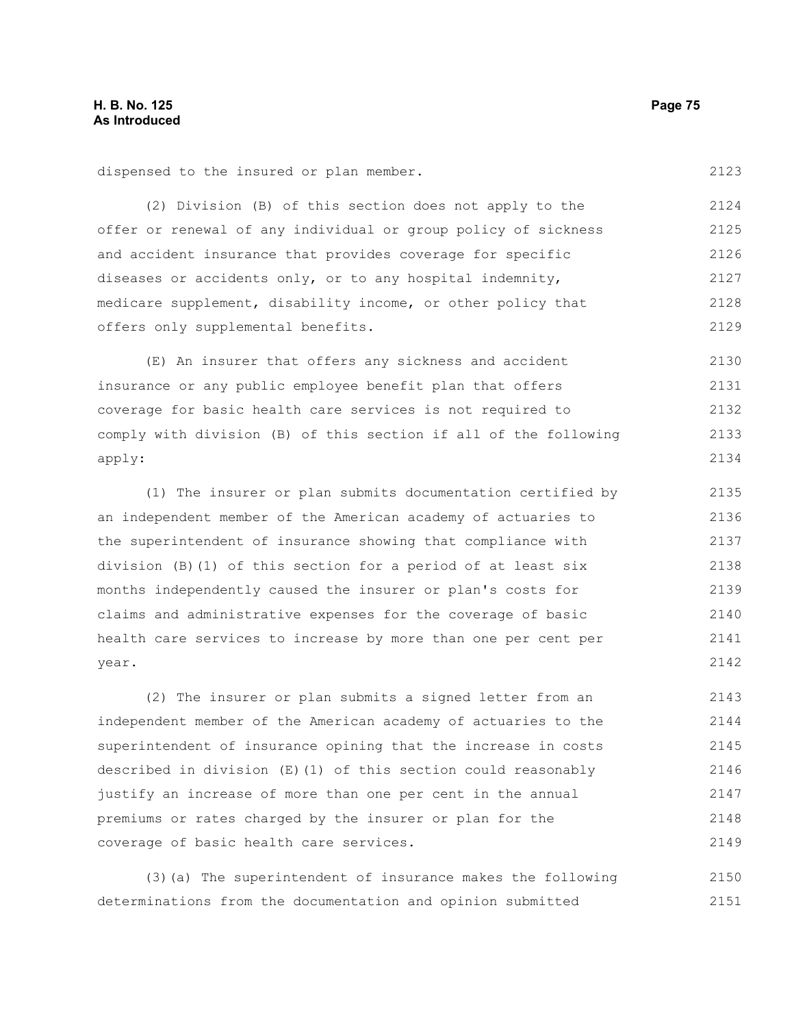dispensed to the insured or plan member.

(2) Division (B) of this section does not apply to the offer or renewal of any individual or group policy of sickness and accident insurance that provides coverage for specific diseases or accidents only, or to any hospital indemnity, medicare supplement, disability income, or other policy that offers only supplemental benefits.

(E) An insurer that offers any sickness and accident insurance or any public employee benefit plan that offers coverage for basic health care services is not required to comply with division (B) of this section if all of the following apply:

(1) The insurer or plan submits documentation certified by an independent member of the American academy of actuaries to the superintendent of insurance showing that compliance with division (B)(1) of this section for a period of at least six months independently caused the insurer or plan's costs for claims and administrative expenses for the coverage of basic health care services to increase by more than one per cent per year.

(2) The insurer or plan submits a signed letter from an independent member of the American academy of actuaries to the superintendent of insurance opining that the increase in costs described in division (E)(1) of this section could reasonably justify an increase of more than one per cent in the annual premiums or rates charged by the insurer or plan for the coverage of basic health care services.

(3)(a) The superintendent of insurance makes the following determinations from the documentation and opinion submitted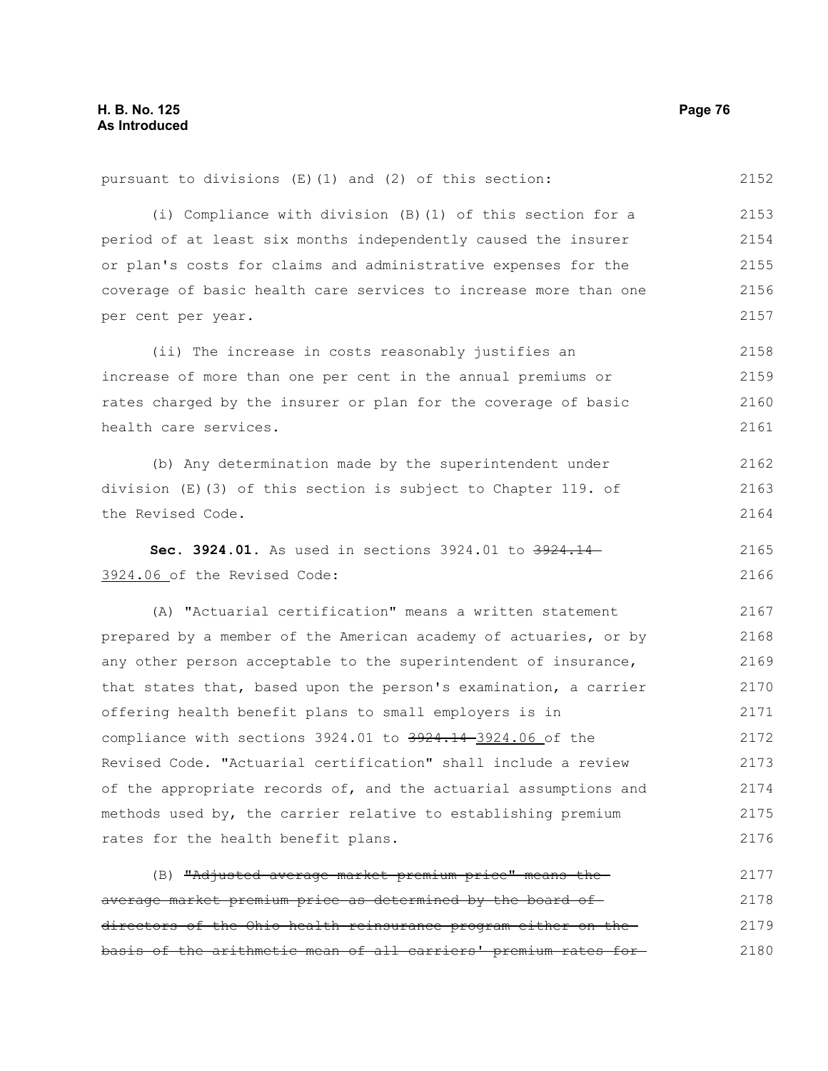pursuant to divisions (E)(1) and (2) of this section:

(i) Compliance with division (B)(1) of this section for a period of at least six months independently caused the insurer or plan's costs for claims and administrative expenses for the coverage of basic health care services to increase more than one per cent per year.

(ii) The increase in costs reasonably justifies an increase of more than one per cent in the annual premiums or rates charged by the insurer or plan for the coverage of basic health care services.

(b) Any determination made by the superintendent under division (E)(3) of this section is subject to Chapter 119. of the Revised Code.

**Sec. 3924.01.** As used in sections 3924.01 to ~~3924.14~~ 3924.06 of the Revised Code:

(A) "Actuarial certification" means a written statement prepared by a member of the American academy of actuaries, or by any other person acceptable to the superintendent of insurance, that states that, based upon the person's examination, a carrier offering health benefit plans to small employers is in compliance with sections 3924.01 to ~~3924.14~~ 3924.06 of the Revised Code. "Actuarial certification" shall include a review of the appropriate records of, and the actuarial assumptions and methods used by, the carrier relative to establishing premium rates for the health benefit plans.

(B) ~~"Adjusted average market premium price" means the average market premium price as determined by the board of directors of the Ohio health reinsurance program either on the basis of the arithmetic mean of all carriers' premium rates for~~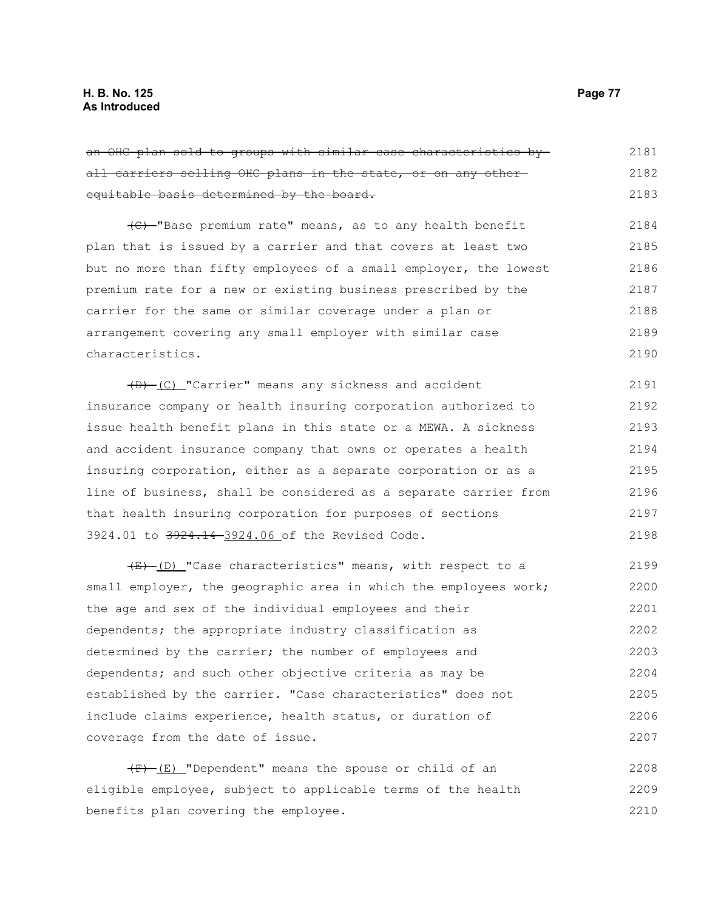~~an OHC plan sold to groups with similar case characteristics by all carriers selling OHC plans in the state, or on any other equitable basis determined by the board.~~

~~(C)~~ "Base premium rate" means, as to any health benefit plan that is issued by a carrier and that covers at least two but no more than fifty employees of a small employer, the lowest premium rate for a new or existing business prescribed by the carrier for the same or similar coverage under a plan or arrangement covering any small employer with similar case characteristics.

~~(D)~~ (C) "Carrier" means any sickness and accident insurance company or health insuring corporation authorized to issue health benefit plans in this state or a MEWA. A sickness and accident insurance company that owns or operates a health insuring corporation, either as a separate corporation or as a line of business, shall be considered as a separate carrier from that health insuring corporation for purposes of sections 3924.01 to ~~3924.14~~ 3924.06 of the Revised Code.

~~(E)~~ (D) "Case characteristics" means, with respect to a small employer, the geographic area in which the employees work; the age and sex of the individual employees and their dependents; the appropriate industry classification as determined by the carrier; the number of employees and dependents; and such other objective criteria as may be established by the carrier. "Case characteristics" does not include claims experience, health status, or duration of coverage from the date of issue.

~~(F)~~ (E) "Dependent" means the spouse or child of an eligible employee, subject to applicable terms of the health benefits plan covering the employee.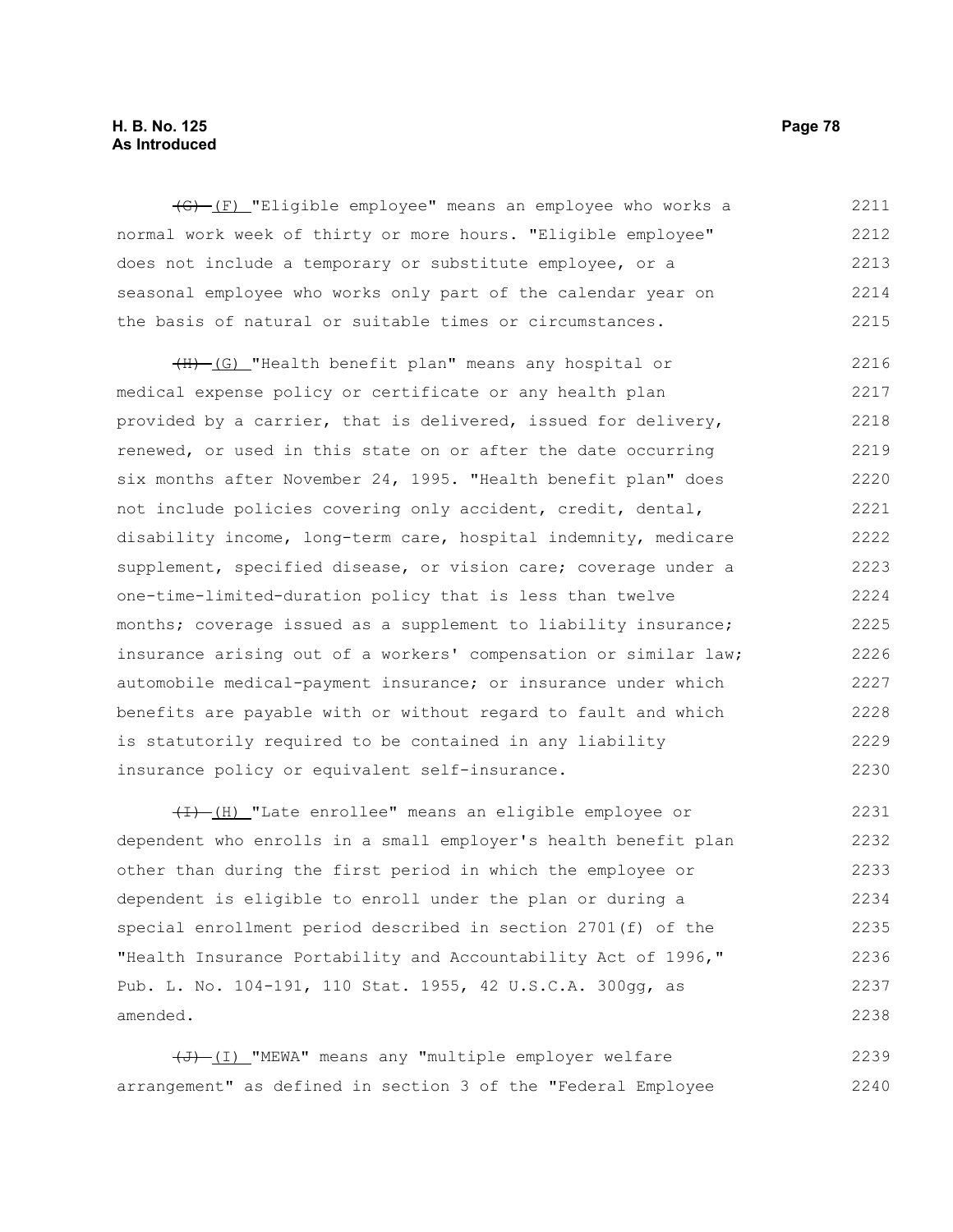~~(G)~~ (F) "Eligible employee" means an employee who works a normal work week of thirty or more hours. "Eligible employee" does not include a temporary or substitute employee, or a seasonal employee who works only part of the calendar year on the basis of natural or suitable times or circumstances.

~~(H)~~ (G) "Health benefit plan" means any hospital or medical expense policy or certificate or any health plan provided by a carrier, that is delivered, issued for delivery, renewed, or used in this state on or after the date occurring six months after November 24, 1995. "Health benefit plan" does not include policies covering only accident, credit, dental, disability income, long-term care, hospital indemnity, medicare supplement, specified disease, or vision care; coverage under a one-time-limited-duration policy that is less than twelve months; coverage issued as a supplement to liability insurance; insurance arising out of a workers' compensation or similar law; automobile medical-payment insurance; or insurance under which benefits are payable with or without regard to fault and which is statutorily required to be contained in any liability insurance policy or equivalent self-insurance.

~~(I)~~ (H) "Late enrollee" means an eligible employee or dependent who enrolls in a small employer's health benefit plan other than during the first period in which the employee or dependent is eligible to enroll under the plan or during a special enrollment period described in section 2701(f) of the "Health Insurance Portability and Accountability Act of 1996," Pub. L. No. 104-191, 110 Stat. 1955, 42 U.S.C.A. 300gg, as amended.

~~(J)~~ (I) "MEWA" means any "multiple employer welfare arrangement" as defined in section 3 of the "Federal Employee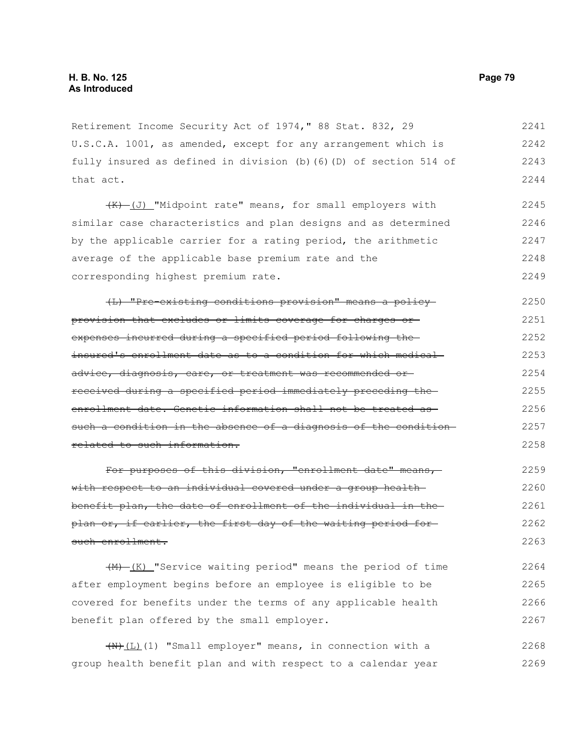Retirement Income Security Act of 1974," 88 Stat. 832, 29 U.S.C.A. 1001, as amended, except for any arrangement which is fully insured as defined in division (b)(6)(D) of section 514 of that act.

~~(K)~~ (J) "Midpoint rate" means, for small employers with similar case characteristics and plan designs and as determined by the applicable carrier for a rating period, the arithmetic average of the applicable base premium rate and the corresponding highest premium rate.

~~(L) "Pre-existing conditions provision" means a policy provision that excludes or limits coverage for charges or expenses incurred during a specified period following the insured's enrollment date as to a condition for which medical advice, diagnosis, care, or treatment was recommended or received during a specified period immediately preceding the enrollment date. Genetic information shall not be treated as such a condition in the absence of a diagnosis of the condition related to such information.~~

~~For purposes of this division, "enrollment date" means, with respect to an individual covered under a group health benefit plan, the date of enrollment of the individual in the plan or, if earlier, the first day of the waiting period for such enrollment.~~

~~(M)~~ (K) "Service waiting period" means the period of time after employment begins before an employee is eligible to be covered for benefits under the terms of any applicable health benefit plan offered by the small employer.

~~(N)~~(L)(1) "Small employer" means, in connection with a group health benefit plan and with respect to a calendar year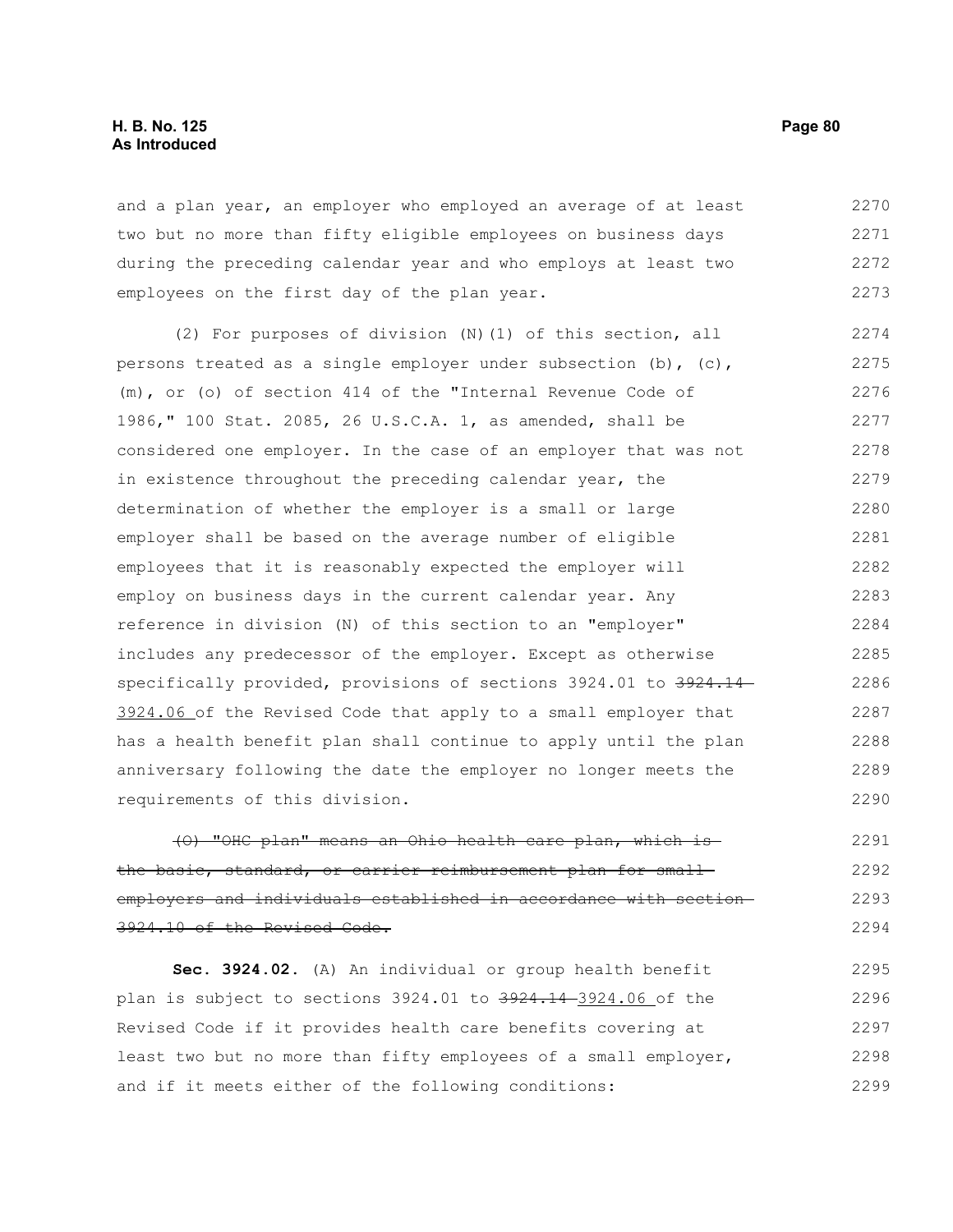and a plan year, an employer who employed an average of at least two but no more than fifty eligible employees on business days during the preceding calendar year and who employs at least two employees on the first day of the plan year.

(2) For purposes of division (N)(1) of this section, all persons treated as a single employer under subsection (b), (c), (m), or (o) of section 414 of the "Internal Revenue Code of 1986," 100 Stat. 2085, 26 U.S.C.A. 1, as amended, shall be considered one employer. In the case of an employer that was not in existence throughout the preceding calendar year, the determination of whether the employer is a small or large employer shall be based on the average number of eligible employees that it is reasonably expected the employer will employ on business days in the current calendar year. Any reference in division (N) of this section to an "employer" includes any predecessor of the employer. Except as otherwise specifically provided, provisions of sections 3924.01 to ~~3924.14~~ 3924.06 of the Revised Code that apply to a small employer that has a health benefit plan shall continue to apply until the plan anniversary following the date the employer no longer meets the requirements of this division.

~~(O) "OHC plan" means an Ohio health care plan, which is the basic, standard, or carrier reimbursement plan for small employers and individuals established in accordance with section 3924.10 of the Revised Code.~~

**Sec. 3924.02.** (A) An individual or group health benefit plan is subject to sections 3924.01 to ~~3924.14~~ 3924.06 of the Revised Code if it provides health care benefits covering at least two but no more than fifty employees of a small employer, and if it meets either of the following conditions: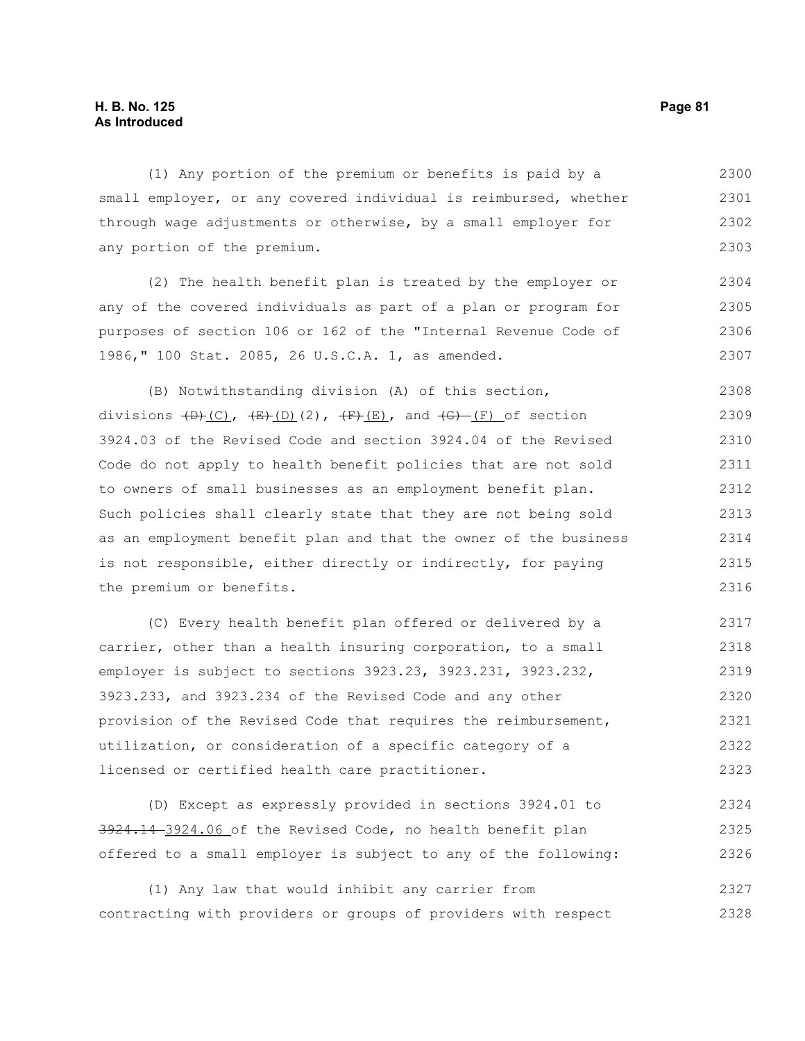(1) Any portion of the premium or benefits is paid by a small employer, or any covered individual is reimbursed, whether through wage adjustments or otherwise, by a small employer for any portion of the premium.

(2) The health benefit plan is treated by the employer or any of the covered individuals as part of a plan or program for purposes of section 106 or 162 of the "Internal Revenue Code of 1986," 100 Stat. 2085, 26 U.S.C.A. 1, as amended.

(B) Notwithstanding division (A) of this section, divisions ~~(D)~~(C), ~~(E)~~(D)(2), ~~(F)~~(E), and ~~(G)~~ (F) of section 3924.03 of the Revised Code and section 3924.04 of the Revised Code do not apply to health benefit policies that are not sold to owners of small businesses as an employment benefit plan. Such policies shall clearly state that they are not being sold as an employment benefit plan and that the owner of the business is not responsible, either directly or indirectly, for paying the premium or benefits.

(C) Every health benefit plan offered or delivered by a carrier, other than a health insuring corporation, to a small employer is subject to sections 3923.23, 3923.231, 3923.232, 3923.233, and 3923.234 of the Revised Code and any other provision of the Revised Code that requires the reimbursement, utilization, or consideration of a specific category of a licensed or certified health care practitioner.

(D) Except as expressly provided in sections 3924.01 to ~~3924.14~~ 3924.06 of the Revised Code, no health benefit plan offered to a small employer is subject to any of the following:

(1) Any law that would inhibit any carrier from contracting with providers or groups of providers with respect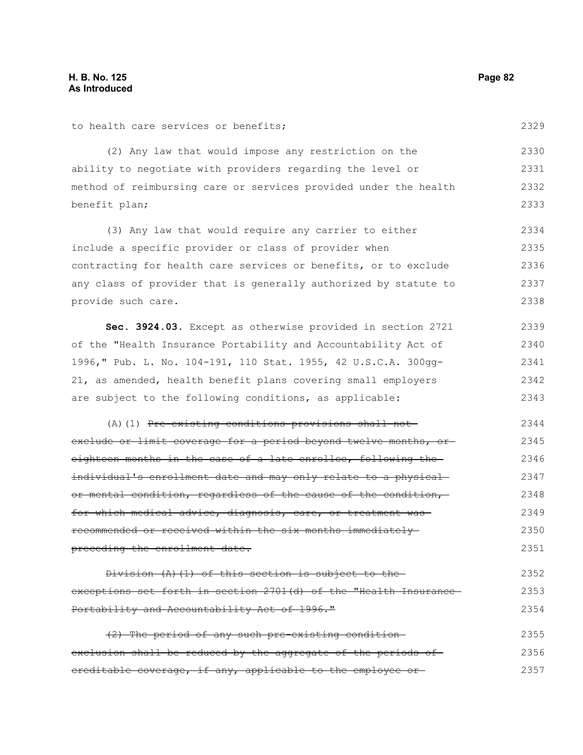to health care services or benefits;

(2) Any law that would impose any restriction on the ability to negotiate with providers regarding the level or method of reimbursing care or services provided under the health benefit plan;

(3) Any law that would require any carrier to either include a specific provider or class of provider when contracting for health care services or benefits, or to exclude any class of provider that is generally authorized by statute to provide such care.

**Sec. 3924.03.** Except as otherwise provided in section 2721 of the "Health Insurance Portability and Accountability Act of 1996," Pub. L. No. 104-191, 110 Stat. 1955, 42 U.S.C.A. 300gg-21, as amended, health benefit plans covering small employers are subject to the following conditions, as applicable:

(A)(1) ~~Pre-existing conditions provisions shall not exclude or limit coverage for a period beyond twelve months, or eighteen months in the case of a late enrollee, following the individual's enrollment date and may only relate to a physical or mental condition, regardless of the cause of the condition, for which medical advice, diagnosis, care, or treatment was recommended or received within the six months immediately preceding the enrollment date.~~

~~Division (A)(1) of this section is subject to the exceptions set forth in section 2701(d) of the "Health Insurance Portability and Accountability Act of 1996."~~

~~(2) The period of any such pre-existing condition exclusion shall be reduced by the aggregate of the periods of creditable coverage, if any, applicable to the employee or~~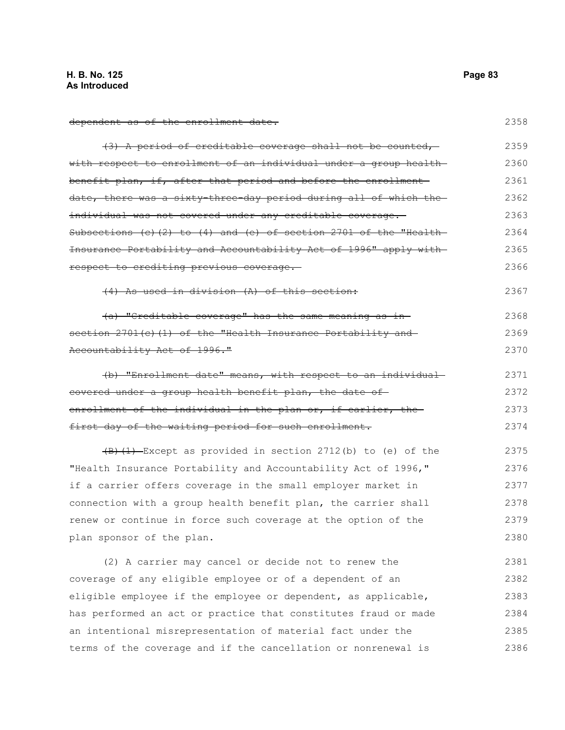~~dependent as of the enrollment date.~~

~~(3) A period of creditable coverage shall not be counted, with respect to enrollment of an individual under a group health benefit plan, if, after that period and before the enrollment date, there was a sixty-three-day period during all of which the individual was not covered under any creditable coverage. Subsections (c)(2) to (4) and (e) of section 2701 of the "Health Insurance Portability and Accountability Act of 1996" apply with respect to crediting previous coverage.~~

~~(4) As used in division (A) of this section:~~

~~(a) "Creditable coverage" has the same meaning as in section 2701(c)(1) of the "Health Insurance Portability and Accountability Act of 1996."~~

~~(b) "Enrollment date" means, with respect to an individual covered under a group health benefit plan, the date of enrollment of the individual in the plan or, if earlier, the first day of the waiting period for such enrollment.~~

~~(B)(1)~~ Except as provided in section 2712(b) to (e) of the "Health Insurance Portability and Accountability Act of 1996," if a carrier offers coverage in the small employer market in connection with a group health benefit plan, the carrier shall renew or continue in force such coverage at the option of the plan sponsor of the plan.

(2) A carrier may cancel or decide not to renew the coverage of any eligible employee or of a dependent of an eligible employee if the employee or dependent, as applicable, has performed an act or practice that constitutes fraud or made an intentional misrepresentation of material fact under the terms of the coverage and if the cancellation or nonrenewal is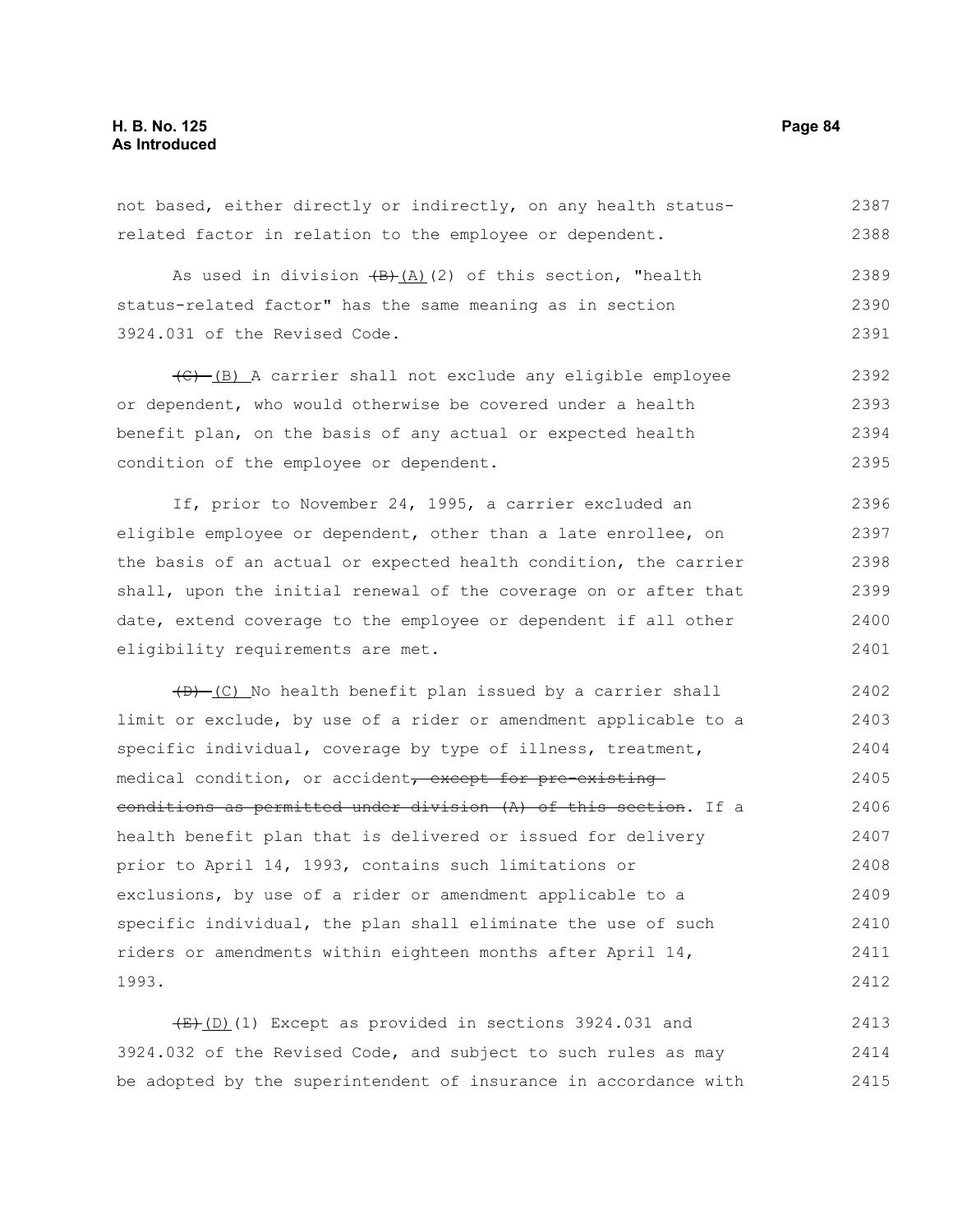not based, either directly or indirectly, on any health status-related factor in relation to the employee or dependent.

As used in division ~~(B)~~(A)(2) of this section, "health status-related factor" has the same meaning as in section 3924.031 of the Revised Code.

~~(C)~~ (B) A carrier shall not exclude any eligible employee or dependent, who would otherwise be covered under a health benefit plan, on the basis of any actual or expected health condition of the employee or dependent.

If, prior to November 24, 1995, a carrier excluded an eligible employee or dependent, other than a late enrollee, on the basis of an actual or expected health condition, the carrier shall, upon the initial renewal of the coverage on or after that date, extend coverage to the employee or dependent if all other eligibility requirements are met.

~~(D)~~ (C) No health benefit plan issued by a carrier shall limit or exclude, by use of a rider or amendment applicable to a specific individual, coverage by type of illness, treatment, medical condition, or accident~~, except for pre-existing conditions as permitted under division (A) of this section~~. If a health benefit plan that is delivered or issued for delivery prior to April 14, 1993, contains such limitations or exclusions, by use of a rider or amendment applicable to a specific individual, the plan shall eliminate the use of such riders or amendments within eighteen months after April 14, 1993.

~~(E)~~(D)(1) Except as provided in sections 3924.031 and 3924.032 of the Revised Code, and subject to such rules as may be adopted by the superintendent of insurance in accordance with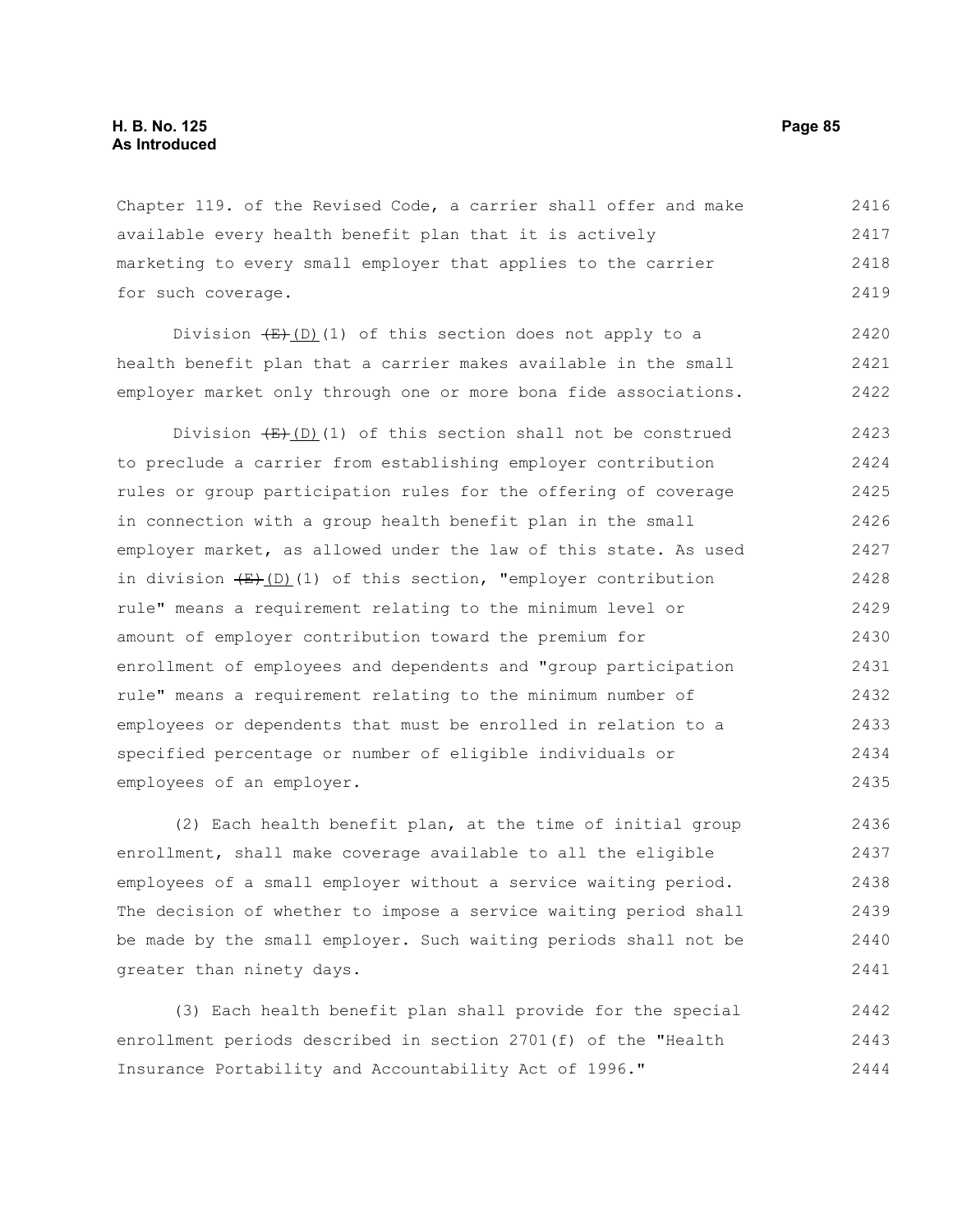Chapter 119. of the Revised Code, a carrier shall offer and make available every health benefit plan that it is actively marketing to every small employer that applies to the carrier for such coverage.

Division ~~(E)~~(D)(1) of this section does not apply to a health benefit plan that a carrier makes available in the small employer market only through one or more bona fide associations.

Division ~~(E)~~(D)(1) of this section shall not be construed to preclude a carrier from establishing employer contribution rules or group participation rules for the offering of coverage in connection with a group health benefit plan in the small employer market, as allowed under the law of this state. As used in division ~~(E)~~(D)(1) of this section, "employer contribution rule" means a requirement relating to the minimum level or amount of employer contribution toward the premium for enrollment of employees and dependents and "group participation rule" means a requirement relating to the minimum number of employees or dependents that must be enrolled in relation to a specified percentage or number of eligible individuals or employees of an employer.

(2) Each health benefit plan, at the time of initial group enrollment, shall make coverage available to all the eligible employees of a small employer without a service waiting period. The decision of whether to impose a service waiting period shall be made by the small employer. Such waiting periods shall not be greater than ninety days.

(3) Each health benefit plan shall provide for the special enrollment periods described in section 2701(f) of the "Health Insurance Portability and Accountability Act of 1996."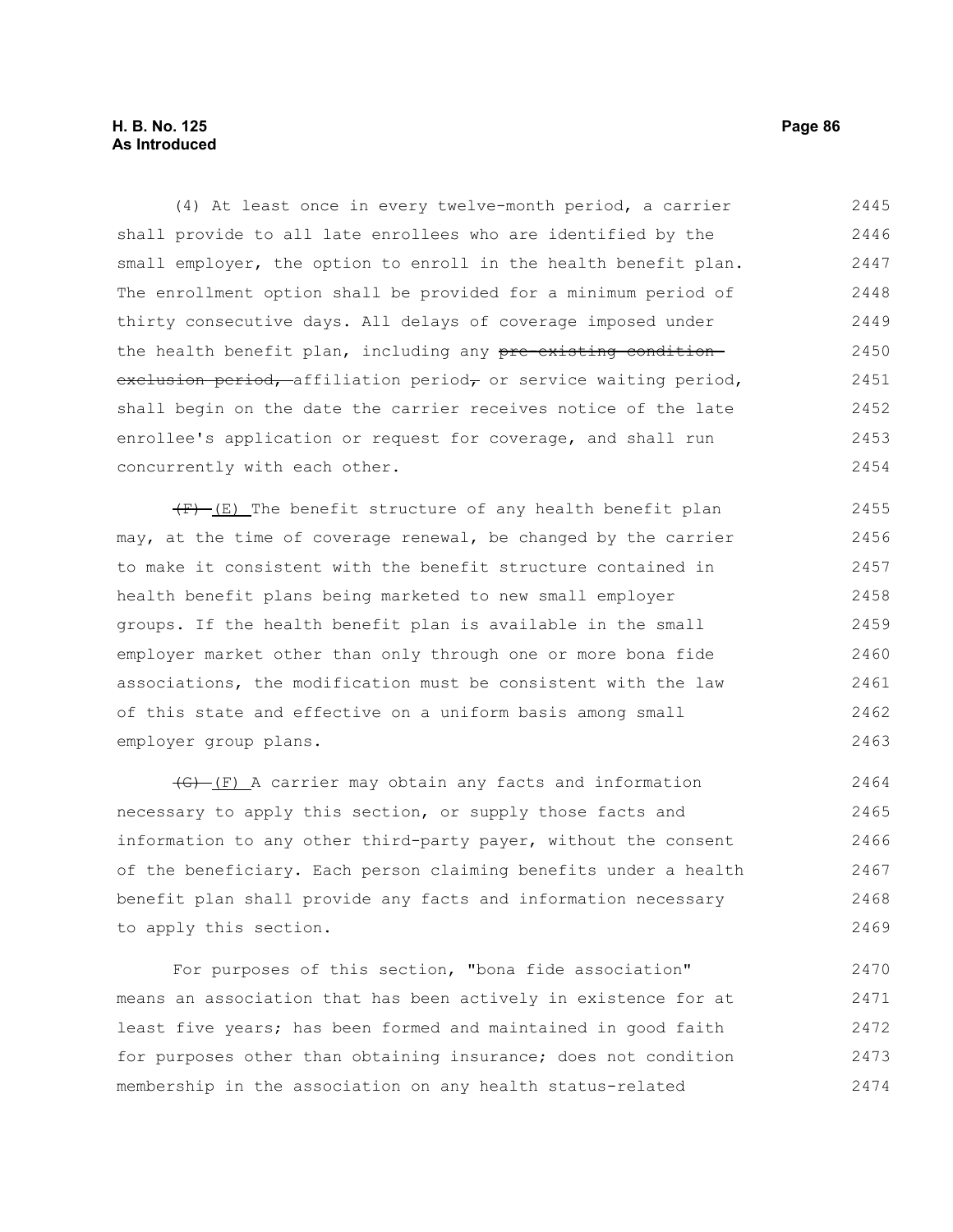(4) At least once in every twelve-month period, a carrier shall provide to all late enrollees who are identified by the small employer, the option to enroll in the health benefit plan. The enrollment option shall be provided for a minimum period of thirty consecutive days. All delays of coverage imposed under the health benefit plan, including any ~~pre-existing condition exclusion period,~~ affiliation period~~,~~ or service waiting period, shall begin on the date the carrier receives notice of the late enrollee's application or request for coverage, and shall run concurrently with each other.

~~(F)~~ (E) The benefit structure of any health benefit plan may, at the time of coverage renewal, be changed by the carrier to make it consistent with the benefit structure contained in health benefit plans being marketed to new small employer groups. If the health benefit plan is available in the small employer market other than only through one or more bona fide associations, the modification must be consistent with the law of this state and effective on a uniform basis among small employer group plans.

~~(G)~~ (F) A carrier may obtain any facts and information necessary to apply this section, or supply those facts and information to any other third-party payer, without the consent of the beneficiary. Each person claiming benefits under a health benefit plan shall provide any facts and information necessary to apply this section.

For purposes of this section, "bona fide association" means an association that has been actively in existence for at least five years; has been formed and maintained in good faith for purposes other than obtaining insurance; does not condition membership in the association on any health status-related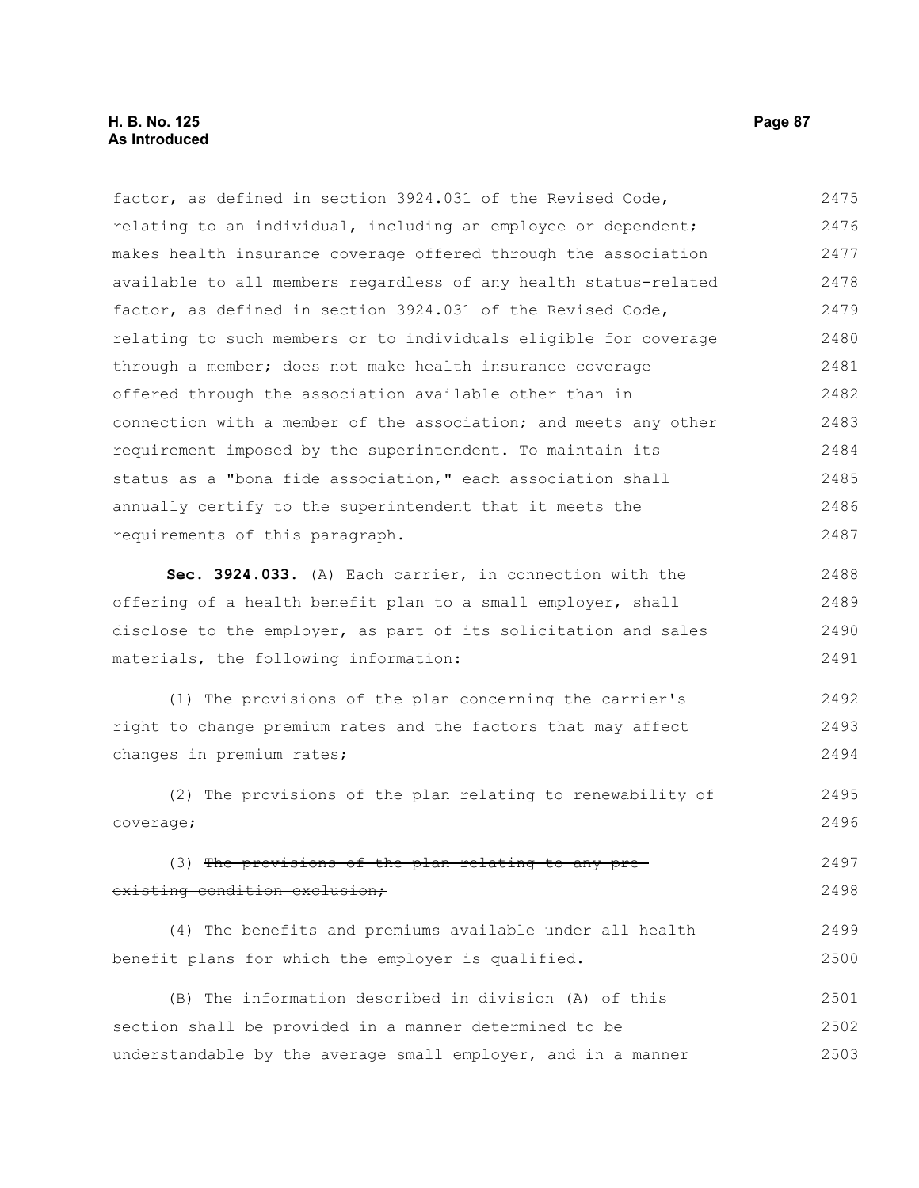factor, as defined in section 3924.031 of the Revised Code, relating to an individual, including an employee or dependent; makes health insurance coverage offered through the association available to all members regardless of any health status-related factor, as defined in section 3924.031 of the Revised Code, relating to such members or to individuals eligible for coverage through a member; does not make health insurance coverage offered through the association available other than in connection with a member of the association; and meets any other requirement imposed by the superintendent. To maintain its status as a "bona fide association," each association shall annually certify to the superintendent that it meets the requirements of this paragraph.

**Sec. 3924.033.** (A) Each carrier, in connection with the offering of a health benefit plan to a small employer, shall disclose to the employer, as part of its solicitation and sales materials, the following information:

(1) The provisions of the plan concerning the carrier's right to change premium rates and the factors that may affect changes in premium rates;

(2) The provisions of the plan relating to renewability of coverage;

(3) ~~The provisions of the plan relating to any pre-existing condition exclusion;~~

~~(4)~~ The benefits and premiums available under all health benefit plans for which the employer is qualified.

(B) The information described in division (A) of this section shall be provided in a manner determined to be understandable by the average small employer, and in a manner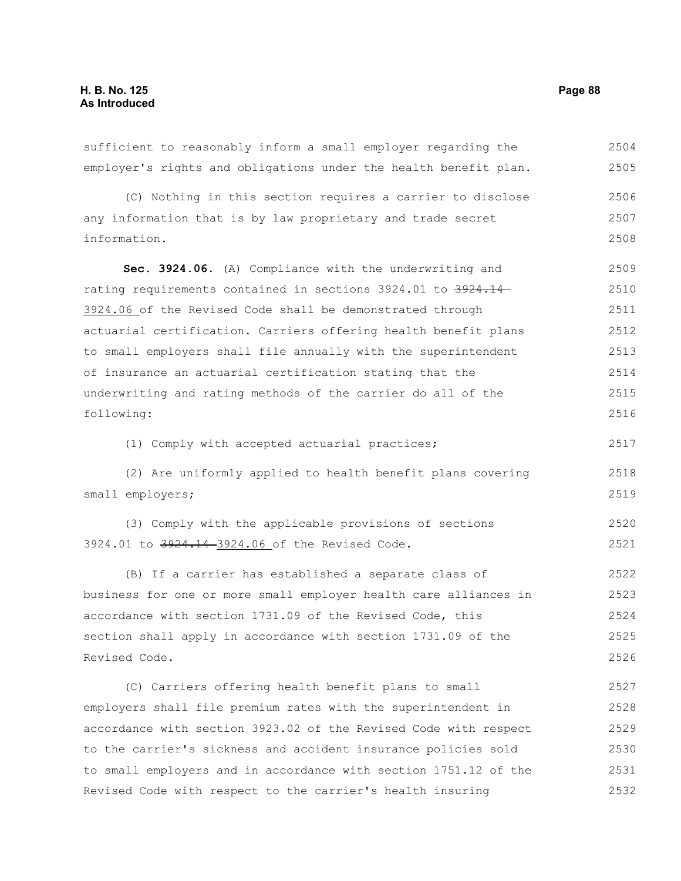sufficient to reasonably inform a small employer regarding the employer's rights and obligations under the health benefit plan.

(C) Nothing in this section requires a carrier to disclose any information that is by law proprietary and trade secret information.

**Sec. 3924.06.** (A) Compliance with the underwriting and rating requirements contained in sections 3924.01 to ~~3924.14~~ 3924.06 of the Revised Code shall be demonstrated through actuarial certification. Carriers offering health benefit plans to small employers shall file annually with the superintendent of insurance an actuarial certification stating that the underwriting and rating methods of the carrier do all of the following:

(1) Comply with accepted actuarial practices;

(2) Are uniformly applied to health benefit plans covering small employers;

(3) Comply with the applicable provisions of sections 3924.01 to ~~3924.14~~ 3924.06 of the Revised Code.

(B) If a carrier has established a separate class of business for one or more small employer health care alliances in accordance with section 1731.09 of the Revised Code, this section shall apply in accordance with section 1731.09 of the Revised Code.

(C) Carriers offering health benefit plans to small employers shall file premium rates with the superintendent in accordance with section 3923.02 of the Revised Code with respect to the carrier's sickness and accident insurance policies sold to small employers and in accordance with section 1751.12 of the Revised Code with respect to the carrier's health insuring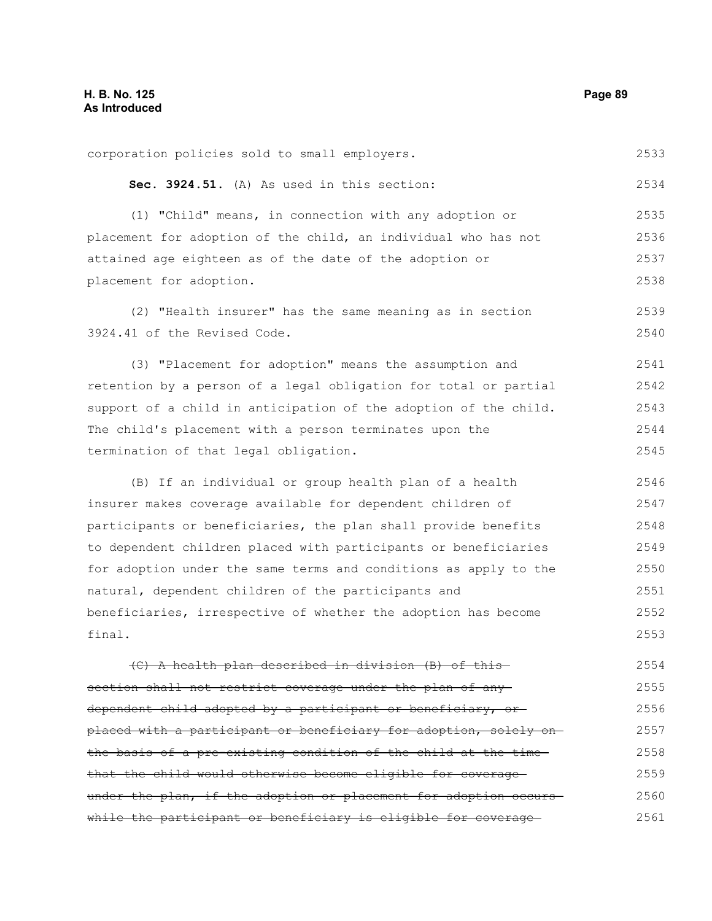corporation policies sold to small employers.

**Sec. 3924.51.** (A) As used in this section:

(1) "Child" means, in connection with any adoption or placement for adoption of the child, an individual who has not attained age eighteen as of the date of the adoption or placement for adoption.

(2) "Health insurer" has the same meaning as in section 3924.41 of the Revised Code.

(3) "Placement for adoption" means the assumption and retention by a person of a legal obligation for total or partial support of a child in anticipation of the adoption of the child. The child's placement with a person terminates upon the termination of that legal obligation.

(B) If an individual or group health plan of a health insurer makes coverage available for dependent children of participants or beneficiaries, the plan shall provide benefits to dependent children placed with participants or beneficiaries for adoption under the same terms and conditions as apply to the natural, dependent children of the participants and beneficiaries, irrespective of whether the adoption has become final.

~~(C) A health plan described in division (B) of this section shall not restrict coverage under the plan of any dependent child adopted by a participant or beneficiary, or placed with a participant or beneficiary for adoption, solely on the basis of a pre-existing condition of the child at the time that the child would otherwise become eligible for coverage under the plan, if the adoption or placement for adoption occurs while the participant or beneficiary is eligible for coverage~~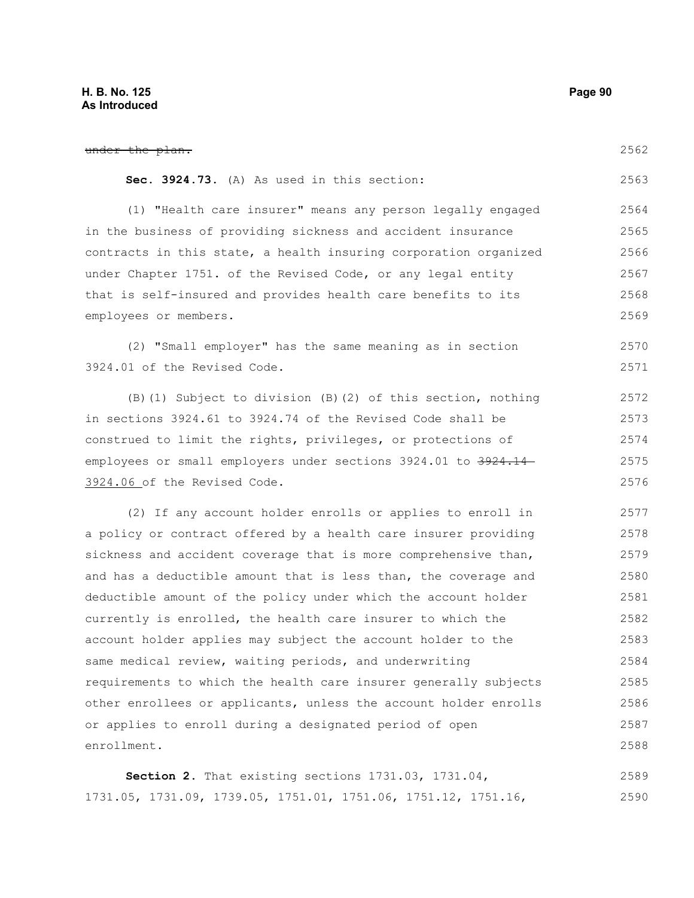~~under the plan.~~

**Sec. 3924.73.** (A) As used in this section:

(1) "Health care insurer" means any person legally engaged in the business of providing sickness and accident insurance contracts in this state, a health insuring corporation organized under Chapter 1751. of the Revised Code, or any legal entity that is self-insured and provides health care benefits to its employees or members.

(2) "Small employer" has the same meaning as in section 3924.01 of the Revised Code.

(B)(1) Subject to division (B)(2) of this section, nothing in sections 3924.61 to 3924.74 of the Revised Code shall be construed to limit the rights, privileges, or protections of employees or small employers under sections 3924.01 to ~~3924.14~~ 3924.06 of the Revised Code.

(2) If any account holder enrolls or applies to enroll in a policy or contract offered by a health care insurer providing sickness and accident coverage that is more comprehensive than, and has a deductible amount that is less than, the coverage and deductible amount of the policy under which the account holder currently is enrolled, the health care insurer to which the account holder applies may subject the account holder to the same medical review, waiting periods, and underwriting requirements to which the health care insurer generally subjects other enrollees or applicants, unless the account holder enrolls or applies to enroll during a designated period of open enrollment.

**Section 2.** That existing sections 1731.03, 1731.04, 1731.05, 1731.09, 1739.05, 1751.01, 1751.06, 1751.12, 1751.16,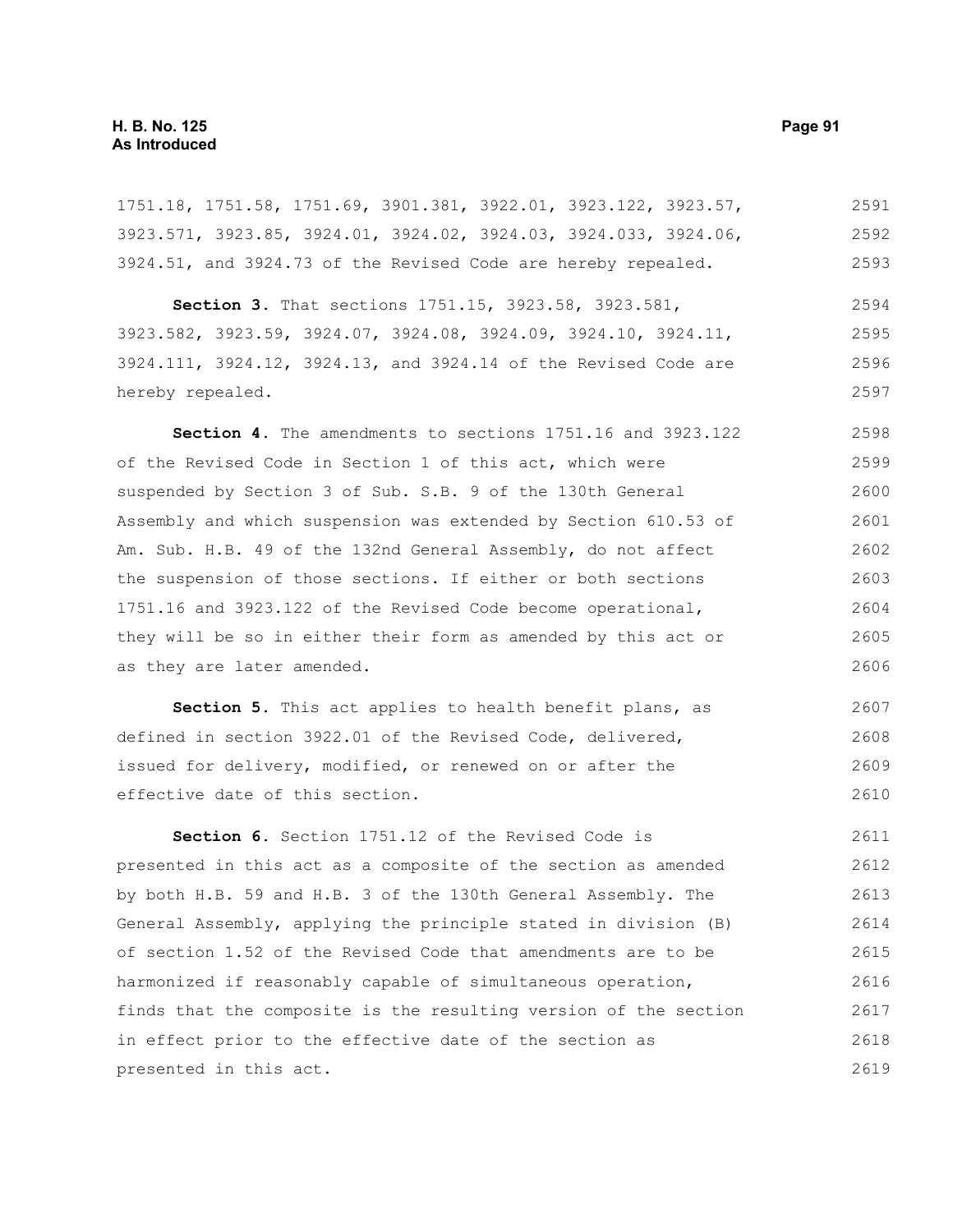1751.18, 1751.58, 1751.69, 3901.381, 3922.01, 3923.122, 3923.57, 3923.571, 3923.85, 3924.01, 3924.02, 3924.03, 3924.033, 3924.06, 3924.51, and 3924.73 of the Revised Code are hereby repealed.

**Section 3.** That sections 1751.15, 3923.58, 3923.581, 3923.582, 3923.59, 3924.07, 3924.08, 3924.09, 3924.10, 3924.11, 3924.111, 3924.12, 3924.13, and 3924.14 of the Revised Code are hereby repealed.

**Section 4.** The amendments to sections 1751.16 and 3923.122 of the Revised Code in Section 1 of this act, which were suspended by Section 3 of Sub. S.B. 9 of the 130th General Assembly and which suspension was extended by Section 610.53 of Am. Sub. H.B. 49 of the 132nd General Assembly, do not affect the suspension of those sections. If either or both sections 1751.16 and 3923.122 of the Revised Code become operational, they will be so in either their form as amended by this act or as they are later amended.

**Section 5.** This act applies to health benefit plans, as defined in section 3922.01 of the Revised Code, delivered, issued for delivery, modified, or renewed on or after the effective date of this section.

**Section 6.** Section 1751.12 of the Revised Code is presented in this act as a composite of the section as amended by both H.B. 59 and H.B. 3 of the 130th General Assembly. The General Assembly, applying the principle stated in division (B) of section 1.52 of the Revised Code that amendments are to be harmonized if reasonably capable of simultaneous operation, finds that the composite is the resulting version of the section in effect prior to the effective date of the section as presented in this act.